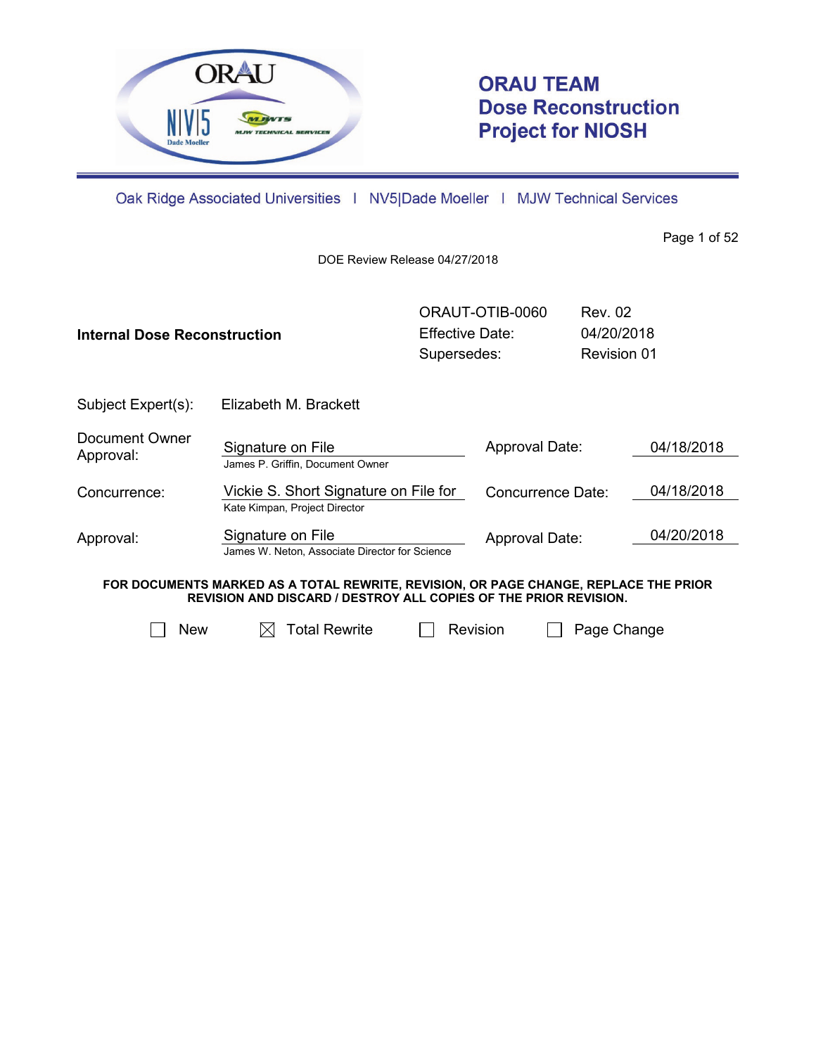# ORAU TEAM Dose Reconstruction Project for NIOSH

Oak Ridge Associated Universities | NV5|Dade Moeller | MJW Technical Services

DOE Review Release 04/27/2018

| **Internal Dose Reconstruction** | ORAUT-OTIB-0060 | Rev. 02 |
|---|---|---|
| | Effective Date: | 04/20/2018 |
| | Supersedes: | Revision 01 |

Subject Expert(s): Elizabeth M. Brackett

| | | | |
|---|---|---|---|
| Document Owner Approval: | Signature on File<br>James P. Griffin, Document Owner | Approval Date: | 04/18/2018 |
| Concurrence: | Vickie S. Short Signature on File for<br>Kate Kimpan, Project Director | Concurrence Date: | 04/18/2018 |
| Approval: | Signature on File<br>James W. Neton, Associate Director for Science | Approval Date: | 04/20/2018 |

**FOR DOCUMENTS MARKED AS A TOTAL REWRITE, REVISION, OR PAGE CHANGE, REPLACE THE PRIOR REVISION AND DISCARD / DESTROY ALL COPIES OF THE PRIOR REVISION.**

☐ New ☒ Total Rewrite ☐ Revision ☐ Page Change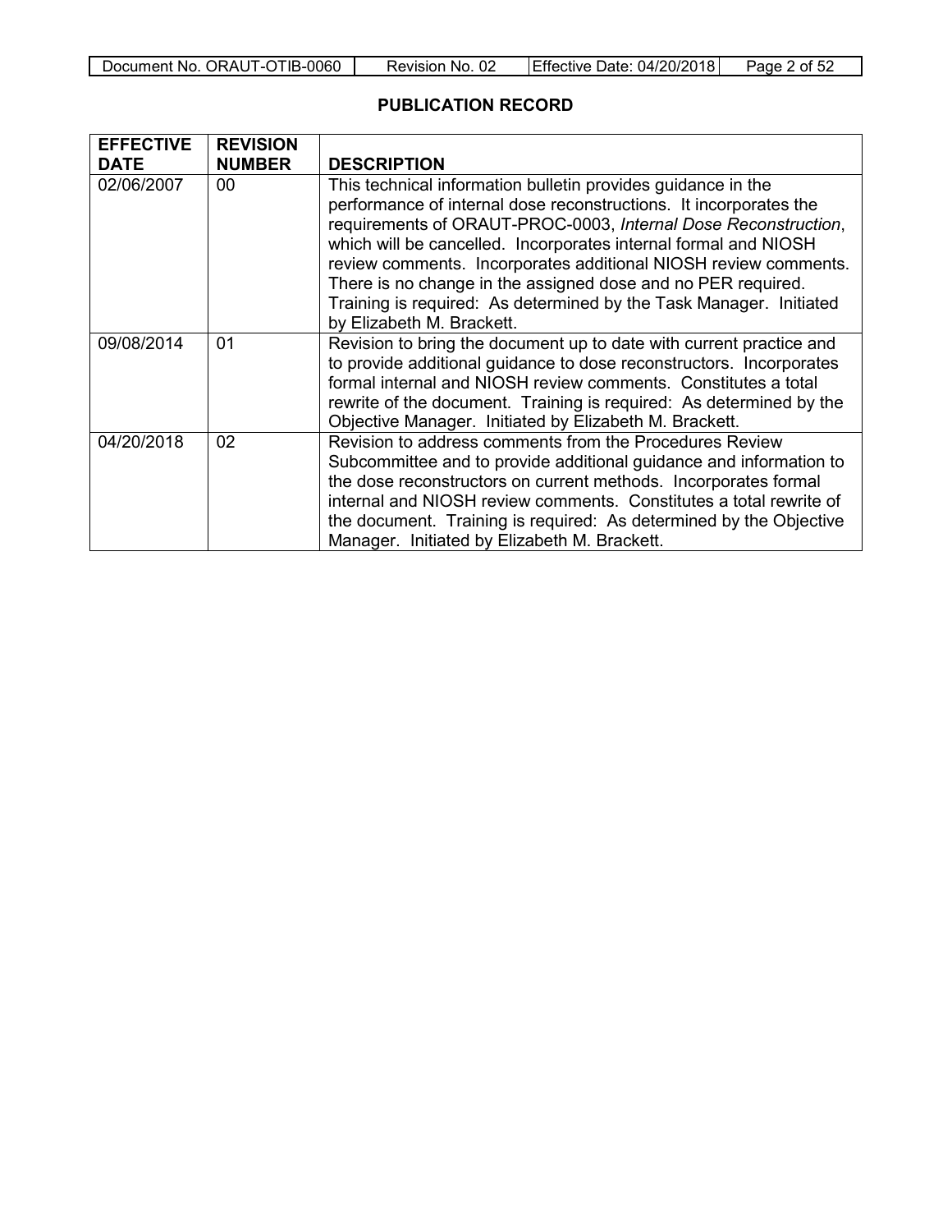## PUBLICATION RECORD

| EFFECTIVE DATE | REVISION NUMBER | DESCRIPTION |
|---|---|---|
| 02/06/2007 | 00 | This technical information bulletin provides guidance in the performance of internal dose reconstructions. It incorporates the requirements of ORAUT-PROC-0003, *Internal Dose Reconstruction*, which will be cancelled. Incorporates internal formal and NIOSH review comments. Incorporates additional NIOSH review comments. There is no change in the assigned dose and no PER required. Training is required: As determined by the Task Manager. Initiated by Elizabeth M. Brackett. |
| 09/08/2014 | 01 | Revision to bring the document up to date with current practice and to provide additional guidance to dose reconstructors. Incorporates formal internal and NIOSH review comments. Constitutes a total rewrite of the document. Training is required: As determined by the Objective Manager. Initiated by Elizabeth M. Brackett. |
| 04/20/2018 | 02 | Revision to address comments from the Procedures Review Subcommittee and to provide additional guidance and information to the dose reconstructors on current methods. Incorporates formal internal and NIOSH review comments. Constitutes a total rewrite of the document. Training is required: As determined by the Objective Manager. Initiated by Elizabeth M. Brackett. |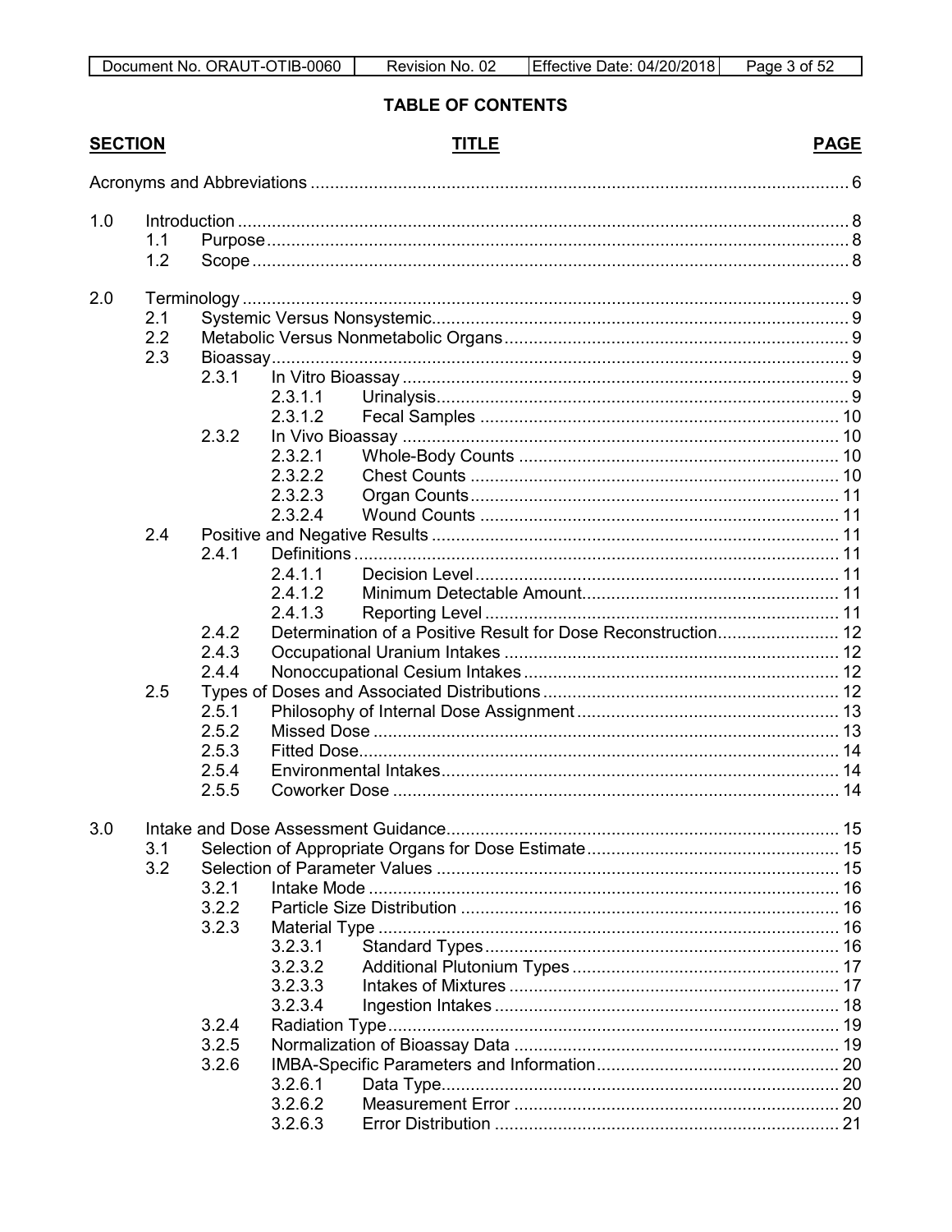## TABLE OF CONTENTS

| SECTION | | | TITLE | PAGE |
|---|---|---|---|---|
| Acronyms and Abbreviations | | | | 6 |
| 1.0 | | | Introduction | 8 |
| | 1.1 | | Purpose | 8 |
| | 1.2 | | Scope | 8 |
| 2.0 | | | Terminology | 9 |
| | 2.1 | | Systemic Versus Nonsystemic | 9 |
| | 2.2 | | Metabolic Versus Nonmetabolic Organs | 9 |
| | 2.3 | | Bioassay | 9 |
| | | 2.3.1 | In Vitro Bioassay | 9 |
| | | 2.3.1.1 | Urinalysis | 9 |
| | | 2.3.1.2 | Fecal Samples | 10 |
| | | 2.3.2 | In Vivo Bioassay | 10 |
| | | 2.3.2.1 | Whole-Body Counts | 10 |
| | | 2.3.2.2 | Chest Counts | 10 |
| | | 2.3.2.3 | Organ Counts | 11 |
| | | 2.3.2.4 | Wound Counts | 11 |
| | 2.4 | | Positive and Negative Results | 11 |
| | | 2.4.1 | Definitions | 11 |
| | | 2.4.1.1 | Decision Level | 11 |
| | | 2.4.1.2 | Minimum Detectable Amount | 11 |
| | | 2.4.1.3 | Reporting Level | 11 |
| | | 2.4.2 | Determination of a Positive Result for Dose Reconstruction | 12 |
| | | 2.4.3 | Occupational Uranium Intakes | 12 |
| | | 2.4.4 | Nonoccupational Cesium Intakes | 12 |
| | 2.5 | | Types of Doses and Associated Distributions | 12 |
| | | 2.5.1 | Philosophy of Internal Dose Assignment | 13 |
| | | 2.5.2 | Missed Dose | 13 |
| | | 2.5.3 | Fitted Dose | 14 |
| | | 2.5.4 | Environmental Intakes | 14 |
| | | 2.5.5 | Coworker Dose | 14 |
| 3.0 | | | Intake and Dose Assessment Guidance | 15 |
| | 3.1 | | Selection of Appropriate Organs for Dose Estimate | 15 |
| | 3.2 | | Selection of Parameter Values | 15 |
| | | 3.2.1 | Intake Mode | 16 |
| | | 3.2.2 | Particle Size Distribution | 16 |
| | | 3.2.3 | Material Type | 16 |
| | | 3.2.3.1 | Standard Types | 16 |
| | | 3.2.3.2 | Additional Plutonium Types | 17 |
| | | 3.2.3.3 | Intakes of Mixtures | 17 |
| | | 3.2.3.4 | Ingestion Intakes | 18 |
| | | 3.2.4 | Radiation Type | 19 |
| | | 3.2.5 | Normalization of Bioassay Data | 19 |
| | | 3.2.6 | IMBA-Specific Parameters and Information | 20 |
| | | 3.2.6.1 | Data Type | 20 |
| | | 3.2.6.2 | Measurement Error | 20 |
| | | 3.2.6.3 | Error Distribution | 21 |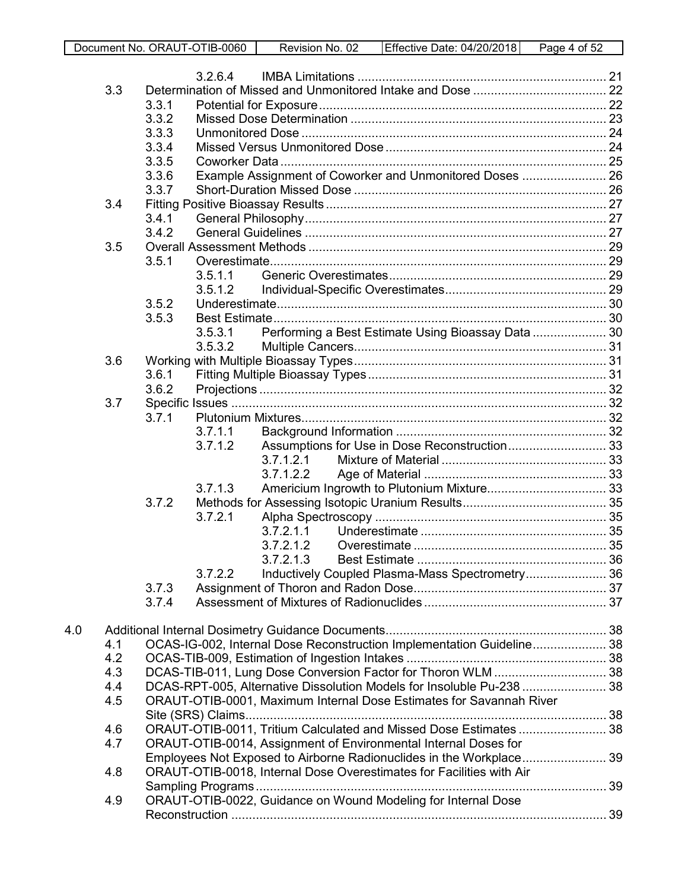3.2.6.4 IMBA Limitations ....................................................................... 21

3.3 Determination of Missed and Unmonitored Intake and Dose ...................................... 22
  3.3.1 Potential for Exposure .................................................................................. 22
  3.3.2 Missed Dose Determination ......................................................................... 23
  3.3.3 Unmonitored Dose ....................................................................................... 24
  3.3.4 Missed Versus Unmonitored Dose ............................................................... 24
  3.3.5 Coworker Data ............................................................................................. 25
  3.3.6 Example Assignment of Coworker and Unmonitored Doses ........................ 26
  3.3.7 Short-Duration Missed Dose ........................................................................ 26

3.4 Fitting Positive Bioassay Results ................................................................................ 27
  3.4.1 General Philosophy ...................................................................................... 27
  3.4.2 General Guidelines ...................................................................................... 27

3.5 Overall Assessment Methods ..................................................................................... 29
  3.5.1 Overestimate ................................................................................................ 29
    3.5.1.1 Generic Overestimates ............................................................. 29
    3.5.1.2 Individual-Specific Overestimates ............................................. 29
  3.5.2 Underestimate .............................................................................................. 30
  3.5.3 Best Estimate ............................................................................................... 30
    3.5.3.1 Performing a Best Estimate Using Bioassay Data ..................... 30
    3.5.3.2 Multiple Cancers ........................................................................ 31

3.6 Working with Multiple Bioassay Types ........................................................................ 31
  3.6.1 Fitting Multiple Bioassay Types ................................................................... 31
  3.6.2 Projections ................................................................................................... 32

3.7 Specific Issues ........................................................................................................... 32
  3.7.1 Plutonium Mixtures ....................................................................................... 32
    3.7.1.1 Background Information ............................................................ 32
    3.7.1.2 Assumptions for Use in Dose Reconstruction ............................ 33
      3.7.1.2.1 Mixture of Material ............................................... 33
      3.7.1.2.2 Age of Material .................................................... 33
    3.7.1.3 Americium Ingrowth to Plutonium Mixture .................................. 33
  3.7.2 Methods for Assessing Isotopic Uranium Results ......................................... 35
    3.7.2.1 Alpha Spectroscopy .................................................................. 35
      3.7.2.1.1 Underestimate ..................................................... 35
      3.7.2.1.2 Overestimate ....................................................... 35
      3.7.2.1.3 Best Estimate ...................................................... 36
    3.7.2.2 Inductively Coupled Plasma-Mass Spectrometry ....................... 36
  3.7.3 Assignment of Thoron and Radon Dose ....................................................... 37
  3.7.4 Assessment of Mixtures of Radionuclides .................................................... 37

4.0 Additional Internal Dosimetry Guidance Documents ............................................................... 38
  4.1 OCAS-IG-002, Internal Dose Reconstruction Implementation Guideline ..................... 38
  4.2 OCAS-TIB-009, Estimation of Ingestion Intakes ......................................................... 38
  4.3 DCAS-TIB-011, Lung Dose Conversion Factor for Thoron WLM ................................ 38
  4.4 DCAS-RPT-005, Alternative Dissolution Models for Insoluble Pu-238 ........................ 38
  4.5 ORAUT-OTIB-0001, Maximum Internal Dose Estimates for Savannah River Site (SRS) Claims ....................................................................................................... 38
  4.6 ORAUT-OTIB-0011, Tritium Calculated and Missed Dose Estimates ......................... 38
  4.7 ORAUT-OTIB-0014, Assignment of Environmental Internal Doses for Employees Not Exposed to Airborne Radionuclides in the Workplace ........................ 39
  4.8 ORAUT-OTIB-0018, Internal Dose Overestimates for Facilities with Air Sampling Programs .................................................................................................... 39
  4.9 ORAUT-OTIB-0022, Guidance on Wound Modeling for Internal Dose Reconstruction ........................................................................................................... 39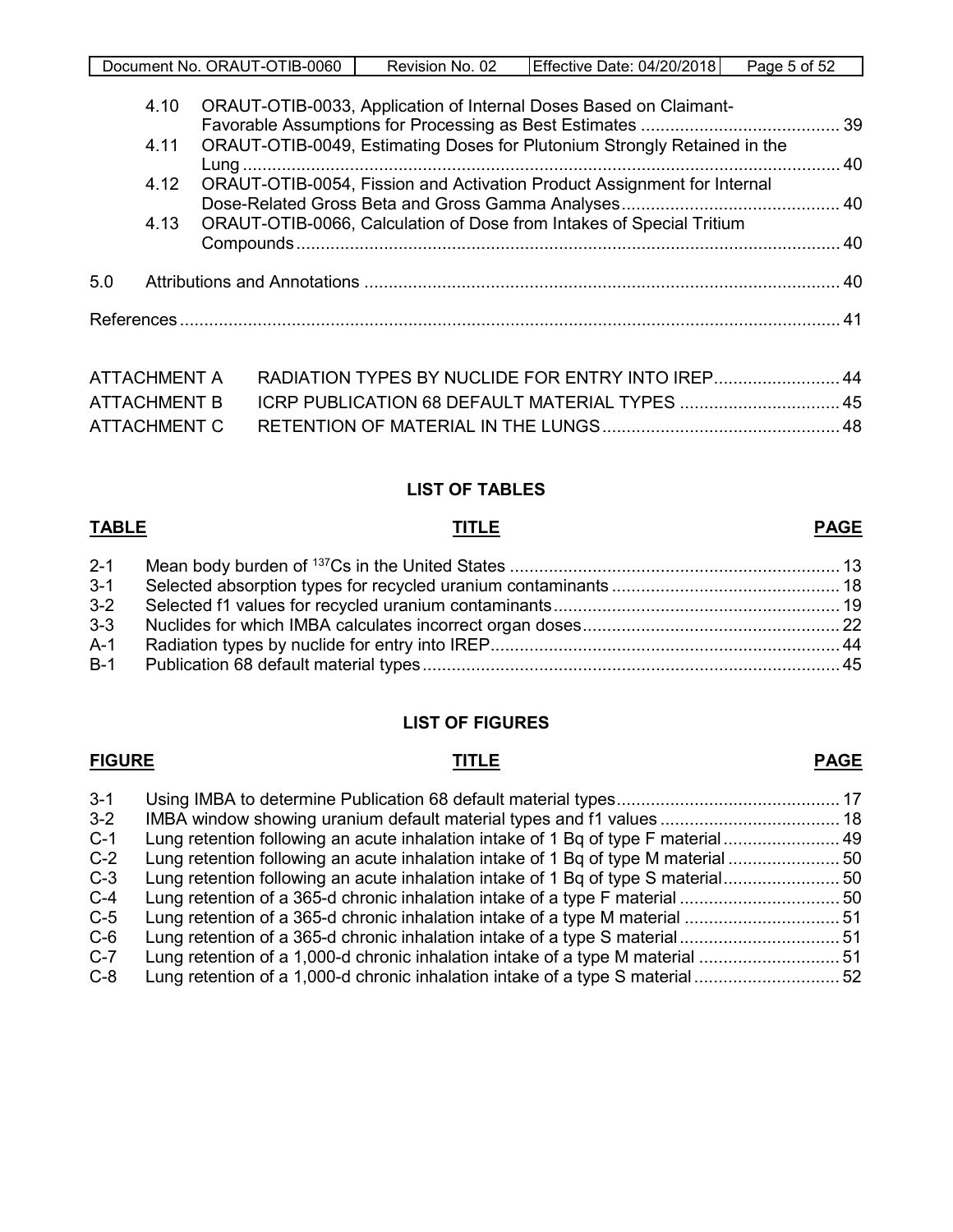| | | |
|---|---|---|
| 4.10 | ORAUT-OTIB-0033, Application of Internal Doses Based on Claimant-Favorable Assumptions for Processing as Best Estimates | 39 |
| 4.11 | ORAUT-OTIB-0049, Estimating Doses for Plutonium Strongly Retained in the Lung | 40 |
| 4.12 | ORAUT-OTIB-0054, Fission and Activation Product Assignment for Internal Dose-Related Gross Beta and Gross Gamma Analyses | 40 |
| 4.13 | ORAUT-OTIB-0066, Calculation of Dose from Intakes of Special Tritium Compounds | 40 |

5.0 Attributions and Annotations ..... 40

References ..... 41

| | | |
|---|---|---|
| ATTACHMENT A | RADIATION TYPES BY NUCLIDE FOR ENTRY INTO IREP | 44 |
| ATTACHMENT B | ICRP PUBLICATION 68 DEFAULT MATERIAL TYPES | 45 |
| ATTACHMENT C | RETENTION OF MATERIAL IN THE LUNGS | 48 |

## LIST OF TABLES

| TABLE | TITLE | PAGE |
|---|---|---|
| 2-1 | Mean body burden of $^{137}Cs$ in the United States | 13 |
| 3-1 | Selected absorption types for recycled uranium contaminants | 18 |
| 3-2 | Selected f1 values for recycled uranium contaminants | 19 |
| 3-3 | Nuclides for which IMBA calculates incorrect organ doses | 22 |
| A-1 | Radiation types by nuclide for entry into IREP | 44 |
| B-1 | Publication 68 default material types | 45 |

## LIST OF FIGURES

| FIGURE | TITLE | PAGE |
|---|---|---|
| 3-1 | Using IMBA to determine Publication 68 default material types | 17 |
| 3-2 | IMBA window showing uranium default material types and f1 values | 18 |
| C-1 | Lung retention following an acute inhalation intake of 1 Bq of type F material | 49 |
| C-2 | Lung retention following an acute inhalation intake of 1 Bq of type M material | 50 |
| C-3 | Lung retention following an acute inhalation intake of 1 Bq of type S material | 50 |
| C-4 | Lung retention of a 365-d chronic inhalation intake of a type F material | 50 |
| C-5 | Lung retention of a 365-d chronic inhalation intake of a type M material | 51 |
| C-6 | Lung retention of a 365-d chronic inhalation intake of a type S material | 51 |
| C-7 | Lung retention of a 1,000-d chronic inhalation intake of a type M material | 51 |
| C-8 | Lung retention of a 1,000-d chronic inhalation intake of a type S material | 52 |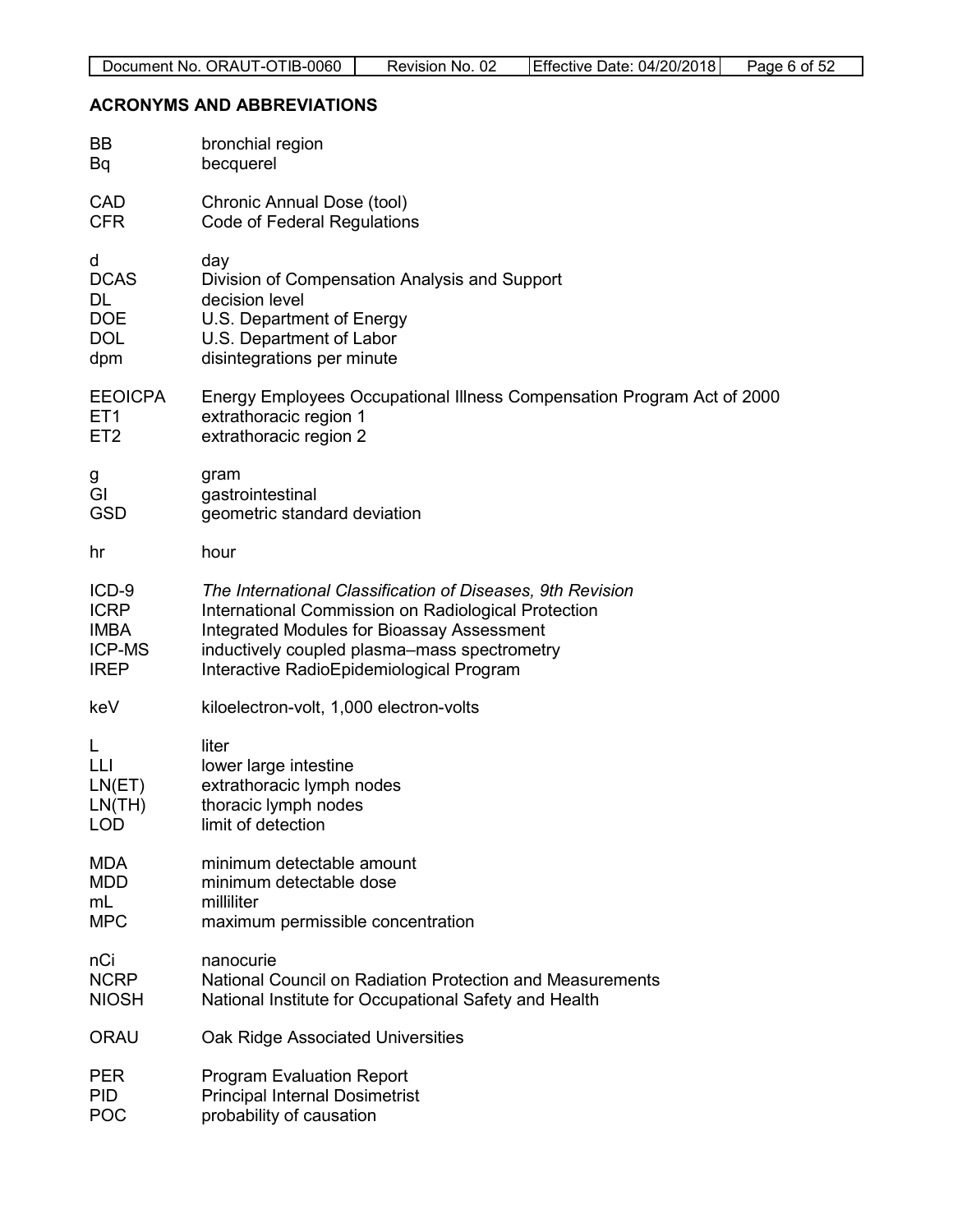## ACRONYMS AND ABBREVIATIONS

| | |
|---|---|
| BB | bronchial region |
| Bq | becquerel |
| CAD | Chronic Annual Dose (tool) |
| CFR | Code of Federal Regulations |
| d | day |
| DCAS | Division of Compensation Analysis and Support |
| DL | decision level |
| DOE | U.S. Department of Energy |
| DOL | U.S. Department of Labor |
| dpm | disintegrations per minute |
| EEOICPA | Energy Employees Occupational Illness Compensation Program Act of 2000 |
| ET1 | extrathoracic region 1 |
| ET2 | extrathoracic region 2 |
| g | gram |
| GI | gastrointestinal |
| GSD | geometric standard deviation |
| hr | hour |
| ICD-9 | *The International Classification of Diseases, 9th Revision* |
| ICRP | International Commission on Radiological Protection |
| IMBA | Integrated Modules for Bioassay Assessment |
| ICP-MS | inductively coupled plasma–mass spectrometry |
| IREP | Interactive RadioEpidemiological Program |
| keV | kiloelectron-volt, 1,000 electron-volts |
| L | liter |
| LLI | lower large intestine |
| LN(ET) | extrathoracic lymph nodes |
| LN(TH) | thoracic lymph nodes |
| LOD | limit of detection |
| MDA | minimum detectable amount |
| MDD | minimum detectable dose |
| mL | milliliter |
| MPC | maximum permissible concentration |
| nCi | nanocurie |
| NCRP | National Council on Radiation Protection and Measurements |
| NIOSH | National Institute for Occupational Safety and Health |
| ORAU | Oak Ridge Associated Universities |
| PER | Program Evaluation Report |
| PID | Principal Internal Dosimetrist |
| POC | probability of causation |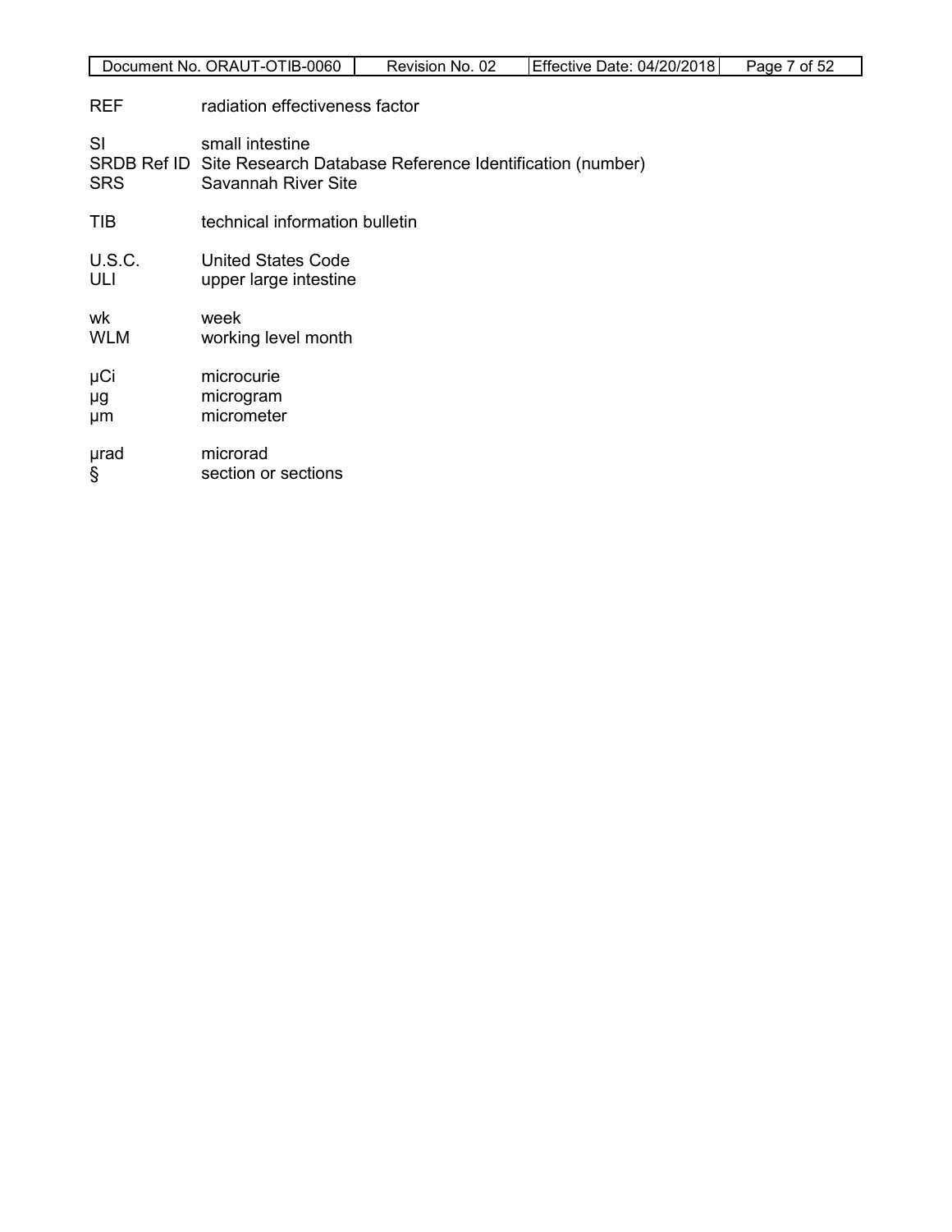REF radiation effectiveness factor

SI small intestine
SRDB Ref ID Site Research Database Reference Identification (number)
SRS Savannah River Site

TIB technical information bulletin

U.S.C. United States Code
ULI upper large intestine

wk week
WLM working level month

μCi microcurie
μg microgram
μm micrometer

μrad microrad
§ section or sections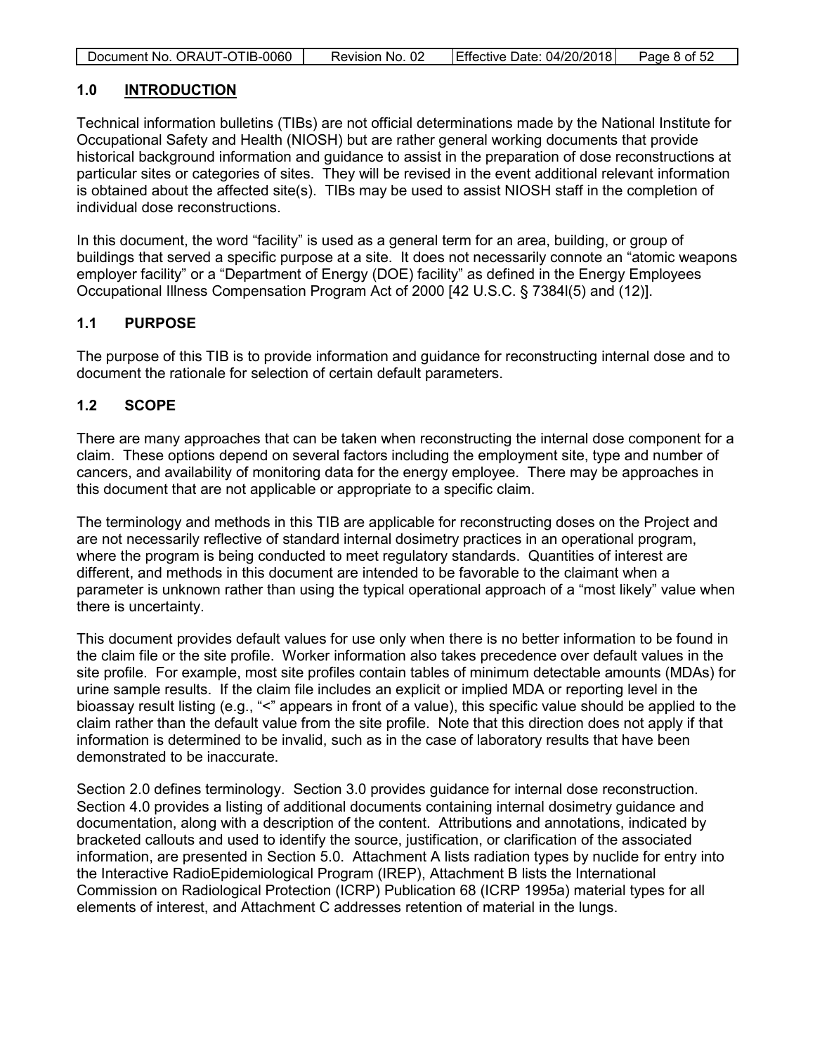## 1.0 INTRODUCTION

Technical information bulletins (TIBs) are not official determinations made by the National Institute for Occupational Safety and Health (NIOSH) but are rather general working documents that provide historical background information and guidance to assist in the preparation of dose reconstructions at particular sites or categories of sites. They will be revised in the event additional relevant information is obtained about the affected site(s). TIBs may be used to assist NIOSH staff in the completion of individual dose reconstructions.

In this document, the word "facility" is used as a general term for an area, building, or group of buildings that served a specific purpose at a site. It does not necessarily connote an "atomic weapons employer facility" or a "Department of Energy (DOE) facility" as defined in the Energy Employees Occupational Illness Compensation Program Act of 2000 [42 U.S.C. § 7384l(5) and (12)].

## 1.1 PURPOSE

The purpose of this TIB is to provide information and guidance for reconstructing internal dose and to document the rationale for selection of certain default parameters.

## 1.2 SCOPE

There are many approaches that can be taken when reconstructing the internal dose component for a claim. These options depend on several factors including the employment site, type and number of cancers, and availability of monitoring data for the energy employee. There may be approaches in this document that are not applicable or appropriate to a specific claim.

The terminology and methods in this TIB are applicable for reconstructing doses on the Project and are not necessarily reflective of standard internal dosimetry practices in an operational program, where the program is being conducted to meet regulatory standards. Quantities of interest are different, and methods in this document are intended to be favorable to the claimant when a parameter is unknown rather than using the typical operational approach of a "most likely" value when there is uncertainty.

This document provides default values for use only when there is no better information to be found in the claim file or the site profile. Worker information also takes precedence over default values in the site profile. For example, most site profiles contain tables of minimum detectable amounts (MDAs) for urine sample results. If the claim file includes an explicit or implied MDA or reporting level in the bioassay result listing (e.g., "<" appears in front of a value), this specific value should be applied to the claim rather than the default value from the site profile. Note that this direction does not apply if that information is determined to be invalid, such as in the case of laboratory results that have been demonstrated to be inaccurate.

Section 2.0 defines terminology. Section 3.0 provides guidance for internal dose reconstruction. Section 4.0 provides a listing of additional documents containing internal dosimetry guidance and documentation, along with a description of the content. Attributions and annotations, indicated by bracketed callouts and used to identify the source, justification, or clarification of the associated information, are presented in Section 5.0. Attachment A lists radiation types by nuclide for entry into the Interactive RadioEpidemiological Program (IREP), Attachment B lists the International Commission on Radiological Protection (ICRP) Publication 68 (ICRP 1995a) material types for all elements of interest, and Attachment C addresses retention of material in the lungs.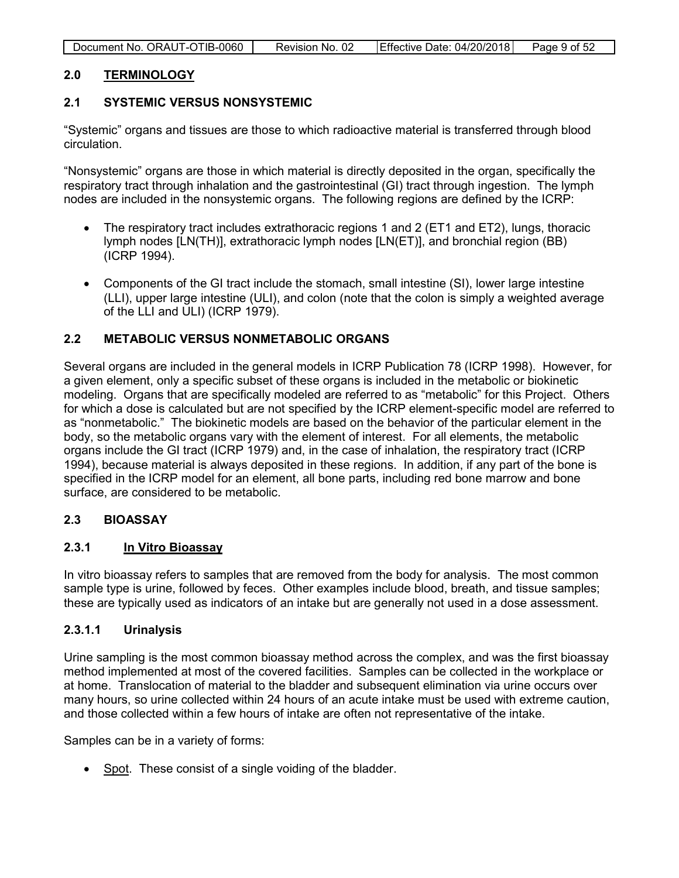## 2.0 TERMINOLOGY

### 2.1 SYSTEMIC VERSUS NONSYSTEMIC

"Systemic" organs and tissues are those to which radioactive material is transferred through blood circulation.

"Nonsystemic" organs are those in which material is directly deposited in the organ, specifically the respiratory tract through inhalation and the gastrointestinal (GI) tract through ingestion. The lymph nodes are included in the nonsystemic organs. The following regions are defined by the ICRP:

- The respiratory tract includes extrathoracic regions 1 and 2 (ET1 and ET2), lungs, thoracic lymph nodes [LN(TH)], extrathoracic lymph nodes [LN(ET)], and bronchial region (BB) (ICRP 1994).
- Components of the GI tract include the stomach, small intestine (SI), lower large intestine (LLI), upper large intestine (ULI), and colon (note that the colon is simply a weighted average of the LLI and ULI) (ICRP 1979).

### 2.2 METABOLIC VERSUS NONMETABOLIC ORGANS

Several organs are included in the general models in ICRP Publication 78 (ICRP 1998). However, for a given element, only a specific subset of these organs is included in the metabolic or biokinetic modeling. Organs that are specifically modeled are referred to as "metabolic" for this Project. Others for which a dose is calculated but are not specified by the ICRP element-specific model are referred to as "nonmetabolic." The biokinetic models are based on the behavior of the particular element in the body, so the metabolic organs vary with the element of interest. For all elements, the metabolic organs include the GI tract (ICRP 1979) and, in the case of inhalation, the respiratory tract (ICRP 1994), because material is always deposited in these regions. In addition, if any part of the bone is specified in the ICRP model for an element, all bone parts, including red bone marrow and bone surface, are considered to be metabolic.

### 2.3 BIOASSAY

#### 2.3.1 In Vitro Bioassay

In vitro bioassay refers to samples that are removed from the body for analysis. The most common sample type is urine, followed by feces. Other examples include blood, breath, and tissue samples; these are typically used as indicators of an intake but are generally not used in a dose assessment.

##### 2.3.1.1 Urinalysis

Urine sampling is the most common bioassay method across the complex, and was the first bioassay method implemented at most of the covered facilities. Samples can be collected in the workplace or at home. Translocation of material to the bladder and subsequent elimination via urine occurs over many hours, so urine collected within 24 hours of an acute intake must be used with extreme caution, and those collected within a few hours of intake are often not representative of the intake.

Samples can be in a variety of forms:

- Spot. These consist of a single voiding of the bladder.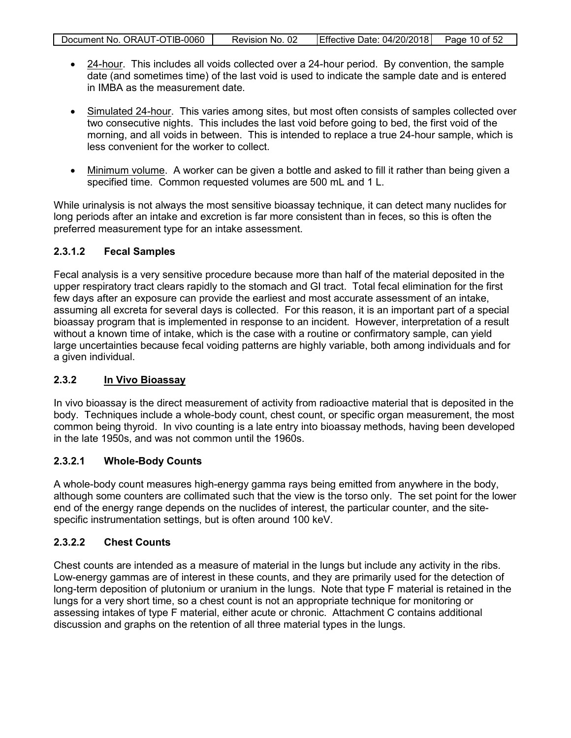- 24-hour. This includes all voids collected over a 24-hour period. By convention, the sample date (and sometimes time) of the last void is used to indicate the sample date and is entered in IMBA as the measurement date.

- Simulated 24-hour. This varies among sites, but most often consists of samples collected over two consecutive nights. This includes the last void before going to bed, the first void of the morning, and all voids in between. This is intended to replace a true 24-hour sample, which is less convenient for the worker to collect.

- Minimum volume. A worker can be given a bottle and asked to fill it rather than being given a specified time. Common requested volumes are 500 mL and 1 L.

While urinalysis is not always the most sensitive bioassay technique, it can detect many nuclides for long periods after an intake and excretion is far more consistent than in feces, so this is often the preferred measurement type for an intake assessment.

#### 2.3.1.2 Fecal Samples

Fecal analysis is a very sensitive procedure because more than half of the material deposited in the upper respiratory tract clears rapidly to the stomach and GI tract. Total fecal elimination for the first few days after an exposure can provide the earliest and most accurate assessment of an intake, assuming all excreta for several days is collected. For this reason, it is an important part of a special bioassay program that is implemented in response to an incident. However, interpretation of a result without a known time of intake, which is the case with a routine or confirmatory sample, can yield large uncertainties because fecal voiding patterns are highly variable, both among individuals and for a given individual.

### 2.3.2 In Vivo Bioassay

In vivo bioassay is the direct measurement of activity from radioactive material that is deposited in the body. Techniques include a whole-body count, chest count, or specific organ measurement, the most common being thyroid. In vivo counting is a late entry into bioassay methods, having been developed in the late 1950s, and was not common until the 1960s.

#### 2.3.2.1 Whole-Body Counts

A whole-body count measures high-energy gamma rays being emitted from anywhere in the body, although some counters are collimated such that the view is the torso only. The set point for the lower end of the energy range depends on the nuclides of interest, the particular counter, and the site-specific instrumentation settings, but is often around 100 keV.

#### 2.3.2.2 Chest Counts

Chest counts are intended as a measure of material in the lungs but include any activity in the ribs. Low-energy gammas are of interest in these counts, and they are primarily used for the detection of long-term deposition of plutonium or uranium in the lungs. Note that type F material is retained in the lungs for a very short time, so a chest count is not an appropriate technique for monitoring or assessing intakes of type F material, either acute or chronic. Attachment C contains additional discussion and graphs on the retention of all three material types in the lungs.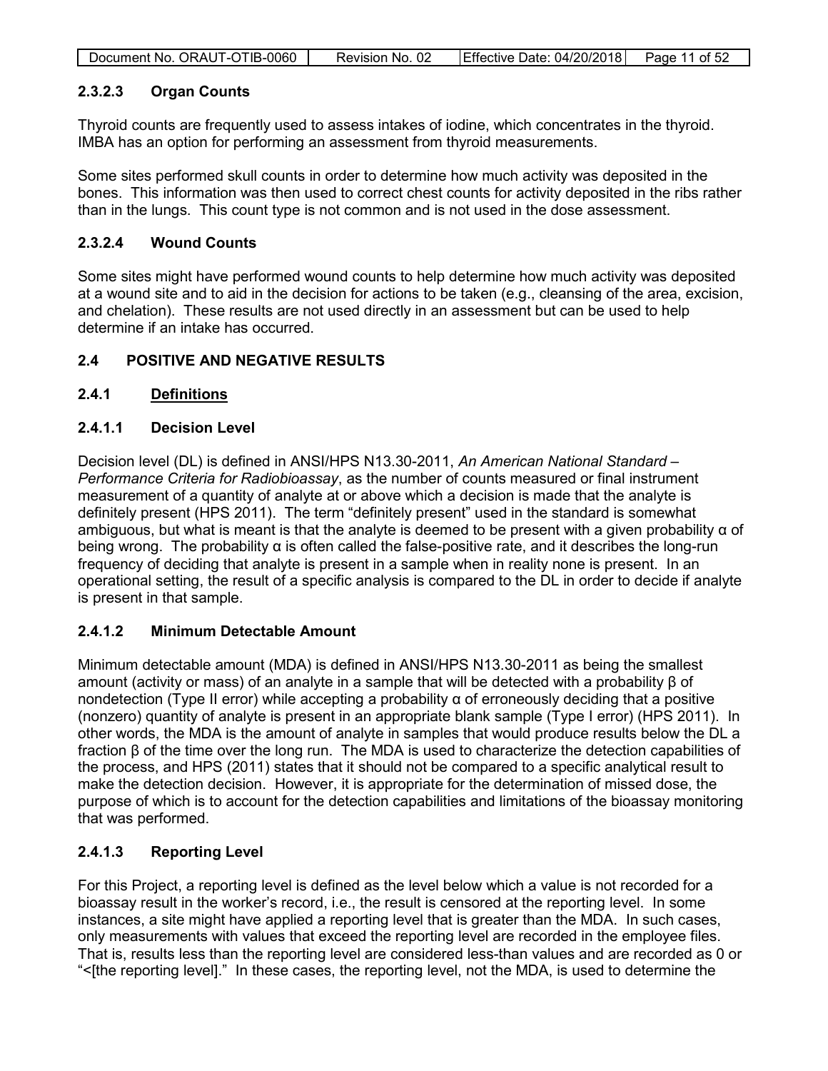#### 2.3.2.3 Organ Counts

Thyroid counts are frequently used to assess intakes of iodine, which concentrates in the thyroid. IMBA has an option for performing an assessment from thyroid measurements.

Some sites performed skull counts in order to determine how much activity was deposited in the bones. This information was then used to correct chest counts for activity deposited in the ribs rather than in the lungs. This count type is not common and is not used in the dose assessment.

#### 2.3.2.4 Wound Counts

Some sites might have performed wound counts to help determine how much activity was deposited at a wound site and to aid in the decision for actions to be taken (e.g., cleansing of the area, excision, and chelation). These results are not used directly in an assessment but can be used to help determine if an intake has occurred.

## 2.4 POSITIVE AND NEGATIVE RESULTS

### 2.4.1 Definitions

#### 2.4.1.1 Decision Level

Decision level (DL) is defined in ANSI/HPS N13.30-2011, *An American National Standard – Performance Criteria for Radiobioassay*, as the number of counts measured or final instrument measurement of a quantity of analyte at or above which a decision is made that the analyte is definitely present (HPS 2011). The term "definitely present" used in the standard is somewhat ambiguous, but what is meant is that the analyte is deemed to be present with a given probability $\alpha$ of being wrong. The probability $\alpha$ is often called the false-positive rate, and it describes the long-run frequency of deciding that analyte is present in a sample when in reality none is present. In an operational setting, the result of a specific analysis is compared to the DL in order to decide if analyte is present in that sample.

#### 2.4.1.2 Minimum Detectable Amount

Minimum detectable amount (MDA) is defined in ANSI/HPS N13.30-2011 as being the smallest amount (activity or mass) of an analyte in a sample that will be detected with a probability $\beta$ of nondetection (Type II error) while accepting a probability $\alpha$ of erroneously deciding that a positive (nonzero) quantity of analyte is present in an appropriate blank sample (Type I error) (HPS 2011). In other words, the MDA is the amount of analyte in samples that would produce results below the DL a fraction $\beta$ of the time over the long run. The MDA is used to characterize the detection capabilities of the process, and HPS (2011) states that it should not be compared to a specific analytical result to make the detection decision. However, it is appropriate for the determination of missed dose, the purpose of which is to account for the detection capabilities and limitations of the bioassay monitoring that was performed.

#### 2.4.1.3 Reporting Level

For this Project, a reporting level is defined as the level below which a value is not recorded for a bioassay result in the worker's record, i.e., the result is censored at the reporting level. In some instances, a site might have applied a reporting level that is greater than the MDA. In such cases, only measurements with values that exceed the reporting level are recorded in the employee files. That is, results less than the reporting level are considered less-than values and are recorded as 0 or "<[the reporting level]." In these cases, the reporting level, not the MDA, is used to determine the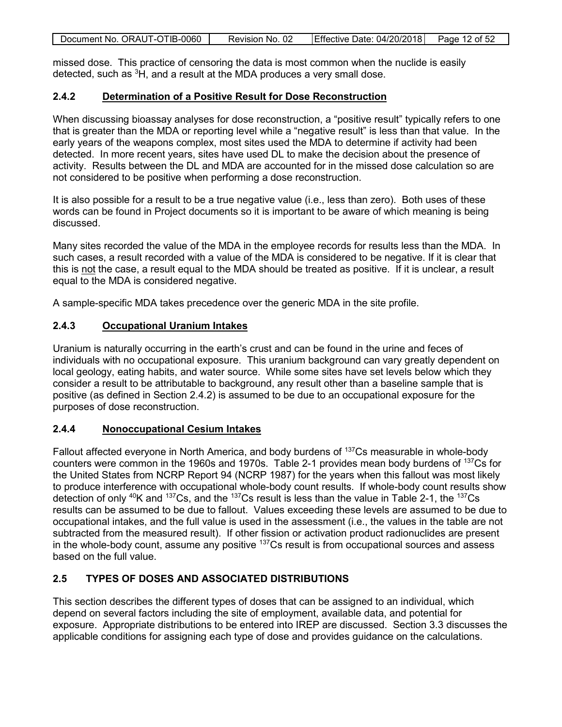missed dose. This practice of censoring the data is most common when the nuclide is easily detected, such as $^{3}H$, and a result at the MDA produces a very small dose.

### 2.4.2 Determination of a Positive Result for Dose Reconstruction

When discussing bioassay analyses for dose reconstruction, a "positive result" typically refers to one that is greater than the MDA or reporting level while a "negative result" is less than that value. In the early years of the weapons complex, most sites used the MDA to determine if activity had been detected. In more recent years, sites have used DL to make the decision about the presence of activity. Results between the DL and MDA are accounted for in the missed dose calculation so are not considered to be positive when performing a dose reconstruction.

It is also possible for a result to be a true negative value (i.e., less than zero). Both uses of these words can be found in Project documents so it is important to be aware of which meaning is being discussed.

Many sites recorded the value of the MDA in the employee records for results less than the MDA. In such cases, a result recorded with a value of the MDA is considered to be negative. If it is clear that this is not the case, a result equal to the MDA should be treated as positive. If it is unclear, a result equal to the MDA is considered negative.

A sample-specific MDA takes precedence over the generic MDA in the site profile.

### 2.4.3 Occupational Uranium Intakes

Uranium is naturally occurring in the earth's crust and can be found in the urine and feces of individuals with no occupational exposure. This uranium background can vary greatly dependent on local geology, eating habits, and water source. While some sites have set levels below which they consider a result to be attributable to background, any result other than a baseline sample that is positive (as defined in Section 2.4.2) is assumed to be due to an occupational exposure for the purposes of dose reconstruction.

### 2.4.4 Nonoccupational Cesium Intakes

Fallout affected everyone in North America, and body burdens of $^{137}Cs$ measurable in whole-body counters were common in the 1960s and 1970s. Table 2-1 provides mean body burdens of $^{137}Cs$ for the United States from NCRP Report 94 (NCRP 1987) for the years when this fallout was most likely to produce interference with occupational whole-body count results. If whole-body count results show detection of only $^{40}K$ and $^{137}Cs$, and the $^{137}Cs$ result is less than the value in Table 2-1, the $^{137}Cs$ results can be assumed to be due to fallout. Values exceeding these levels are assumed to be due to occupational intakes, and the full value is used in the assessment (i.e., the values in the table are not subtracted from the measured result). If other fission or activation product radionuclides are present in the whole-body count, assume any positive $^{137}Cs$ result is from occupational sources and assess based on the full value.

## 2.5 TYPES OF DOSES AND ASSOCIATED DISTRIBUTIONS

This section describes the different types of doses that can be assigned to an individual, which depend on several factors including the site of employment, available data, and potential for exposure. Appropriate distributions to be entered into IREP are discussed. Section 3.3 discusses the applicable conditions for assigning each type of dose and provides guidance on the calculations.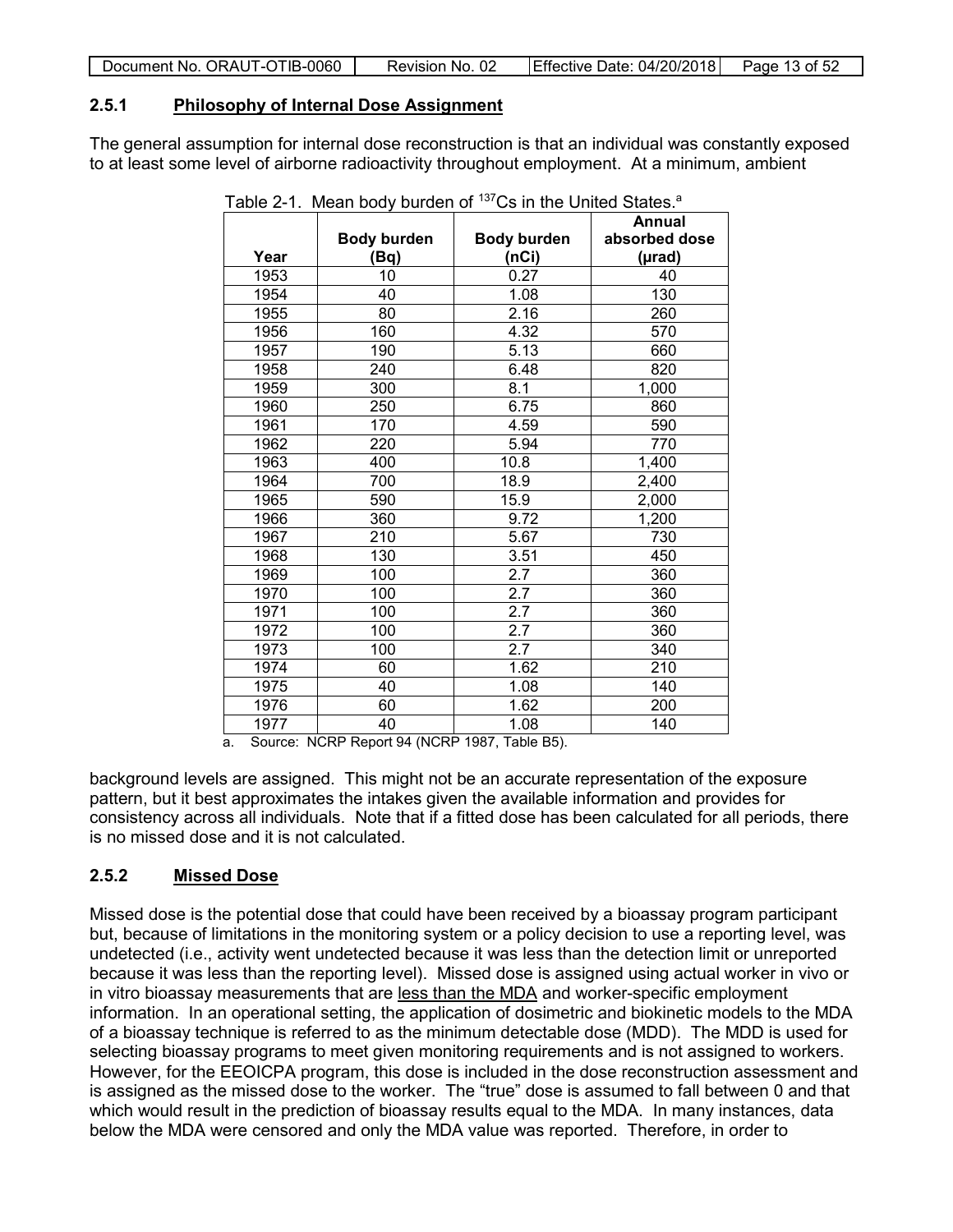### 2.5.1 Philosophy of Internal Dose Assignment

The general assumption for internal dose reconstruction is that an individual was constantly exposed to at least some level of airborne radioactivity throughout employment. At a minimum, ambient background levels are assigned. This might not be an accurate representation of the exposure pattern, but it best approximates the intakes given the available information and provides for consistency across all individuals. Note that if a fitted dose has been calculated for all periods, there is no missed dose and it is not calculated.

Table 2-1. Mean body burden of $^{137}$Cs in the United States.[a]

| Year | Body burden (Bq) | Body burden (nCi) | Annual absorbed dose (µrad) |
|---|---|---|---|
| 1953 | 10 | 0.27 | 40 |
| 1954 | 40 | 1.08 | 130 |
| 1955 | 80 | 2.16 | 260 |
| 1956 | 160 | 4.32 | 570 |
| 1957 | 190 | 5.13 | 660 |
| 1958 | 240 | 6.48 | 820 |
| 1959 | 300 | 8.1 | 1,000 |
| 1960 | 250 | 6.75 | 860 |
| 1961 | 170 | 4.59 | 590 |
| 1962 | 220 | 5.94 | 770 |
| 1963 | 400 | 10.8 | 1,400 |
| 1964 | 700 | 18.9 | 2,400 |
| 1965 | 590 | 15.9 | 2,000 |
| 1966 | 360 | 9.72 | 1,200 |
| 1967 | 210 | 5.67 | 730 |
| 1968 | 130 | 3.51 | 450 |
| 1969 | 100 | 2.7 | 360 |
| 1970 | 100 | 2.7 | 360 |
| 1971 | 100 | 2.7 | 360 |
| 1972 | 100 | 2.7 | 360 |
| 1973 | 100 | 2.7 | 340 |
| 1974 | 60 | 1.62 | 210 |
| 1975 | 40 | 1.08 | 140 |
| 1976 | 60 | 1.62 | 200 |
| 1977 | 40 | 1.08 | 140 |

a. Source: NCRP Report 94 (NCRP 1987, Table B5).

### 2.5.2 Missed Dose

Missed dose is the potential dose that could have been received by a bioassay program participant but, because of limitations in the monitoring system or a policy decision to use a reporting level, was undetected (i.e., activity went undetected because it was less than the detection limit or unreported because it was less than the reporting level). Missed dose is assigned using actual worker in vivo or in vitro bioassay measurements that are less than the MDA and worker-specific employment information. In an operational setting, the application of dosimetric and biokinetic models to the MDA of a bioassay technique is referred to as the minimum detectable dose (MDD). The MDD is used for selecting bioassay programs to meet given monitoring requirements and is not assigned to workers. However, for the EEOICPA program, this dose is included in the dose reconstruction assessment and is assigned as the missed dose to the worker. The "true" dose is assumed to fall between 0 and that which would result in the prediction of bioassay results equal to the MDA. In many instances, data below the MDA were censored and only the MDA value was reported. Therefore, in order to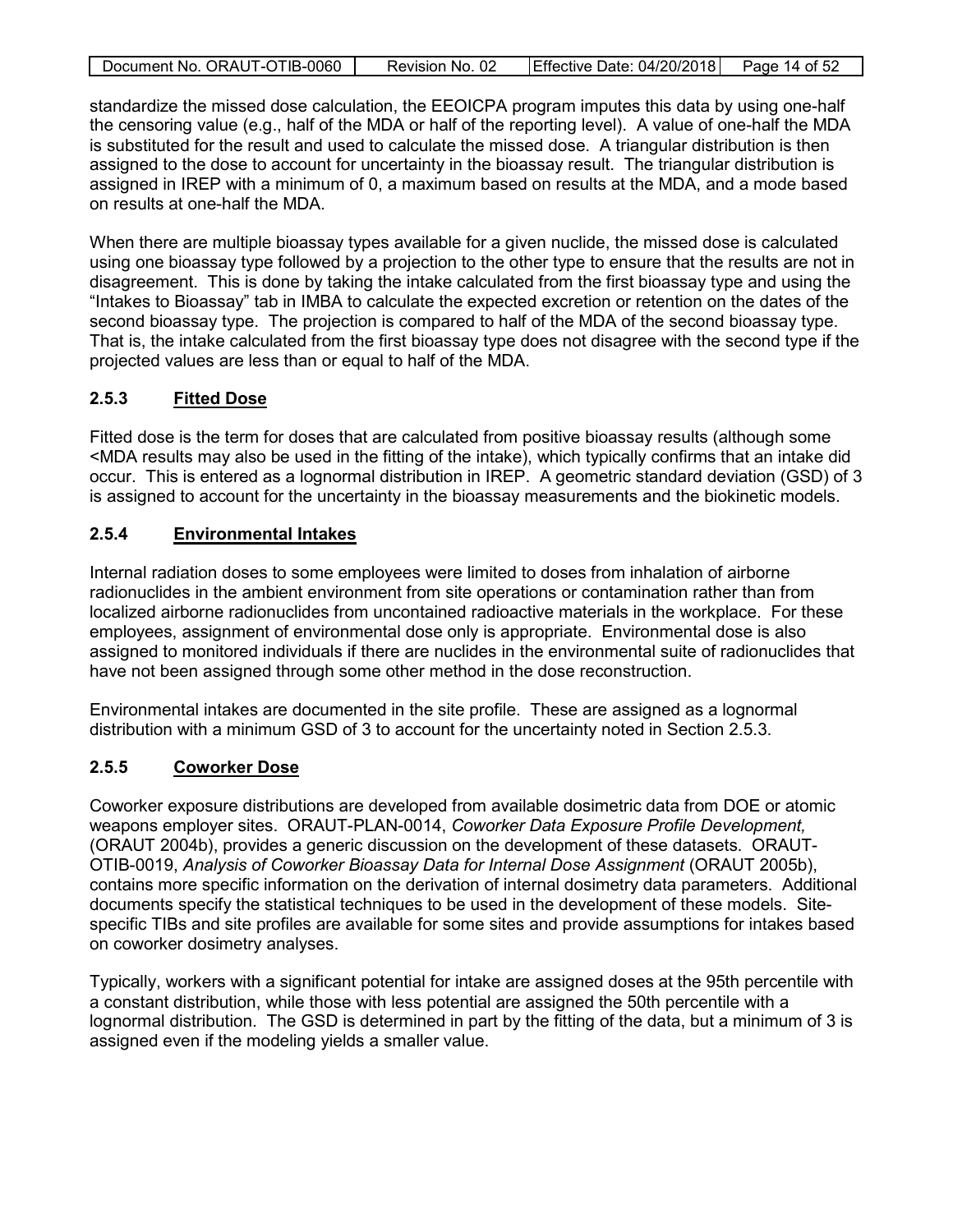standardize the missed dose calculation, the EEOICPA program imputes this data by using one-half the censoring value (e.g., half of the MDA or half of the reporting level). A value of one-half the MDA is substituted for the result and used to calculate the missed dose. A triangular distribution is then assigned to the dose to account for uncertainty in the bioassay result. The triangular distribution is assigned in IREP with a minimum of 0, a maximum based on results at the MDA, and a mode based on results at one-half the MDA.

When there are multiple bioassay types available for a given nuclide, the missed dose is calculated using one bioassay type followed by a projection to the other type to ensure that the results are not in disagreement. This is done by taking the intake calculated from the first bioassay type and using the "Intakes to Bioassay" tab in IMBA to calculate the expected excretion or retention on the dates of the second bioassay type. The projection is compared to half of the MDA of the second bioassay type. That is, the intake calculated from the first bioassay type does not disagree with the second type if the projected values are less than or equal to half of the MDA.

### 2.5.3 Fitted Dose

Fitted dose is the term for doses that are calculated from positive bioassay results (although some <MDA results may also be used in the fitting of the intake), which typically confirms that an intake did occur. This is entered as a lognormal distribution in IREP. A geometric standard deviation (GSD) of 3 is assigned to account for the uncertainty in the bioassay measurements and the biokinetic models.

### 2.5.4 Environmental Intakes

Internal radiation doses to some employees were limited to doses from inhalation of airborne radionuclides in the ambient environment from site operations or contamination rather than from localized airborne radionuclides from uncontained radioactive materials in the workplace. For these employees, assignment of environmental dose only is appropriate. Environmental dose is also assigned to monitored individuals if there are nuclides in the environmental suite of radionuclides that have not been assigned through some other method in the dose reconstruction.

Environmental intakes are documented in the site profile. These are assigned as a lognormal distribution with a minimum GSD of 3 to account for the uncertainty noted in Section 2.5.3.

### 2.5.5 Coworker Dose

Coworker exposure distributions are developed from available dosimetric data from DOE or atomic weapons employer sites. ORAUT-PLAN-0014, *Coworker Data Exposure Profile Development,* (ORAUT 2004b), provides a generic discussion on the development of these datasets. ORAUT-OTIB-0019, *Analysis of Coworker Bioassay Data for Internal Dose Assignment* (ORAUT 2005b), contains more specific information on the derivation of internal dosimetry data parameters. Additional documents specify the statistical techniques to be used in the development of these models. Site-specific TIBs and site profiles are available for some sites and provide assumptions for intakes based on coworker dosimetry analyses.

Typically, workers with a significant potential for intake are assigned doses at the 95th percentile with a constant distribution, while those with less potential are assigned the 50th percentile with a lognormal distribution. The GSD is determined in part by the fitting of the data, but a minimum of 3 is assigned even if the modeling yields a smaller value.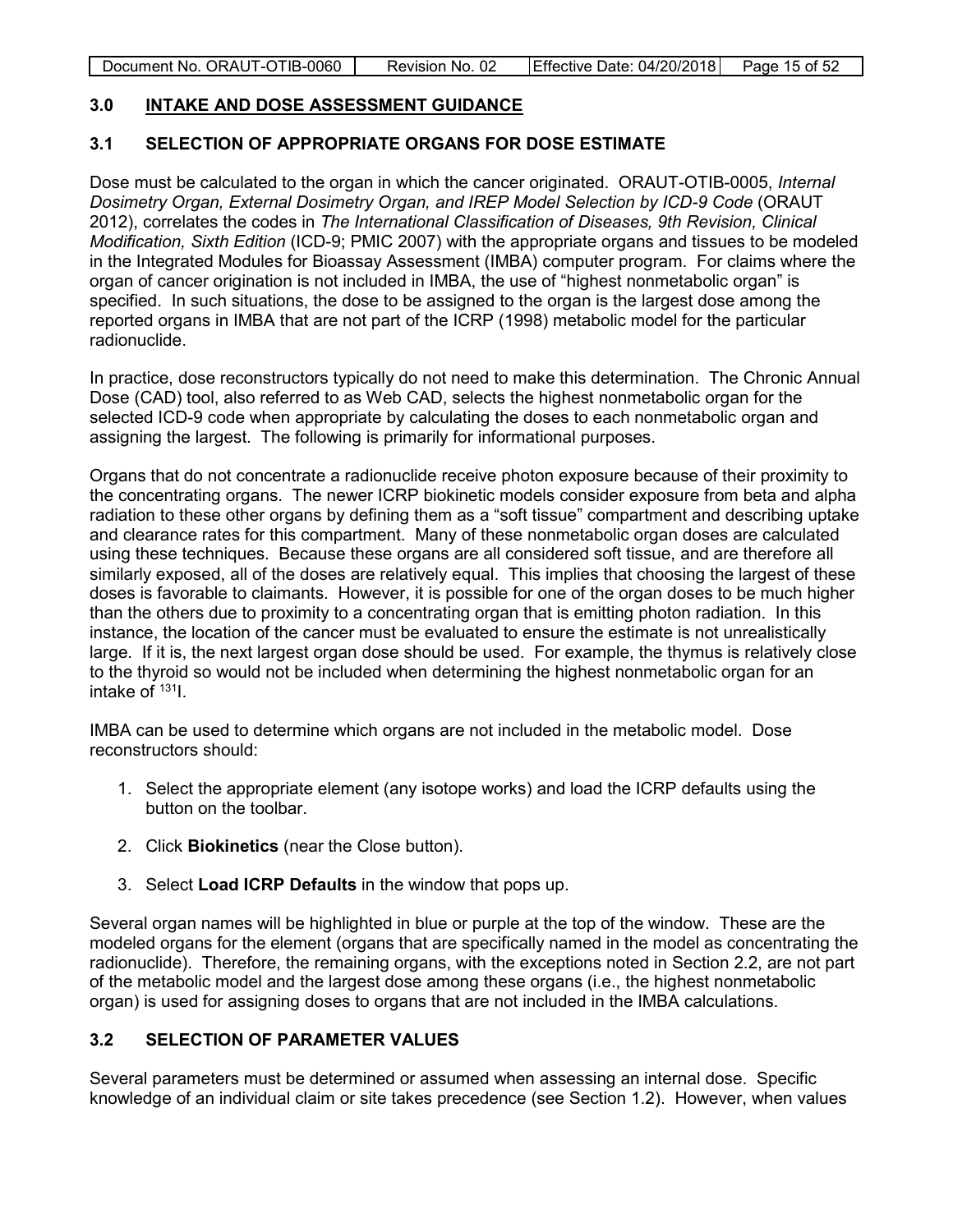## 3.0 INTAKE AND DOSE ASSESSMENT GUIDANCE

### 3.1 SELECTION OF APPROPRIATE ORGANS FOR DOSE ESTIMATE

Dose must be calculated to the organ in which the cancer originated. ORAUT-OTIB-0005, *Internal Dosimetry Organ, External Dosimetry Organ, and IREP Model Selection by ICD-9 Code* (ORAUT 2012), correlates the codes in *The International Classification of Diseases, 9th Revision, Clinical Modification, Sixth Edition* (ICD-9; PMIC 2007) with the appropriate organs and tissues to be modeled in the Integrated Modules for Bioassay Assessment (IMBA) computer program. For claims where the organ of cancer origination is not included in IMBA, the use of "highest nonmetabolic organ" is specified. In such situations, the dose to be assigned to the organ is the largest dose among the reported organs in IMBA that are not part of the ICRP (1998) metabolic model for the particular radionuclide.

In practice, dose reconstructors typically do not need to make this determination. The Chronic Annual Dose (CAD) tool, also referred to as Web CAD, selects the highest nonmetabolic organ for the selected ICD-9 code when appropriate by calculating the doses to each nonmetabolic organ and assigning the largest. The following is primarily for informational purposes.

Organs that do not concentrate a radionuclide receive photon exposure because of their proximity to the concentrating organs. The newer ICRP biokinetic models consider exposure from beta and alpha radiation to these other organs by defining them as a "soft tissue" compartment and describing uptake and clearance rates for this compartment. Many of these nonmetabolic organ doses are calculated using these techniques. Because these organs are all considered soft tissue, and are therefore all similarly exposed, all of the doses are relatively equal. This implies that choosing the largest of these doses is favorable to claimants. However, it is possible for one of the organ doses to be much higher than the others due to proximity to a concentrating organ that is emitting photon radiation. In this instance, the location of the cancer must be evaluated to ensure the estimate is not unrealistically large. If it is, the next largest organ dose should be used. For example, the thymus is relatively close to the thyroid so would not be included when determining the highest nonmetabolic organ for an intake of $^{131}$I.

IMBA can be used to determine which organs are not included in the metabolic model. Dose reconstructors should:

1. Select the appropriate element (any isotope works) and load the ICRP defaults using the button on the toolbar.
2. Click **Biokinetics** (near the Close button).
3. Select **Load ICRP Defaults** in the window that pops up.

Several organ names will be highlighted in blue or purple at the top of the window. These are the modeled organs for the element (organs that are specifically named in the model as concentrating the radionuclide). Therefore, the remaining organs, with the exceptions noted in Section 2.2, are not part of the metabolic model and the largest dose among these organs (i.e., the highest nonmetabolic organ) is used for assigning doses to organs that are not included in the IMBA calculations.

### 3.2 SELECTION OF PARAMETER VALUES

Several parameters must be determined or assumed when assessing an internal dose. Specific knowledge of an individual claim or site takes precedence (see Section 1.2). However, when values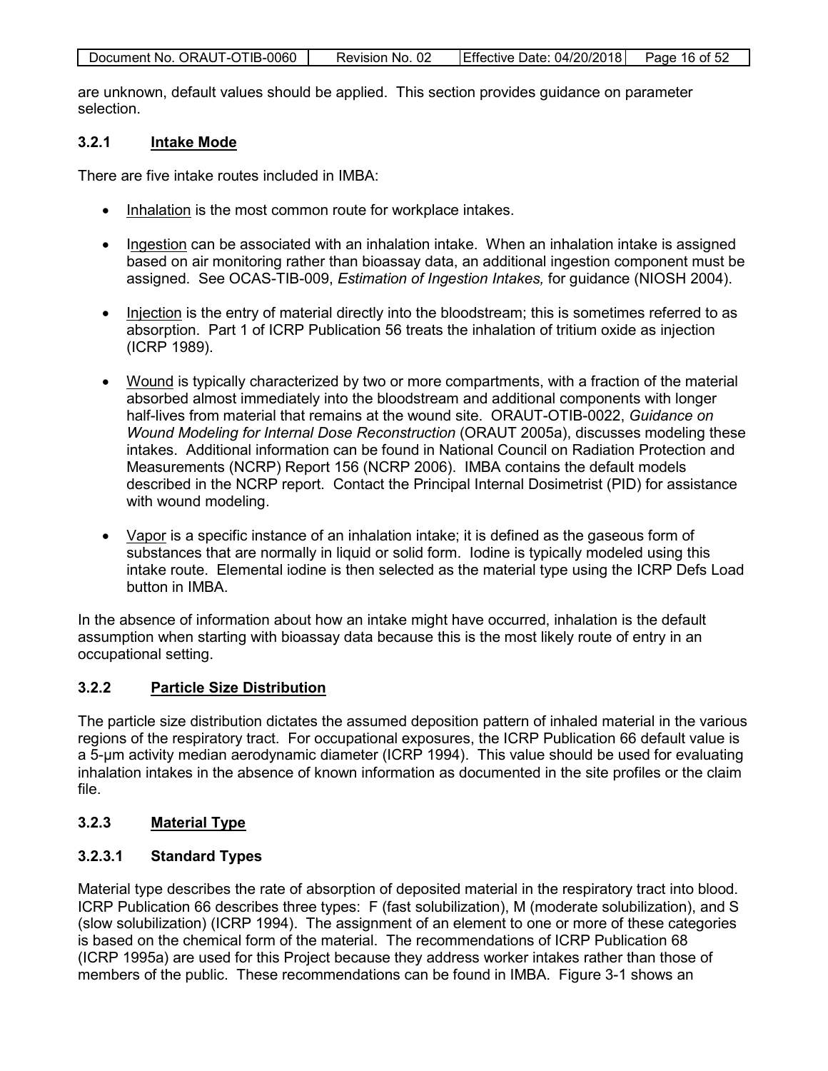are unknown, default values should be applied. This section provides guidance on parameter selection.

### 3.2.1 Intake Mode

There are five intake routes included in IMBA:

- Inhalation is the most common route for workplace intakes.
- Ingestion can be associated with an inhalation intake. When an inhalation intake is assigned based on air monitoring rather than bioassay data, an additional ingestion component must be assigned. See OCAS-TIB-009, *Estimation of Ingestion Intakes,* for guidance (NIOSH 2004).
- Injection is the entry of material directly into the bloodstream; this is sometimes referred to as absorption. Part 1 of ICRP Publication 56 treats the inhalation of tritium oxide as injection (ICRP 1989).
- Wound is typically characterized by two or more compartments, with a fraction of the material absorbed almost immediately into the bloodstream and additional components with longer half-lives from material that remains at the wound site. ORAUT-OTIB-0022, *Guidance on Wound Modeling for Internal Dose Reconstruction* (ORAUT 2005a), discusses modeling these intakes. Additional information can be found in National Council on Radiation Protection and Measurements (NCRP) Report 156 (NCRP 2006). IMBA contains the default models described in the NCRP report. Contact the Principal Internal Dosimetrist (PID) for assistance with wound modeling.
- Vapor is a specific instance of an inhalation intake; it is defined as the gaseous form of substances that are normally in liquid or solid form. Iodine is typically modeled using this intake route. Elemental iodine is then selected as the material type using the ICRP Defs Load button in IMBA.

In the absence of information about how an intake might have occurred, inhalation is the default assumption when starting with bioassay data because this is the most likely route of entry in an occupational setting.

### 3.2.2 Particle Size Distribution

The particle size distribution dictates the assumed deposition pattern of inhaled material in the various regions of the respiratory tract. For occupational exposures, the ICRP Publication 66 default value is a 5-μm activity median aerodynamic diameter (ICRP 1994). This value should be used for evaluating inhalation intakes in the absence of known information as documented in the site profiles or the claim file.

### 3.2.3 Material Type

#### 3.2.3.1 Standard Types

Material type describes the rate of absorption of deposited material in the respiratory tract into blood. ICRP Publication 66 describes three types: F (fast solubilization), M (moderate solubilization), and S (slow solubilization) (ICRP 1994). The assignment of an element to one or more of these categories is based on the chemical form of the material. The recommendations of ICRP Publication 68 (ICRP 1995a) are used for this Project because they address worker intakes rather than those of members of the public. These recommendations can be found in IMBA. Figure 3-1 shows an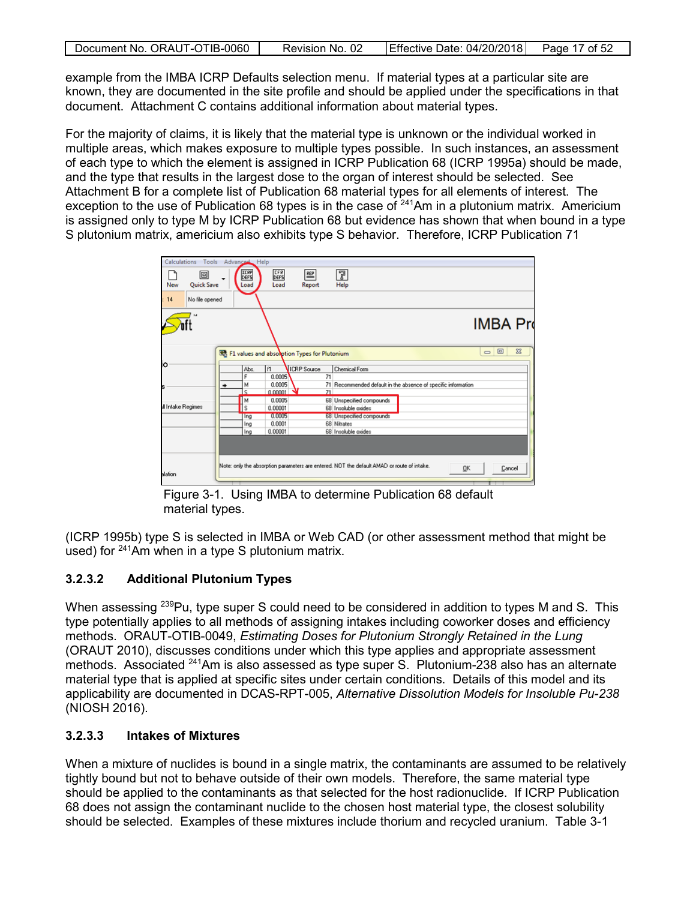example from the IMBA ICRP Defaults selection menu. If material types at a particular site are known, they are documented in the site profile and should be applied under the specifications in that document. Attachment C contains additional information about material types.

For the majority of claims, it is likely that the material type is unknown or the individual worked in multiple areas, which makes exposure to multiple types possible. In such instances, an assessment of each type to which the element is assigned in ICRP Publication 68 (ICRP 1995a) should be made, and the type that results in the largest dose to the organ of interest should be selected. See Attachment B for a complete list of Publication 68 material types for all elements of interest. The exception to the use of Publication 68 types is in the case of $^{241}$Am in a plutonium matrix. Americium is assigned only to type M by ICRP Publication 68 but evidence has shown that when bound in a type S plutonium matrix, americium also exhibits type S behavior. Therefore, ICRP Publication 71

Figure 3-1. Using IMBA to determine Publication 68 default material types.

(ICRP 1995b) type S is selected in IMBA or Web CAD (or other assessment method that might be used) for $^{241}$Am when in a type S plutonium matrix.

### 3.2.3.2 Additional Plutonium Types

When assessing $^{239}$Pu, type super S could need to be considered in addition to types M and S. This type potentially applies to all methods of assigning intakes including coworker doses and efficiency methods. ORAUT-OTIB-0049, *Estimating Doses for Plutonium Strongly Retained in the Lung* (ORAUT 2010), discusses conditions under which this type applies and appropriate assessment methods. Associated $^{241}$Am is also assessed as type super S. Plutonium-238 also has an alternate material type that is applied at specific sites under certain conditions. Details of this model and its applicability are documented in DCAS-RPT-005, *Alternative Dissolution Models for Insoluble Pu-238* (NIOSH 2016).

### 3.2.3.3 Intakes of Mixtures

When a mixture of nuclides is bound in a single matrix, the contaminants are assumed to be relatively tightly bound but not to behave outside of their own models. Therefore, the same material type should be applied to the contaminants as that selected for the host radionuclide. If ICRP Publication 68 does not assign the contaminant nuclide to the chosen host material type, the closest solubility should be selected. Examples of these mixtures include thorium and recycled uranium. Table 3-1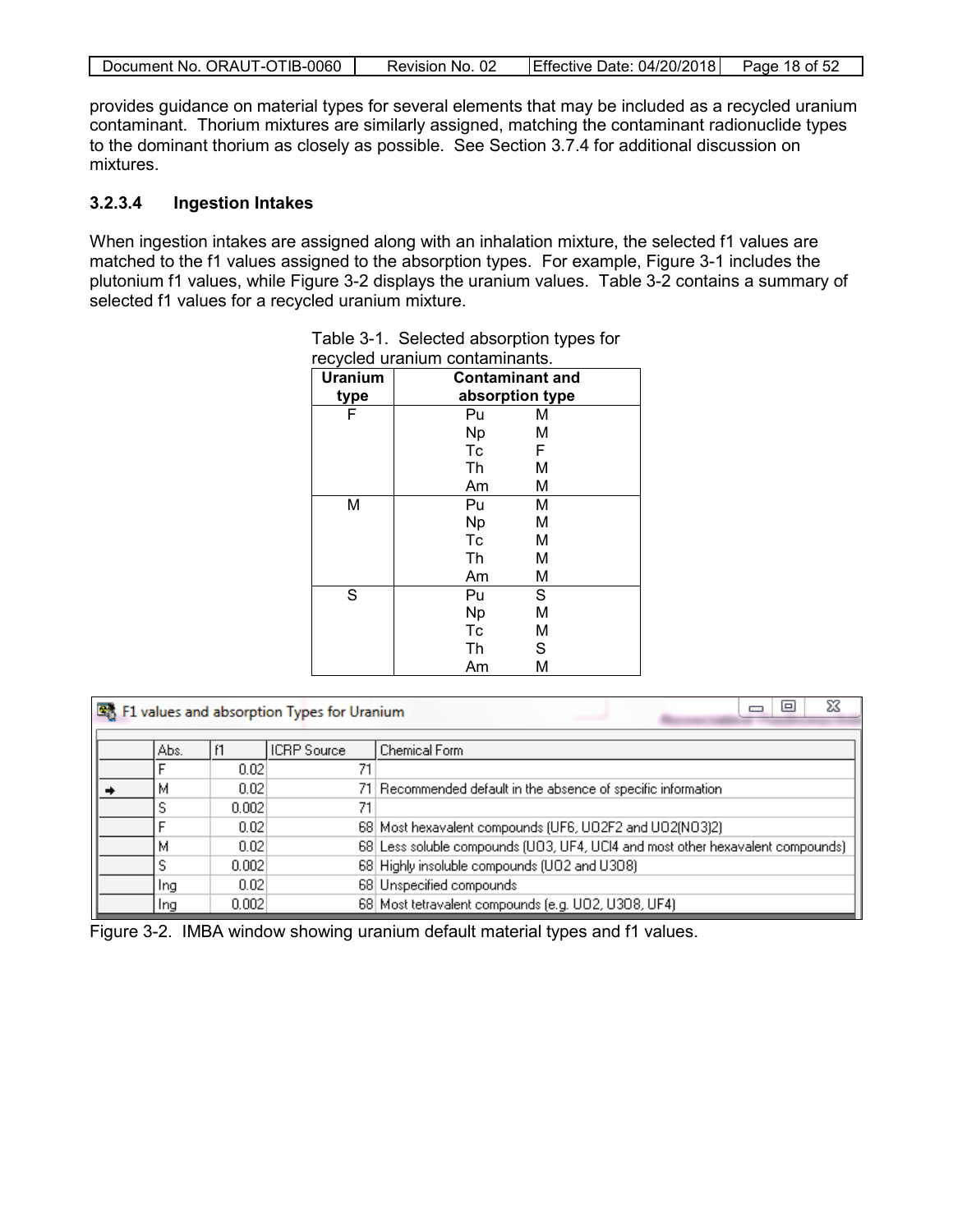provides guidance on material types for several elements that may be included as a recycled uranium contaminant. Thorium mixtures are similarly assigned, matching the contaminant radionuclide types to the dominant thorium as closely as possible. See Section 3.7.4 for additional discussion on mixtures.

#### 3.2.3.4 Ingestion Intakes

When ingestion intakes are assigned along with an inhalation mixture, the selected f1 values are matched to the f1 values assigned to the absorption types. For example, Figure 3-1 includes the plutonium f1 values, while Figure 3-2 displays the uranium values. Table 3-2 contains a summary of selected f1 values for a recycled uranium mixture.

Table 3-1. Selected absorption types for recycled uranium contaminants.

| Uranium type | Contaminant and absorption type | |
|---|---|---|
| F | Pu | M |
| | Np | M |
| | Tc | F |
| | Th | M |
| | Am | M |
| M | Pu | M |
| | Np | M |
| | Tc | M |
| | Th | M |
| | Am | M |
| S | Pu | S |
| | Np | M |
| | Tc | M |
| | Th | S |
| | Am | M |

F1 values and absorption Types for Uranium

| | Abs. | f1 | ICRP Source | Chemical Form |
|---|---|---|---|---|
| | F | 0.02 | 71 | |
| ➡ | M | 0.02 | 71 | Recommended default in the absence of specific information |
| | S | 0.002 | 71 | |
| | F | 0.02 | 68 | Most hexavalent compounds (UF6, UO2F2 and UO2(NO3)2) |
| | M | 0.02 | 68 | Less soluble compounds (UO3, UF4, UCl4 and most other hexavalent compounds) |
| | S | 0.002 | 68 | Highly insoluble compounds (UO2 and U3O8) |
| | Ing | 0.02 | 68 | Unspecified compounds |
| | Ing | 0.002 | 68 | Most tetravalent compounds (e.g. UO2, U3O8, UF4) |

Figure 3-2. IMBA window showing uranium default material types and f1 values.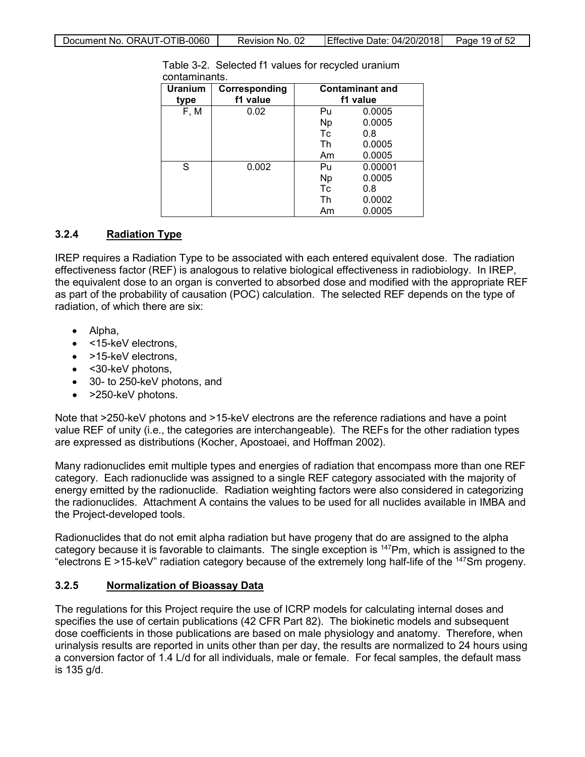Table 3-2. Selected f1 values for recycled uranium contaminants.

| Uranium type | Corresponding f1 value | Contaminant and f1 value | |
|---|---|---|---|
| F, M | 0.02 | Pu | 0.0005 |
| | | Np | 0.0005 |
| | | Tc | 0.8 |
| | | Th | 0.0005 |
| | | Am | 0.0005 |
| S | 0.002 | Pu | 0.00001 |
| | | Np | 0.0005 |
| | | Tc | 0.8 |
| | | Th | 0.0002 |
| | | Am | 0.0005 |

### 3.2.4 Radiation Type

IREP requires a Radiation Type to be associated with each entered equivalent dose. The radiation effectiveness factor (REF) is analogous to relative biological effectiveness in radiobiology. In IREP, the equivalent dose to an organ is converted to absorbed dose and modified with the appropriate REF as part of the probability of causation (POC) calculation. The selected REF depends on the type of radiation, of which there are six:

- Alpha,
- <15-keV electrons,
- >15-keV electrons,
- <30-keV photons,
- 30- to 250-keV photons, and
- >250-keV photons.

Note that >250-keV photons and >15-keV electrons are the reference radiations and have a point value REF of unity (i.e., the categories are interchangeable). The REFs for the other radiation types are expressed as distributions (Kocher, Apostoaei, and Hoffman 2002).

Many radionuclides emit multiple types and energies of radiation that encompass more than one REF category. Each radionuclide was assigned to a single REF category associated with the majority of energy emitted by the radionuclide. Radiation weighting factors were also considered in categorizing the radionuclides. Attachment A contains the values to be used for all nuclides available in IMBA and the Project-developed tools.

Radionuclides that do not emit alpha radiation but have progeny that do are assigned to the alpha category because it is favorable to claimants. The single exception is $^{147}$Pm, which is assigned to the "electrons E >15-keV" radiation category because of the extremely long half-life of the $^{147}$Sm progeny.

### 3.2.5 Normalization of Bioassay Data

The regulations for this Project require the use of ICRP models for calculating internal doses and specifies the use of certain publications (42 CFR Part 82). The biokinetic models and subsequent dose coefficients in those publications are based on male physiology and anatomy. Therefore, when urinalysis results are reported in units other than per day, the results are normalized to 24 hours using a conversion factor of 1.4 L/d for all individuals, male or female. For fecal samples, the default mass is 135 g/d.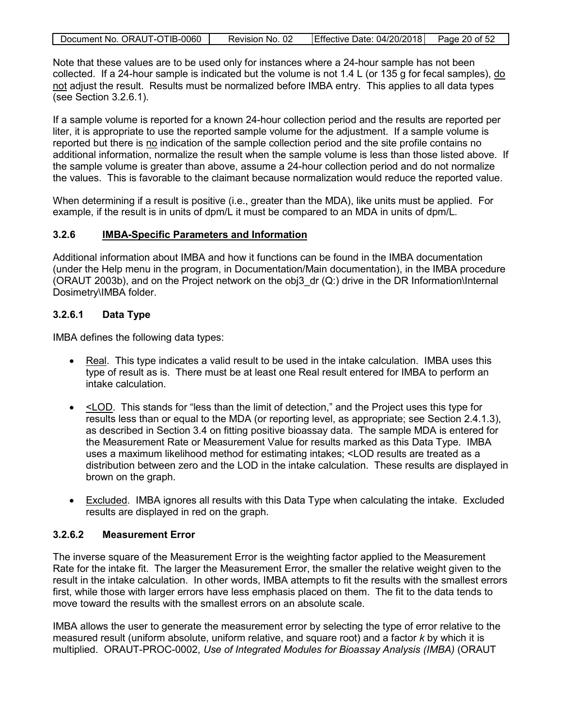Note that these values are to be used only for instances where a 24-hour sample has not been collected. If a 24-hour sample is indicated but the volume is not 1.4 L (or 135 g for fecal samples), do not adjust the result. Results must be normalized before IMBA entry. This applies to all data types (see Section 3.2.6.1).

If a sample volume is reported for a known 24-hour collection period and the results are reported per liter, it is appropriate to use the reported sample volume for the adjustment. If a sample volume is reported but there is no indication of the sample collection period and the site profile contains no additional information, normalize the result when the sample volume is less than those listed above. If the sample volume is greater than above, assume a 24-hour collection period and do not normalize the values. This is favorable to the claimant because normalization would reduce the reported value.

When determining if a result is positive (i.e., greater than the MDA), like units must be applied. For example, if the result is in units of dpm/L it must be compared to an MDA in units of dpm/L.

### 3.2.6 IMBA-Specific Parameters and Information

Additional information about IMBA and how it functions can be found in the IMBA documentation (under the Help menu in the program, in Documentation/Main documentation), in the IMBA procedure (ORAUT 2003b), and on the Project network on the obj3_dr (Q:) drive in the DR Information\Internal Dosimetry\IMBA folder.

#### 3.2.6.1 Data Type

IMBA defines the following data types:

- Real. This type indicates a valid result to be used in the intake calculation. IMBA uses this type of result as is. There must be at least one Real result entered for IMBA to perform an intake calculation.
- <LOD. This stands for "less than the limit of detection," and the Project uses this type for results less than or equal to the MDA (or reporting level, as appropriate; see Section 2.4.1.3), as described in Section 3.4 on fitting positive bioassay data. The sample MDA is entered for the Measurement Rate or Measurement Value for results marked as this Data Type. IMBA uses a maximum likelihood method for estimating intakes; <LOD results are treated as a distribution between zero and the LOD in the intake calculation. These results are displayed in brown on the graph.
- Excluded. IMBA ignores all results with this Data Type when calculating the intake. Excluded results are displayed in red on the graph.

#### 3.2.6.2 Measurement Error

The inverse square of the Measurement Error is the weighting factor applied to the Measurement Rate for the intake fit. The larger the Measurement Error, the smaller the relative weight given to the result in the intake calculation. In other words, IMBA attempts to fit the results with the smallest errors first, while those with larger errors have less emphasis placed on them. The fit to the data tends to move toward the results with the smallest errors on an absolute scale.

IMBA allows the user to generate the measurement error by selecting the type of error relative to the measured result (uniform absolute, uniform relative, and square root) and a factor $k$ by which it is multiplied. ORAUT-PROC-0002, *Use of Integrated Modules for Bioassay Analysis (IMBA)* (ORAUT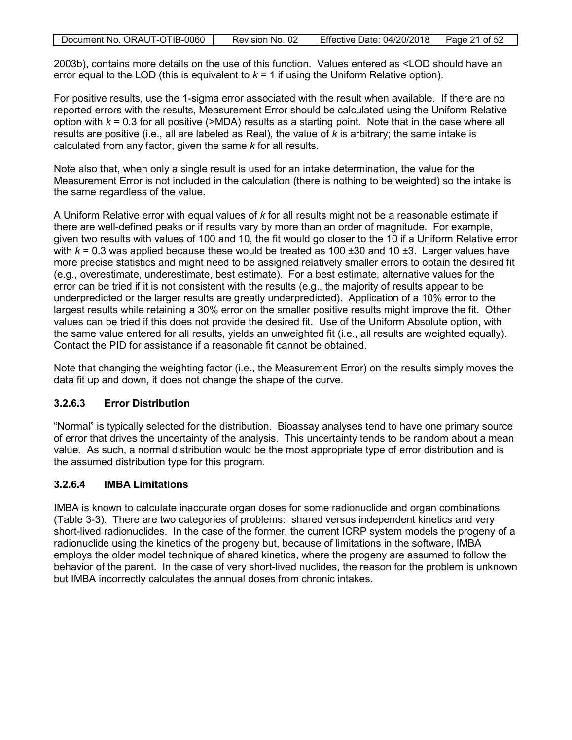2003b), contains more details on the use of this function. Values entered as <LOD should have an error equal to the LOD (this is equivalent to $k = 1$ if using the Uniform Relative option).

For positive results, use the 1-sigma error associated with the result when available. If there are no reported errors with the results, Measurement Error should be calculated using the Uniform Relative option with $k = 0.3$ for all positive (>MDA) results as a starting point. Note that in the case where all results are positive (i.e., all are labeled as Real), the value of $k$ is arbitrary; the same intake is calculated from any factor, given the same $k$ for all results.

Note also that, when only a single result is used for an intake determination, the value for the Measurement Error is not included in the calculation (there is nothing to be weighted) so the intake is the same regardless of the value.

A Uniform Relative error with equal values of $k$ for all results might not be a reasonable estimate if there are well-defined peaks or if results vary by more than an order of magnitude. For example, given two results with values of 100 and 10, the fit would go closer to the 10 if a Uniform Relative error with $k = 0.3$ was applied because these would be treated as 100 ±30 and 10 ±3. Larger values have more precise statistics and might need to be assigned relatively smaller errors to obtain the desired fit (e.g., overestimate, underestimate, best estimate). For a best estimate, alternative values for the error can be tried if it is not consistent with the results (e.g., the majority of results appear to be underpredicted or the larger results are greatly underpredicted). Application of a 10% error to the largest results while retaining a 30% error on the smaller positive results might improve the fit. Other values can be tried if this does not provide the desired fit. Use of the Uniform Absolute option, with the same value entered for all results, yields an unweighted fit (i.e., all results are weighted equally). Contact the PID for assistance if a reasonable fit cannot be obtained.

Note that changing the weighting factor (i.e., the Measurement Error) on the results simply moves the data fit up and down, it does not change the shape of the curve.

#### 3.2.6.3 Error Distribution

"Normal" is typically selected for the distribution. Bioassay analyses tend to have one primary source of error that drives the uncertainty of the analysis. This uncertainty tends to be random about a mean value. As such, a normal distribution would be the most appropriate type of error distribution and is the assumed distribution type for this program.

#### 3.2.6.4 IMBA Limitations

IMBA is known to calculate inaccurate organ doses for some radionuclide and organ combinations (Table 3-3). There are two categories of problems: shared versus independent kinetics and very short-lived radionuclides. In the case of the former, the current ICRP system models the progeny of a radionuclide using the kinetics of the progeny but, because of limitations in the software, IMBA employs the older model technique of shared kinetics, where the progeny are assumed to follow the behavior of the parent. In the case of very short-lived nuclides, the reason for the problem is unknown but IMBA incorrectly calculates the annual doses from chronic intakes.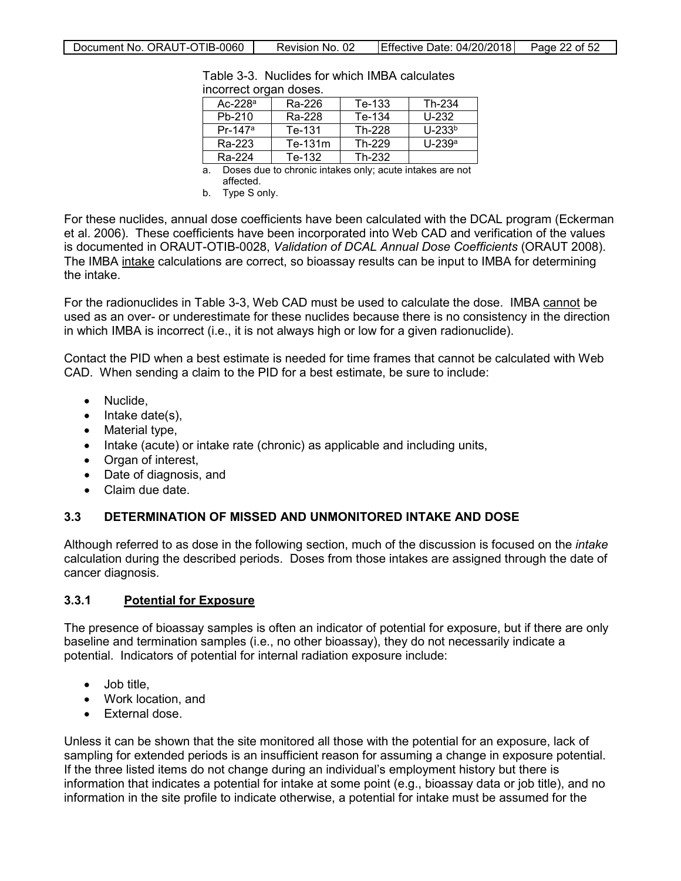Table 3-3. Nuclides for which IMBA calculates incorrect organ doses.

| | | | |
|---|---|---|---|
| Ac-228[a] | Ra-226 | Te-133 | Th-234 |
| Pb-210 | Ra-228 | Te-134 | U-232 |
| Pr-147[a] | Te-131 | Th-228 | U-233[b] |
| Ra-223 | Te-131m | Th-229 | U-239[a] |
| Ra-224 | Te-132 | Th-232 | |

a. Doses due to chronic intakes only; acute intakes are not affected.

b. Type S only.

For these nuclides, annual dose coefficients have been calculated with the DCAL program (Eckerman et al. 2006). These coefficients have been incorporated into Web CAD and verification of the values is documented in ORAUT-OTIB-0028, *Validation of DCAL Annual Dose Coefficients* (ORAUT 2008). The IMBA intake calculations are correct, so bioassay results can be input to IMBA for determining the intake.

For the radionuclides in Table 3-3, Web CAD must be used to calculate the dose. IMBA cannot be used as an over- or underestimate for these nuclides because there is no consistency in the direction in which IMBA is incorrect (i.e., it is not always high or low for a given radionuclide).

Contact the PID when a best estimate is needed for time frames that cannot be calculated with Web CAD. When sending a claim to the PID for a best estimate, be sure to include:

- Nuclide,
- Intake date(s),
- Material type,
- Intake (acute) or intake rate (chronic) as applicable and including units,
- Organ of interest,
- Date of diagnosis, and
- Claim due date.

## 3.3 DETERMINATION OF MISSED AND UNMONITORED INTAKE AND DOSE

Although referred to as dose in the following section, much of the discussion is focused on the *intake* calculation during the described periods. Doses from those intakes are assigned through the date of cancer diagnosis.

### 3.3.1 Potential for Exposure

The presence of bioassay samples is often an indicator of potential for exposure, but if there are only baseline and termination samples (i.e., no other bioassay), they do not necessarily indicate a potential. Indicators of potential for internal radiation exposure include:

- Job title,
- Work location, and
- External dose.

Unless it can be shown that the site monitored all those with the potential for an exposure, lack of sampling for extended periods is an insufficient reason for assuming a change in exposure potential. If the three listed items do not change during an individual's employment history but there is information that indicates a potential for intake at some point (e.g., bioassay data or job title), and no information in the site profile to indicate otherwise, a potential for intake must be assumed for the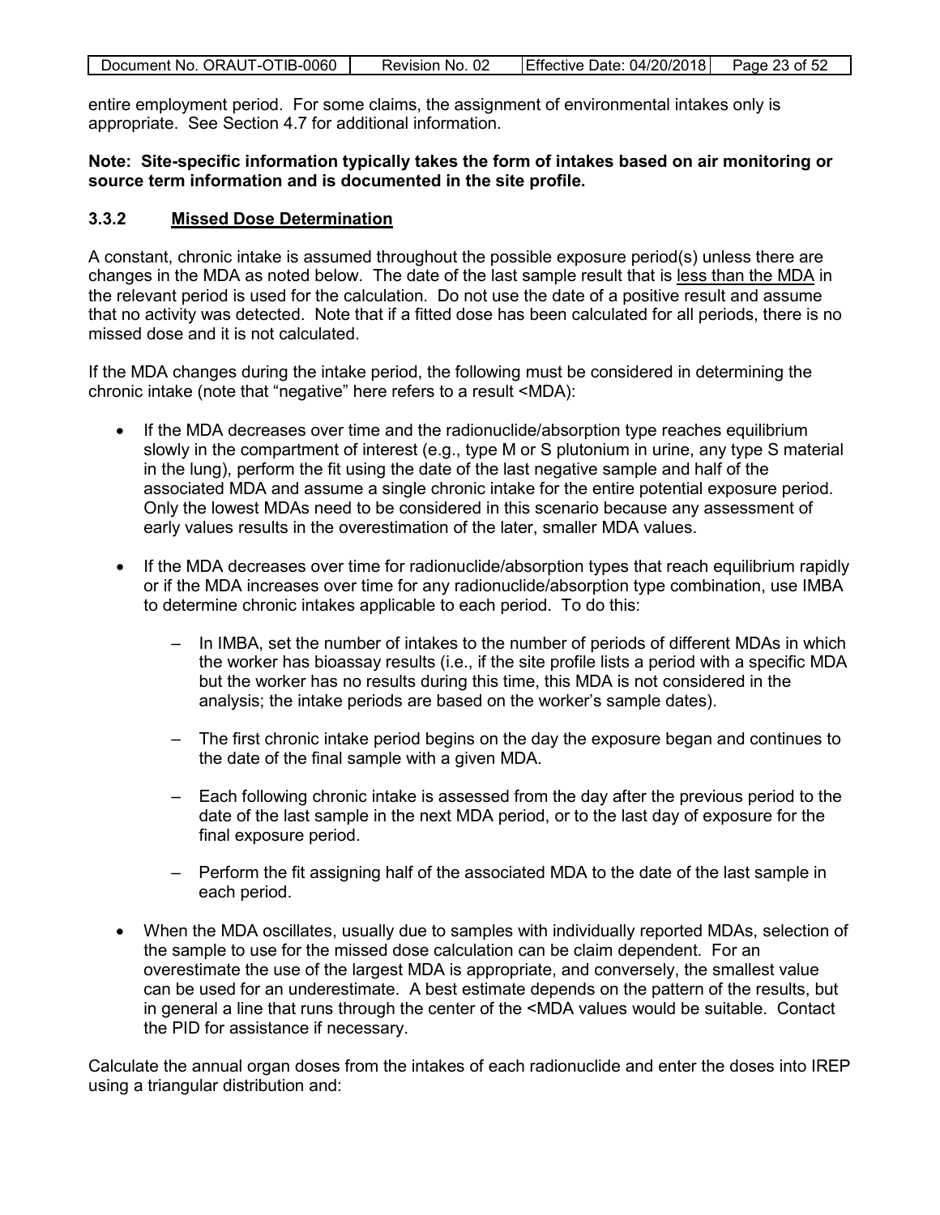entire employment period. For some claims, the assignment of environmental intakes only is appropriate. See Section 4.7 for additional information.

**Note: Site-specific information typically takes the form of intakes based on air monitoring or source term information and is documented in the site profile.**

### 3.3.2 Missed Dose Determination

A constant, chronic intake is assumed throughout the possible exposure period(s) unless there are changes in the MDA as noted below. The date of the last sample result that is less than the MDA in the relevant period is used for the calculation. Do not use the date of a positive result and assume that no activity was detected. Note that if a fitted dose has been calculated for all periods, there is no missed dose and it is not calculated.

If the MDA changes during the intake period, the following must be considered in determining the chronic intake (note that "negative" here refers to a result <MDA):

- If the MDA decreases over time and the radionuclide/absorption type reaches equilibrium slowly in the compartment of interest (e.g., type M or S plutonium in urine, any type S material in the lung), perform the fit using the date of the last negative sample and half of the associated MDA and assume a single chronic intake for the entire potential exposure period. Only the lowest MDAs need to be considered in this scenario because any assessment of early values results in the overestimation of the later, smaller MDA values.
- If the MDA decreases over time for radionuclide/absorption types that reach equilibrium rapidly or if the MDA increases over time for any radionuclide/absorption type combination, use IMBA to determine chronic intakes applicable to each period. To do this:
  - In IMBA, set the number of intakes to the number of periods of different MDAs in which the worker has bioassay results (i.e., if the site profile lists a period with a specific MDA but the worker has no results during this time, this MDA is not considered in the analysis; the intake periods are based on the worker's sample dates).
  - The first chronic intake period begins on the day the exposure began and continues to the date of the final sample with a given MDA.
  - Each following chronic intake is assessed from the day after the previous period to the date of the last sample in the next MDA period, or to the last day of exposure for the final exposure period.
  - Perform the fit assigning half of the associated MDA to the date of the last sample in each period.
- When the MDA oscillates, usually due to samples with individually reported MDAs, selection of the sample to use for the missed dose calculation can be claim dependent. For an overestimate the use of the largest MDA is appropriate, and conversely, the smallest value can be used for an underestimate. A best estimate depends on the pattern of the results, but in general a line that runs through the center of the <MDA values would be suitable. Contact the PID for assistance if necessary.

Calculate the annual organ doses from the intakes of each radionuclide and enter the doses into IREP using a triangular distribution and: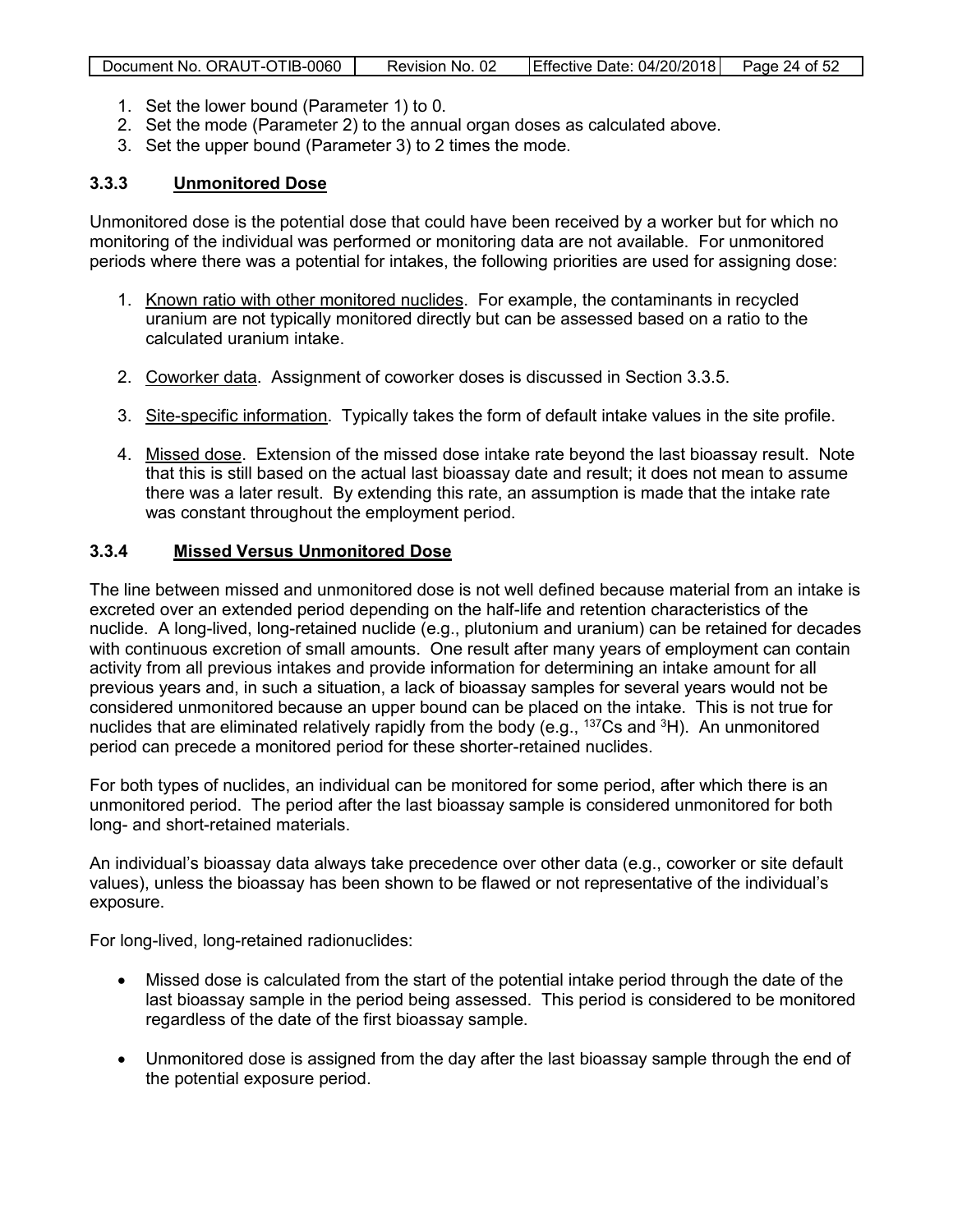1. Set the lower bound (Parameter 1) to 0.
2. Set the mode (Parameter 2) to the annual organ doses as calculated above.
3. Set the upper bound (Parameter 3) to 2 times the mode.

### 3.3.3 Unmonitored Dose

Unmonitored dose is the potential dose that could have been received by a worker but for which no monitoring of the individual was performed or monitoring data are not available. For unmonitored periods where there was a potential for intakes, the following priorities are used for assigning dose:

1. Known ratio with other monitored nuclides. For example, the contaminants in recycled uranium are not typically monitored directly but can be assessed based on a ratio to the calculated uranium intake.

2. Coworker data. Assignment of coworker doses is discussed in Section 3.3.5.

3. Site-specific information. Typically takes the form of default intake values in the site profile.

4. Missed dose. Extension of the missed dose intake rate beyond the last bioassay result. Note that this is still based on the actual last bioassay date and result; it does not mean to assume there was a later result. By extending this rate, an assumption is made that the intake rate was constant throughout the employment period.

### 3.3.4 Missed Versus Unmonitored Dose

The line between missed and unmonitored dose is not well defined because material from an intake is excreted over an extended period depending on the half-life and retention characteristics of the nuclide. A long-lived, long-retained nuclide (e.g., plutonium and uranium) can be retained for decades with continuous excretion of small amounts. One result after many years of employment can contain activity from all previous intakes and provide information for determining an intake amount for all previous years and, in such a situation, a lack of bioassay samples for several years would not be considered unmonitored because an upper bound can be placed on the intake. This is not true for nuclides that are eliminated relatively rapidly from the body (e.g., $^{137}Cs$ and $^{3}H$). An unmonitored period can precede a monitored period for these shorter-retained nuclides.

For both types of nuclides, an individual can be monitored for some period, after which there is an unmonitored period. The period after the last bioassay sample is considered unmonitored for both long- and short-retained materials.

An individual's bioassay data always take precedence over other data (e.g., coworker or site default values), unless the bioassay has been shown to be flawed or not representative of the individual's exposure.

For long-lived, long-retained radionuclides:

- Missed dose is calculated from the start of the potential intake period through the date of the last bioassay sample in the period being assessed. This period is considered to be monitored regardless of the date of the first bioassay sample.

- Unmonitored dose is assigned from the day after the last bioassay sample through the end of the potential exposure period.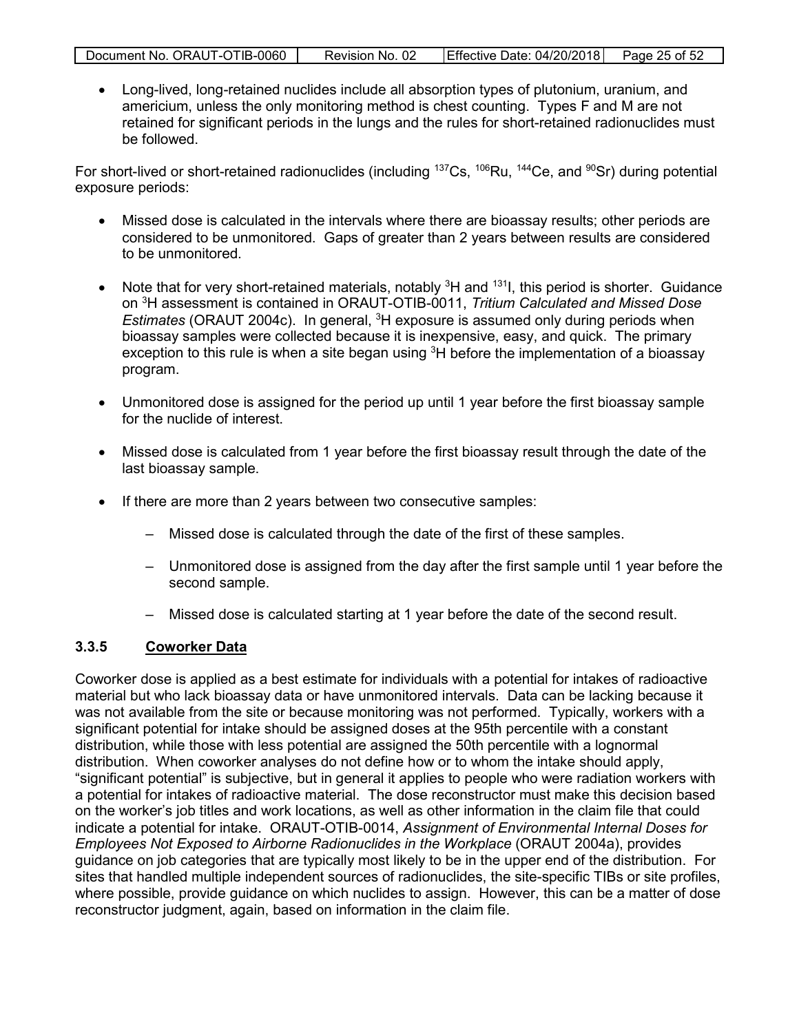- Long-lived, long-retained nuclides include all absorption types of plutonium, uranium, and americium, unless the only monitoring method is chest counting. Types F and M are not retained for significant periods in the lungs and the rules for short-retained radionuclides must be followed.

For short-lived or short-retained radionuclides (including $^{137}$Cs, $^{106}$Ru, $^{144}$Ce, and $^{90}$Sr) during potential exposure periods:

- Missed dose is calculated in the intervals where there are bioassay results; other periods are considered to be unmonitored. Gaps of greater than 2 years between results are considered to be unmonitored.
- Note that for very short-retained materials, notably $^{3}$H and $^{131}$I, this period is shorter. Guidance on $^{3}$H assessment is contained in ORAUT-OTIB-0011, *Tritium Calculated and Missed Dose Estimates* (ORAUT 2004c). In general, $^{3}$H exposure is assumed only during periods when bioassay samples were collected because it is inexpensive, easy, and quick. The primary exception to this rule is when a site began using $^{3}$H before the implementation of a bioassay program.
- Unmonitored dose is assigned for the period up until 1 year before the first bioassay sample for the nuclide of interest.
- Missed dose is calculated from 1 year before the first bioassay result through the date of the last bioassay sample.
- If there are more than 2 years between two consecutive samples:
  - Missed dose is calculated through the date of the first of these samples.
  - Unmonitored dose is assigned from the day after the first sample until 1 year before the second sample.
  - Missed dose is calculated starting at 1 year before the date of the second result.

### 3.3.5 Coworker Data

Coworker dose is applied as a best estimate for individuals with a potential for intakes of radioactive material but who lack bioassay data or have unmonitored intervals. Data can be lacking because it was not available from the site or because monitoring was not performed. Typically, workers with a significant potential for intake should be assigned doses at the 95th percentile with a constant distribution, while those with less potential are assigned the 50th percentile with a lognormal distribution. When coworker analyses do not define how or to whom the intake should apply, "significant potential" is subjective, but in general it applies to people who were radiation workers with a potential for intakes of radioactive material. The dose reconstructor must make this decision based on the worker's job titles and work locations, as well as other information in the claim file that could indicate a potential for intake. ORAUT-OTIB-0014, *Assignment of Environmental Internal Doses for Employees Not Exposed to Airborne Radionuclides in the Workplace* (ORAUT 2004a), provides guidance on job categories that are typically most likely to be in the upper end of the distribution. For sites that handled multiple independent sources of radionuclides, the site-specific TIBs or site profiles, where possible, provide guidance on which nuclides to assign. However, this can be a matter of dose reconstructor judgment, again, based on information in the claim file.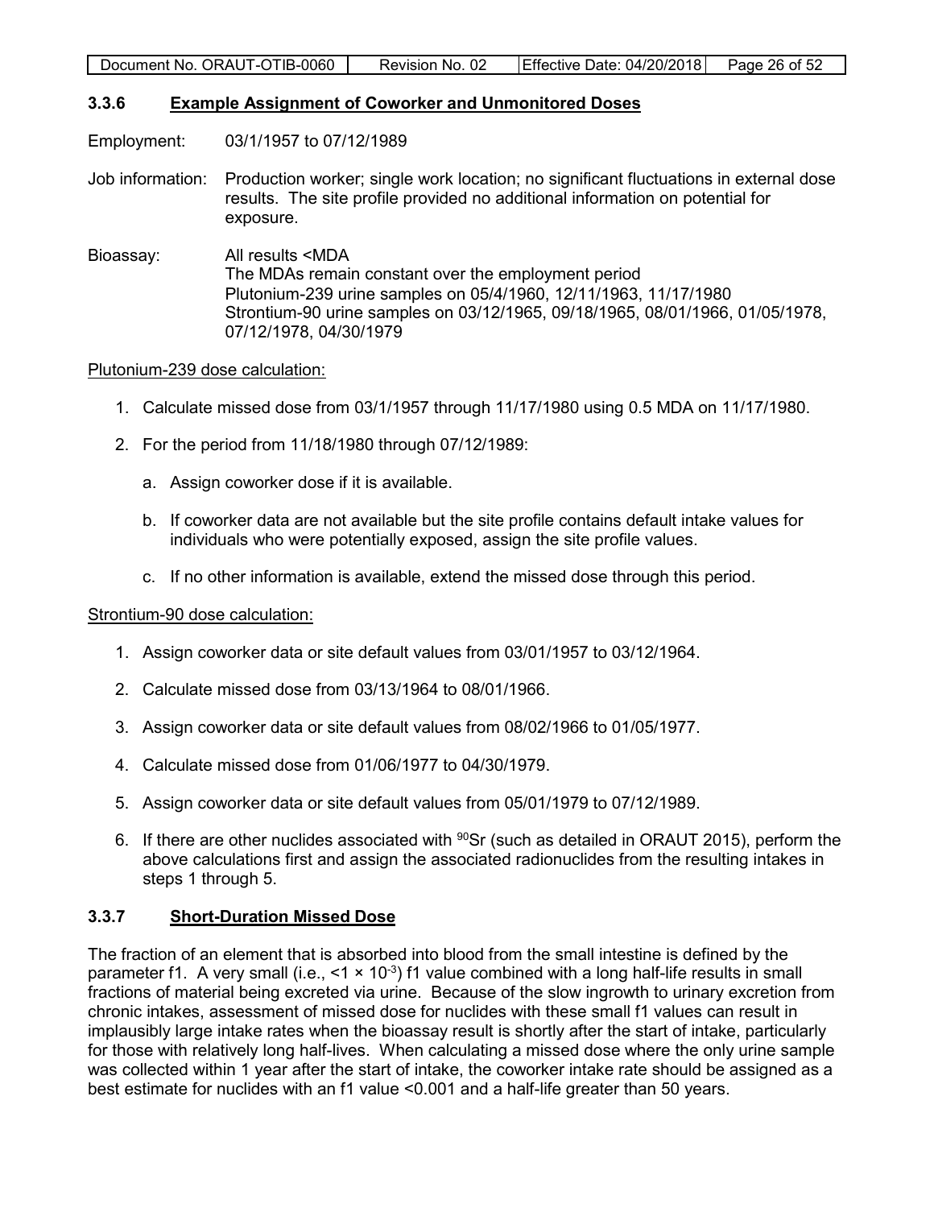### 3.3.6 Example Assignment of Coworker and Unmonitored Doses

Employment: 03/1/1957 to 07/12/1989

Job information: Production worker; single work location; no significant fluctuations in external dose results. The site profile provided no additional information on potential for exposure.

Bioassay: All results <MDA
The MDAs remain constant over the employment period
Plutonium-239 urine samples on 05/4/1960, 12/11/1963, 11/17/1980
Strontium-90 urine samples on 03/12/1965, 09/18/1965, 08/01/1966, 01/05/1978, 07/12/1978, 04/30/1979

Plutonium-239 dose calculation:

1. Calculate missed dose from 03/1/1957 through 11/17/1980 using 0.5 MDA on 11/17/1980.
2. For the period from 11/18/1980 through 07/12/1989:
   a. Assign coworker dose if it is available.
   b. If coworker data are not available but the site profile contains default intake values for individuals who were potentially exposed, assign the site profile values.
   c. If no other information is available, extend the missed dose through this period.

Strontium-90 dose calculation:

1. Assign coworker data or site default values from 03/01/1957 to 03/12/1964.
2. Calculate missed dose from 03/13/1964 to 08/01/1966.
3. Assign coworker data or site default values from 08/02/1966 to 01/05/1977.
4. Calculate missed dose from 01/06/1977 to 04/30/1979.
5. Assign coworker data or site default values from 05/01/1979 to 07/12/1989.
6. If there are other nuclides associated with $^{90}$Sr (such as detailed in ORAUT 2015), perform the above calculations first and assign the associated radionuclides from the resulting intakes in steps 1 through 5.

### 3.3.7 Short-Duration Missed Dose

The fraction of an element that is absorbed into blood from the small intestine is defined by the parameter f1. A very small (i.e., $<1 \times 10^{-3}$) f1 value combined with a long half-life results in small fractions of material being excreted via urine. Because of the slow ingrowth to urinary excretion from chronic intakes, assessment of missed dose for nuclides with these small f1 values can result in implausibly large intake rates when the bioassay result is shortly after the start of intake, particularly for those with relatively long half-lives. When calculating a missed dose where the only urine sample was collected within 1 year after the start of intake, the coworker intake rate should be assigned as a best estimate for nuclides with an f1 value <0.001 and a half-life greater than 50 years.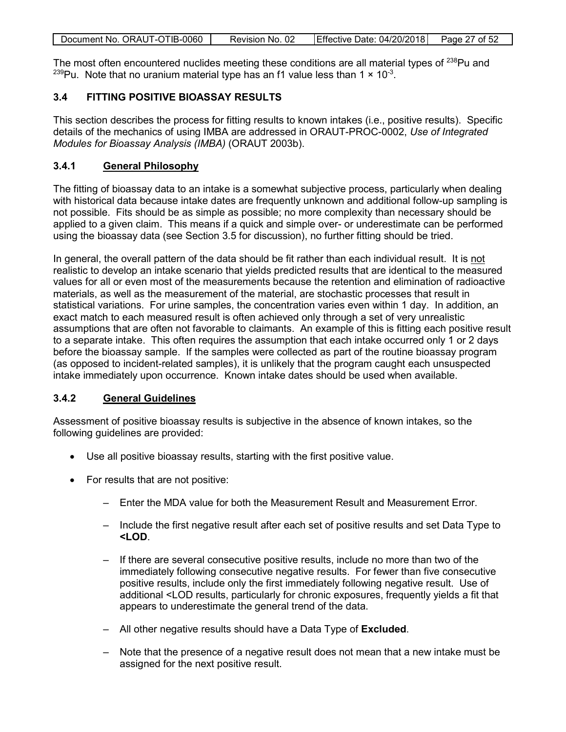The most often encountered nuclides meeting these conditions are all material types of $^{238}$Pu and $^{239}$Pu. Note that no uranium material type has an f1 value less than $1 \times 10^{-3}$.

### 3.4 FITTING POSITIVE BIOASSAY RESULTS

This section describes the process for fitting results to known intakes (i.e., positive results). Specific details of the mechanics of using IMBA are addressed in ORAUT-PROC-0002, *Use of Integrated Modules for Bioassay Analysis (IMBA)* (ORAUT 2003b).

#### 3.4.1 General Philosophy

The fitting of bioassay data to an intake is a somewhat subjective process, particularly when dealing with historical data because intake dates are frequently unknown and additional follow-up sampling is not possible. Fits should be as simple as possible; no more complexity than necessary should be applied to a given claim. This means if a quick and simple over- or underestimate can be performed using the bioassay data (see Section 3.5 for discussion), no further fitting should be tried.

In general, the overall pattern of the data should be fit rather than each individual result. It is not realistic to develop an intake scenario that yields predicted results that are identical to the measured values for all or even most of the measurements because the retention and elimination of radioactive materials, as well as the measurement of the material, are stochastic processes that result in statistical variations. For urine samples, the concentration varies even within 1 day. In addition, an exact match to each measured result is often achieved only through a set of very unrealistic assumptions that are often not favorable to claimants. An example of this is fitting each positive result to a separate intake. This often requires the assumption that each intake occurred only 1 or 2 days before the bioassay sample. If the samples were collected as part of the routine bioassay program (as opposed to incident-related samples), it is unlikely that the program caught each unsuspected intake immediately upon occurrence. Known intake dates should be used when available.

#### 3.4.2 General Guidelines

Assessment of positive bioassay results is subjective in the absence of known intakes, so the following guidelines are provided:

- Use all positive bioassay results, starting with the first positive value.
- For results that are not positive:
  - Enter the MDA value for both the Measurement Result and Measurement Error.
  - Include the first negative result after each set of positive results and set Data Type to **<LOD**.
  - If there are several consecutive positive results, include no more than two of the immediately following consecutive negative results. For fewer than five consecutive positive results, include only the first immediately following negative result. Use of additional <LOD results, particularly for chronic exposures, frequently yields a fit that appears to underestimate the general trend of the data.
  - All other negative results should have a Data Type of **Excluded**.
  - Note that the presence of a negative result does not mean that a new intake must be assigned for the next positive result.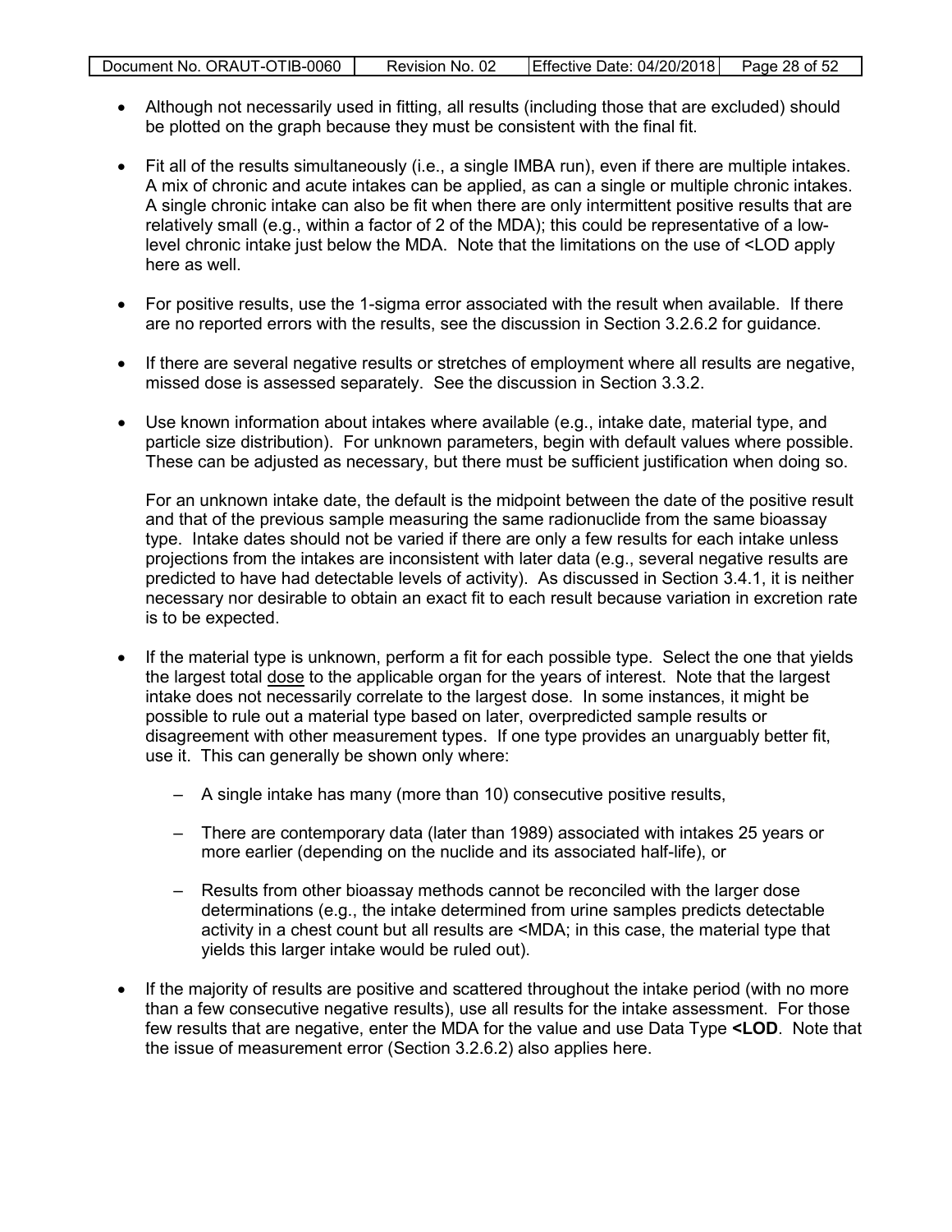- Although not necessarily used in fitting, all results (including those that are excluded) should be plotted on the graph because they must be consistent with the final fit.

- Fit all of the results simultaneously (i.e., a single IMBA run), even if there are multiple intakes. A mix of chronic and acute intakes can be applied, as can a single or multiple chronic intakes. A single chronic intake can also be fit when there are only intermittent positive results that are relatively small (e.g., within a factor of 2 of the MDA); this could be representative of a low-level chronic intake just below the MDA. Note that the limitations on the use of <LOD apply here as well.

- For positive results, use the 1-sigma error associated with the result when available. If there are no reported errors with the results, see the discussion in Section 3.2.6.2 for guidance.

- If there are several negative results or stretches of employment where all results are negative, missed dose is assessed separately. See the discussion in Section 3.3.2.

- Use known information about intakes where available (e.g., intake date, material type, and particle size distribution). For unknown parameters, begin with default values where possible. These can be adjusted as necessary, but there must be sufficient justification when doing so.

  For an unknown intake date, the default is the midpoint between the date of the positive result and that of the previous sample measuring the same radionuclide from the same bioassay type. Intake dates should not be varied if there are only a few results for each intake unless projections from the intakes are inconsistent with later data (e.g., several negative results are predicted to have had detectable levels of activity). As discussed in Section 3.4.1, it is neither necessary nor desirable to obtain an exact fit to each result because variation in excretion rate is to be expected.

- If the material type is unknown, perform a fit for each possible type. Select the one that yields the largest total dose to the applicable organ for the years of interest. Note that the largest intake does not necessarily correlate to the largest dose. In some instances, it might be possible to rule out a material type based on later, overpredicted sample results or disagreement with other measurement types. If one type provides an unarguably better fit, use it. This can generally be shown only where:

  - A single intake has many (more than 10) consecutive positive results,
  - There are contemporary data (later than 1989) associated with intakes 25 years or more earlier (depending on the nuclide and its associated half-life), or
  - Results from other bioassay methods cannot be reconciled with the larger dose determinations (e.g., the intake determined from urine samples predicts detectable activity in a chest count but all results are <MDA; in this case, the material type that yields this larger intake would be ruled out).

- If the majority of results are positive and scattered throughout the intake period (with no more than a few consecutive negative results), use all results for the intake assessment. For those few results that are negative, enter the MDA for the value and use Data Type **<LOD**. Note that the issue of measurement error (Section 3.2.6.2) also applies here.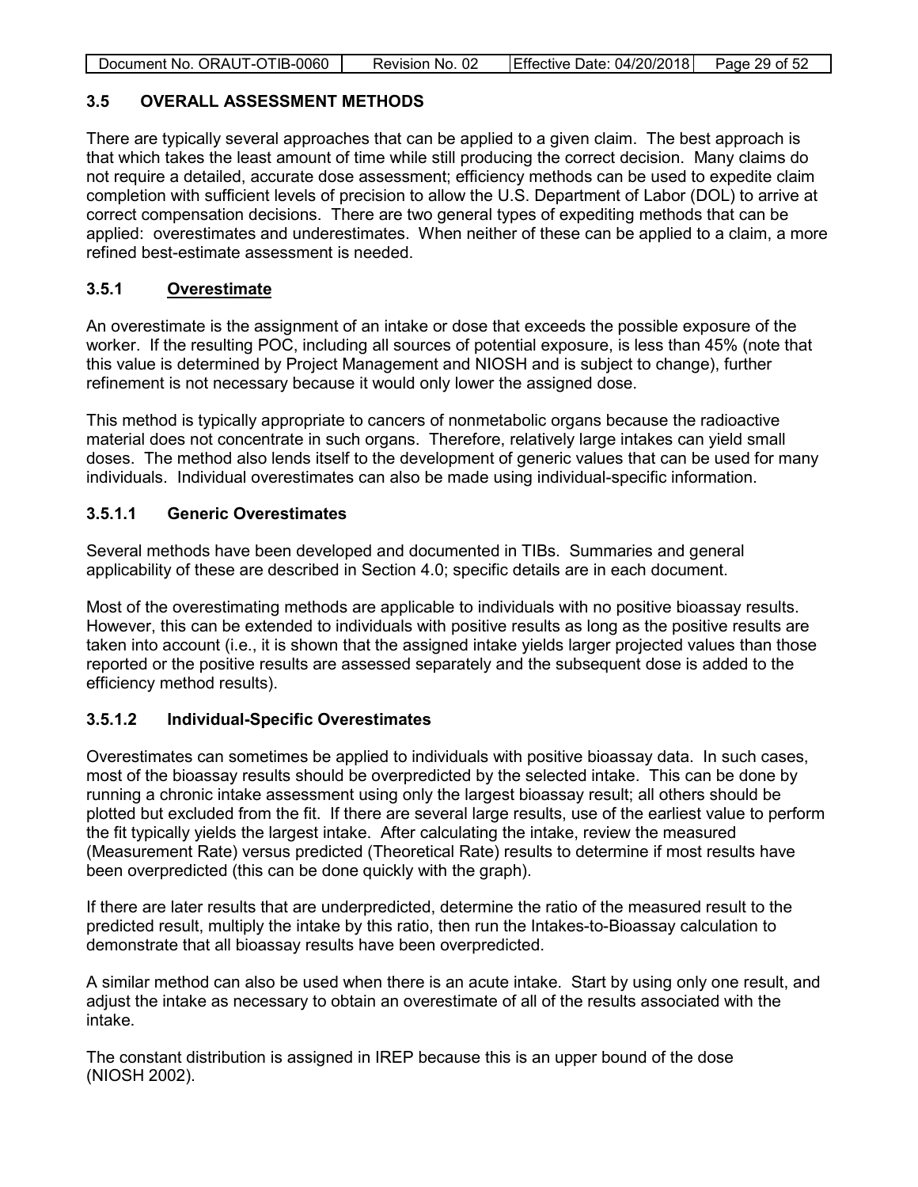## 3.5 OVERALL ASSESSMENT METHODS

There are typically several approaches that can be applied to a given claim. The best approach is that which takes the least amount of time while still producing the correct decision. Many claims do not require a detailed, accurate dose assessment; efficiency methods can be used to expedite claim completion with sufficient levels of precision to allow the U.S. Department of Labor (DOL) to arrive at correct compensation decisions. There are two general types of expediting methods that can be applied: overestimates and underestimates. When neither of these can be applied to a claim, a more refined best-estimate assessment is needed.

### 3.5.1 Overestimate

An overestimate is the assignment of an intake or dose that exceeds the possible exposure of the worker. If the resulting POC, including all sources of potential exposure, is less than 45% (note that this value is determined by Project Management and NIOSH and is subject to change), further refinement is not necessary because it would only lower the assigned dose.

This method is typically appropriate to cancers of nonmetabolic organs because the radioactive material does not concentrate in such organs. Therefore, relatively large intakes can yield small doses. The method also lends itself to the development of generic values that can be used for many individuals. Individual overestimates can also be made using individual-specific information.

#### 3.5.1.1 Generic Overestimates

Several methods have been developed and documented in TIBs. Summaries and general applicability of these are described in Section 4.0; specific details are in each document.

Most of the overestimating methods are applicable to individuals with no positive bioassay results. However, this can be extended to individuals with positive results as long as the positive results are taken into account (i.e., it is shown that the assigned intake yields larger projected values than those reported or the positive results are assessed separately and the subsequent dose is added to the efficiency method results).

#### 3.5.1.2 Individual-Specific Overestimates

Overestimates can sometimes be applied to individuals with positive bioassay data. In such cases, most of the bioassay results should be overpredicted by the selected intake. This can be done by running a chronic intake assessment using only the largest bioassay result; all others should be plotted but excluded from the fit. If there are several large results, use of the earliest value to perform the fit typically yields the largest intake. After calculating the intake, review the measured (Measurement Rate) versus predicted (Theoretical Rate) results to determine if most results have been overpredicted (this can be done quickly with the graph).

If there are later results that are underpredicted, determine the ratio of the measured result to the predicted result, multiply the intake by this ratio, then run the Intakes-to-Bioassay calculation to demonstrate that all bioassay results have been overpredicted.

A similar method can also be used when there is an acute intake. Start by using only one result, and adjust the intake as necessary to obtain an overestimate of all of the results associated with the intake.

The constant distribution is assigned in IREP because this is an upper bound of the dose (NIOSH 2002).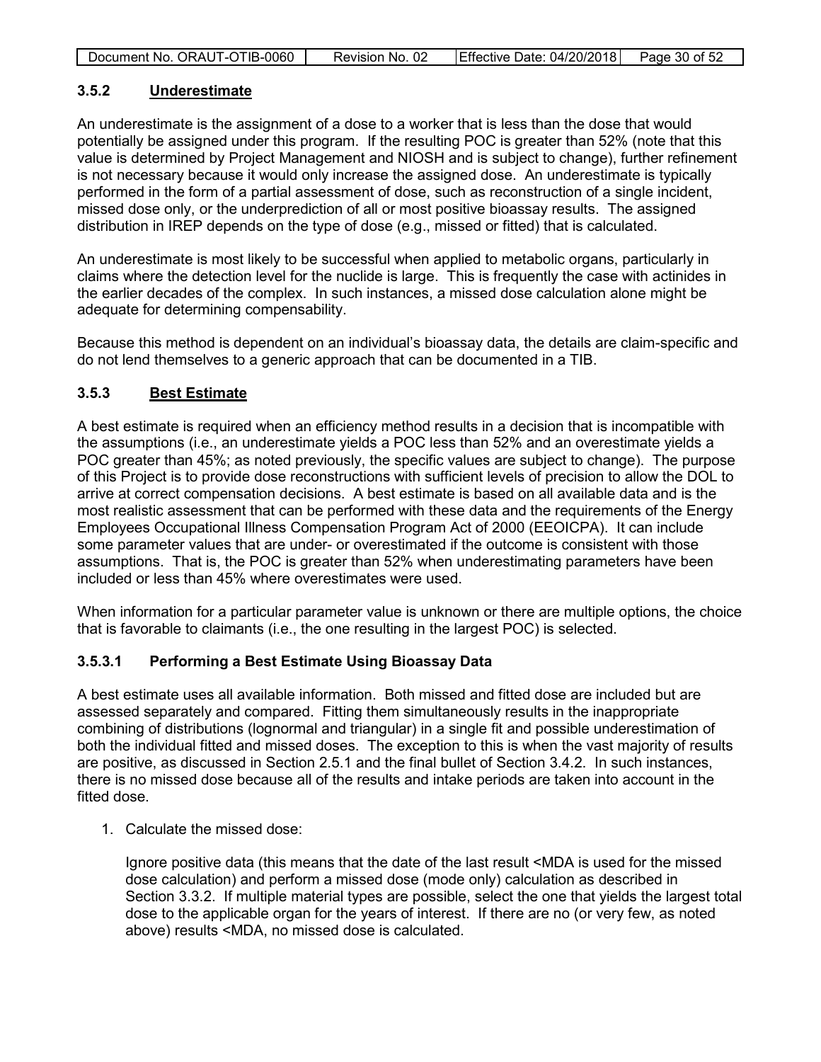### 3.5.2 Underestimate

An underestimate is the assignment of a dose to a worker that is less than the dose that would potentially be assigned under this program. If the resulting POC is greater than 52% (note that this value is determined by Project Management and NIOSH and is subject to change), further refinement is not necessary because it would only increase the assigned dose. An underestimate is typically performed in the form of a partial assessment of dose, such as reconstruction of a single incident, missed dose only, or the underprediction of all or most positive bioassay results. The assigned distribution in IREP depends on the type of dose (e.g., missed or fitted) that is calculated.

An underestimate is most likely to be successful when applied to metabolic organs, particularly in claims where the detection level for the nuclide is large. This is frequently the case with actinides in the earlier decades of the complex. In such instances, a missed dose calculation alone might be adequate for determining compensability.

Because this method is dependent on an individual's bioassay data, the details are claim-specific and do not lend themselves to a generic approach that can be documented in a TIB.

### 3.5.3 Best Estimate

A best estimate is required when an efficiency method results in a decision that is incompatible with the assumptions (i.e., an underestimate yields a POC less than 52% and an overestimate yields a POC greater than 45%; as noted previously, the specific values are subject to change). The purpose of this Project is to provide dose reconstructions with sufficient levels of precision to allow the DOL to arrive at correct compensation decisions. A best estimate is based on all available data and is the most realistic assessment that can be performed with these data and the requirements of the Energy Employees Occupational Illness Compensation Program Act of 2000 (EEOICPA). It can include some parameter values that are under- or overestimated if the outcome is consistent with those assumptions. That is, the POC is greater than 52% when underestimating parameters have been included or less than 45% where overestimates were used.

When information for a particular parameter value is unknown or there are multiple options, the choice that is favorable to claimants (i.e., the one resulting in the largest POC) is selected.

#### 3.5.3.1 Performing a Best Estimate Using Bioassay Data

A best estimate uses all available information. Both missed and fitted dose are included but are assessed separately and compared. Fitting them simultaneously results in the inappropriate combining of distributions (lognormal and triangular) in a single fit and possible underestimation of both the individual fitted and missed doses. The exception to this is when the vast majority of results are positive, as discussed in Section 2.5.1 and the final bullet of Section 3.4.2. In such instances, there is no missed dose because all of the results and intake periods are taken into account in the fitted dose.

1. Calculate the missed dose:

   Ignore positive data (this means that the date of the last result <MDA is used for the missed dose calculation) and perform a missed dose (mode only) calculation as described in Section 3.3.2. If multiple material types are possible, select the one that yields the largest total dose to the applicable organ for the years of interest. If there are no (or very few, as noted above) results <MDA, no missed dose is calculated.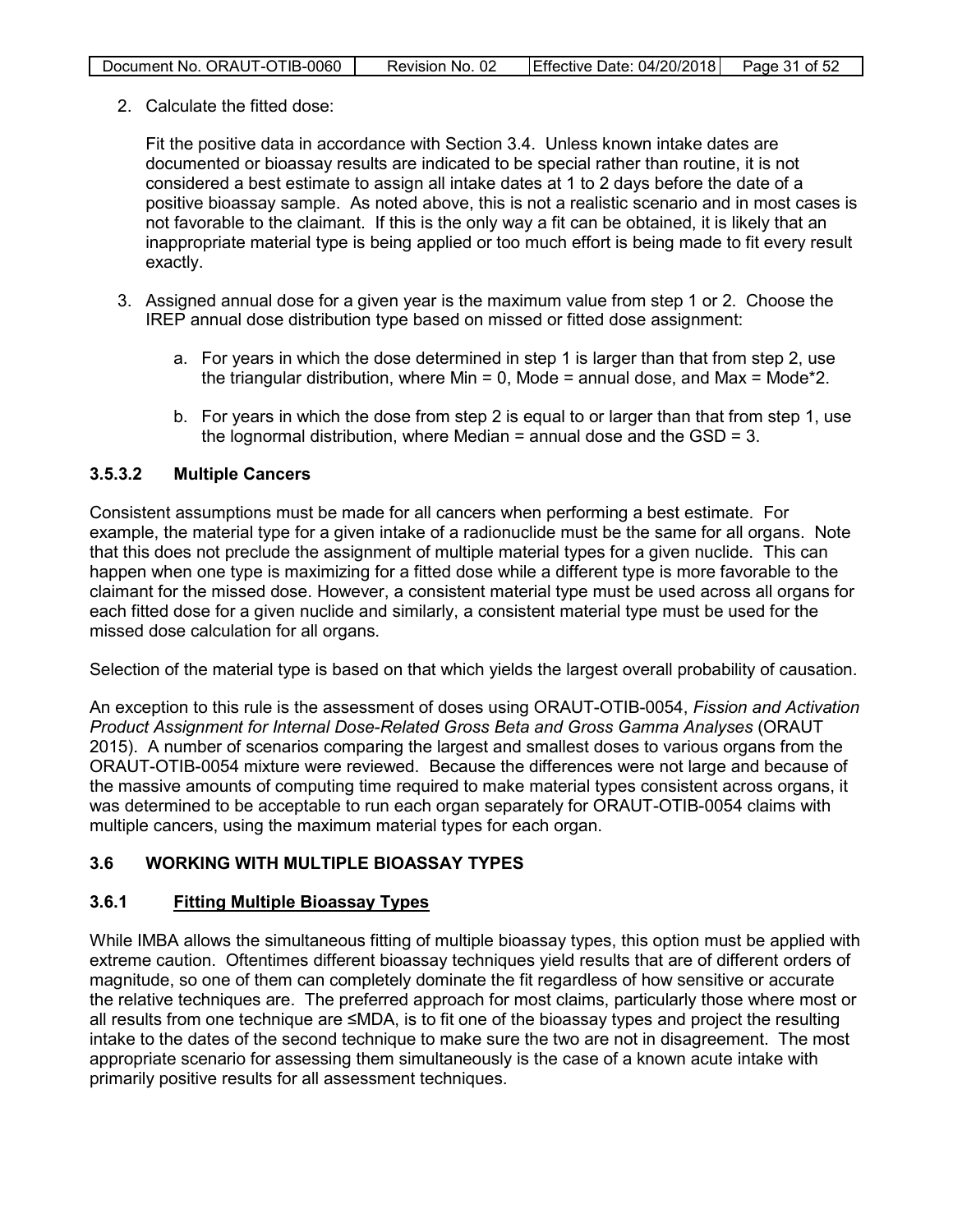2. Calculate the fitted dose:

   Fit the positive data in accordance with Section 3.4. Unless known intake dates are documented or bioassay results are indicated to be special rather than routine, it is not considered a best estimate to assign all intake dates at 1 to 2 days before the date of a positive bioassay sample. As noted above, this is not a realistic scenario and in most cases is not favorable to the claimant. If this is the only way a fit can be obtained, it is likely that an inappropriate material type is being applied or too much effort is being made to fit every result exactly.

3. Assigned annual dose for a given year is the maximum value from step 1 or 2. Choose the IREP annual dose distribution type based on missed or fitted dose assignment:

   a. For years in which the dose determined in step 1 is larger than that from step 2, use the triangular distribution, where Min = 0, Mode = annual dose, and Max = Mode*2.

   b. For years in which the dose from step 2 is equal to or larger than that from step 1, use the lognormal distribution, where Median = annual dose and the GSD = 3.

#### 3.5.3.2 Multiple Cancers

Consistent assumptions must be made for all cancers when performing a best estimate. For example, the material type for a given intake of a radionuclide must be the same for all organs. Note that this does not preclude the assignment of multiple material types for a given nuclide. This can happen when one type is maximizing for a fitted dose while a different type is more favorable to the claimant for the missed dose. However, a consistent material type must be used across all organs for each fitted dose for a given nuclide and similarly, a consistent material type must be used for the missed dose calculation for all organs.

Selection of the material type is based on that which yields the largest overall probability of causation.

An exception to this rule is the assessment of doses using ORAUT-OTIB-0054, *Fission and Activation Product Assignment for Internal Dose-Related Gross Beta and Gross Gamma Analyses* (ORAUT 2015). A number of scenarios comparing the largest and smallest doses to various organs from the ORAUT-OTIB-0054 mixture were reviewed. Because the differences were not large and because of the massive amounts of computing time required to make material types consistent across organs, it was determined to be acceptable to run each organ separately for ORAUT-OTIB-0054 claims with multiple cancers, using the maximum material types for each organ.

## 3.6 WORKING WITH MULTIPLE BIOASSAY TYPES

### 3.6.1 Fitting Multiple Bioassay Types

While IMBA allows the simultaneous fitting of multiple bioassay types, this option must be applied with extreme caution. Oftentimes different bioassay techniques yield results that are of different orders of magnitude, so one of them can completely dominate the fit regardless of how sensitive or accurate the relative techniques are. The preferred approach for most claims, particularly those where most or all results from one technique are ≤MDA, is to fit one of the bioassay types and project the resulting intake to the dates of the second technique to make sure the two are not in disagreement. The most appropriate scenario for assessing them simultaneously is the case of a known acute intake with primarily positive results for all assessment techniques.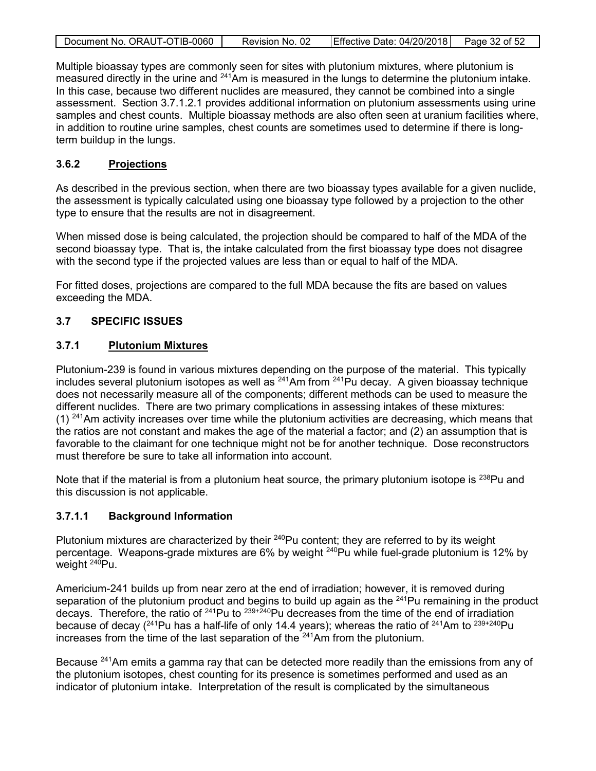Multiple bioassay types are commonly seen for sites with plutonium mixtures, where plutonium is measured directly in the urine and $^{241}$Am is measured in the lungs to determine the plutonium intake. In this case, because two different nuclides are measured, they cannot be combined into a single assessment. Section 3.7.1.2.1 provides additional information on plutonium assessments using urine samples and chest counts. Multiple bioassay methods are also often seen at uranium facilities where, in addition to routine urine samples, chest counts are sometimes used to determine if there is long-term buildup in the lungs.

### 3.6.2 Projections

As described in the previous section, when there are two bioassay types available for a given nuclide, the assessment is typically calculated using one bioassay type followed by a projection to the other type to ensure that the results are not in disagreement.

When missed dose is being calculated, the projection should be compared to half of the MDA of the second bioassay type. That is, the intake calculated from the first bioassay type does not disagree with the second type if the projected values are less than or equal to half of the MDA.

For fitted doses, projections are compared to the full MDA because the fits are based on values exceeding the MDA.

## 3.7 SPECIFIC ISSUES

### 3.7.1 Plutonium Mixtures

Plutonium-239 is found in various mixtures depending on the purpose of the material. This typically includes several plutonium isotopes as well as $^{241}$Am from $^{241}$Pu decay. A given bioassay technique does not necessarily measure all of the components; different methods can be used to measure the different nuclides. There are two primary complications in assessing intakes of these mixtures: (1) $^{241}$Am activity increases over time while the plutonium activities are decreasing, which means that the ratios are not constant and makes the age of the material a factor; and (2) an assumption that is favorable to the claimant for one technique might not be for another technique. Dose reconstructors must therefore be sure to take all information into account.

Note that if the material is from a plutonium heat source, the primary plutonium isotope is $^{238}$Pu and this discussion is not applicable.

#### 3.7.1.1 Background Information

Plutonium mixtures are characterized by their $^{240}$Pu content; they are referred to by its weight percentage. Weapons-grade mixtures are 6% by weight $^{240}$Pu while fuel-grade plutonium is 12% by weight $^{240}$Pu.

Americium-241 builds up from near zero at the end of irradiation; however, it is removed during separation of the plutonium product and begins to build up again as the $^{241}$Pu remaining in the product decays. Therefore, the ratio of $^{241}$Pu to $^{239+240}$Pu decreases from the time of the end of irradiation because of decay ($^{241}$Pu has a half-life of only 14.4 years); whereas the ratio of $^{241}$Am to $^{239+240}$Pu increases from the time of the last separation of the $^{241}$Am from the plutonium.

Because $^{241}$Am emits a gamma ray that can be detected more readily than the emissions from any of the plutonium isotopes, chest counting for its presence is sometimes performed and used as an indicator of plutonium intake. Interpretation of the result is complicated by the simultaneous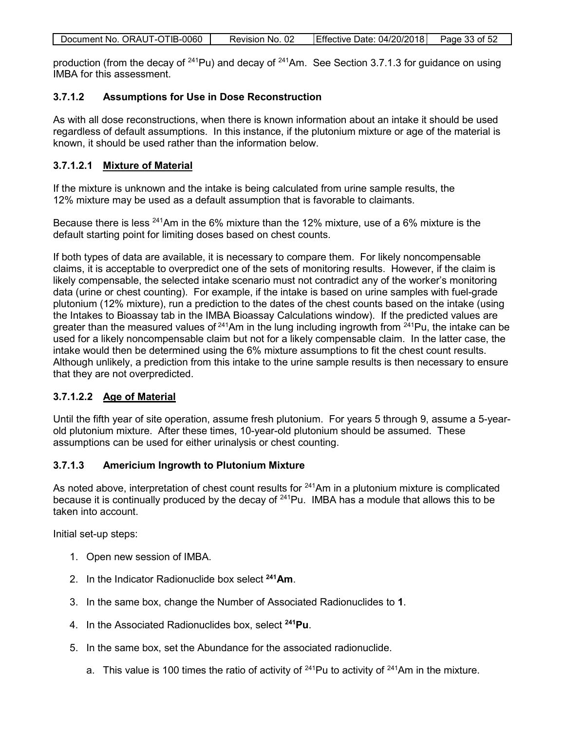production (from the decay of $^{241}$Pu) and decay of $^{241}$Am. See Section 3.7.1.3 for guidance on using IMBA for this assessment.

#### 3.7.1.2 Assumptions for Use in Dose Reconstruction

As with all dose reconstructions, when there is known information about an intake it should be used regardless of default assumptions. In this instance, if the plutonium mixture or age of the material is known, it should be used rather than the information below.

##### 3.7.1.2.1 Mixture of Material

If the mixture is unknown and the intake is being calculated from urine sample results, the 12% mixture may be used as a default assumption that is favorable to claimants.

Because there is less $^{241}$Am in the 6% mixture than the 12% mixture, use of a 6% mixture is the default starting point for limiting doses based on chest counts.

If both types of data are available, it is necessary to compare them. For likely noncompensable claims, it is acceptable to overpredict one of the sets of monitoring results. However, if the claim is likely compensable, the selected intake scenario must not contradict any of the worker's monitoring data (urine or chest counting). For example, if the intake is based on urine samples with fuel-grade plutonium (12% mixture), run a prediction to the dates of the chest counts based on the intake (using the Intakes to Bioassay tab in the IMBA Bioassay Calculations window). If the predicted values are greater than the measured values of $^{241}$Am in the lung including ingrowth from $^{241}$Pu, the intake can be used for a likely noncompensable claim but not for a likely compensable claim. In the latter case, the intake would then be determined using the 6% mixture assumptions to fit the chest count results. Although unlikely, a prediction from this intake to the urine sample results is then necessary to ensure that they are not overpredicted.

##### 3.7.1.2.2 Age of Material

Until the fifth year of site operation, assume fresh plutonium. For years 5 through 9, assume a 5-year-old plutonium mixture. After these times, 10-year-old plutonium should be assumed. These assumptions can be used for either urinalysis or chest counting.

#### 3.7.1.3 Americium Ingrowth to Plutonium Mixture

As noted above, interpretation of chest count results for $^{241}$Am in a plutonium mixture is complicated because it is continually produced by the decay of $^{241}$Pu. IMBA has a module that allows this to be taken into account.

Initial set-up steps:

1. Open new session of IMBA.
2. In the Indicator Radionuclide box select **$^{241}$Am**.
3. In the same box, change the Number of Associated Radionuclides to **1**.
4. In the Associated Radionuclides box, select **$^{241}$Pu**.
5. In the same box, set the Abundance for the associated radionuclide.
    a. This value is 100 times the ratio of activity of $^{241}$Pu to activity of $^{241}$Am in the mixture.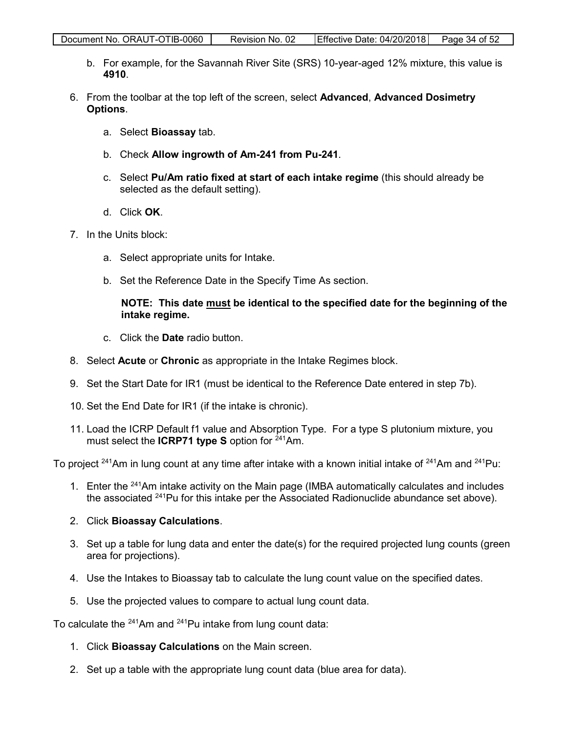b. For example, for the Savannah River Site (SRS) 10-year-aged 12% mixture, this value is **4910**.

6. From the toolbar at the top left of the screen, select **Advanced**, **Advanced Dosimetry Options**.

   a. Select **Bioassay** tab.

   b. Check **Allow ingrowth of Am-241 from Pu-241**.

   c. Select **Pu/Am ratio fixed at start of each intake regime** (this should already be selected as the default setting).

   d. Click **OK**.

7. In the Units block:

   a. Select appropriate units for Intake.

   b. Set the Reference Date in the Specify Time As section.

      **NOTE: This date <u>must</u> be identical to the specified date for the beginning of the intake regime.**

   c. Click the **Date** radio button.

8. Select **Acute** or **Chronic** as appropriate in the Intake Regimes block.

9. Set the Start Date for IR1 (must be identical to the Reference Date entered in step 7b).

10. Set the End Date for IR1 (if the intake is chronic).

11. Load the ICRP Default f1 value and Absorption Type. For a type S plutonium mixture, you must select the **ICRP71 type S** option for $^{241}$Am.

To project $^{241}$Am in lung count at any time after intake with a known initial intake of $^{241}$Am and $^{241}$Pu:

1. Enter the $^{241}$Am intake activity on the Main page (IMBA automatically calculates and includes the associated $^{241}$Pu for this intake per the Associated Radionuclide abundance set above).

2. Click **Bioassay Calculations**.

3. Set up a table for lung data and enter the date(s) for the required projected lung counts (green area for projections).

4. Use the Intakes to Bioassay tab to calculate the lung count value on the specified dates.

5. Use the projected values to compare to actual lung count data.

To calculate the $^{241}$Am and $^{241}$Pu intake from lung count data:

1. Click **Bioassay Calculations** on the Main screen.

2. Set up a table with the appropriate lung count data (blue area for data).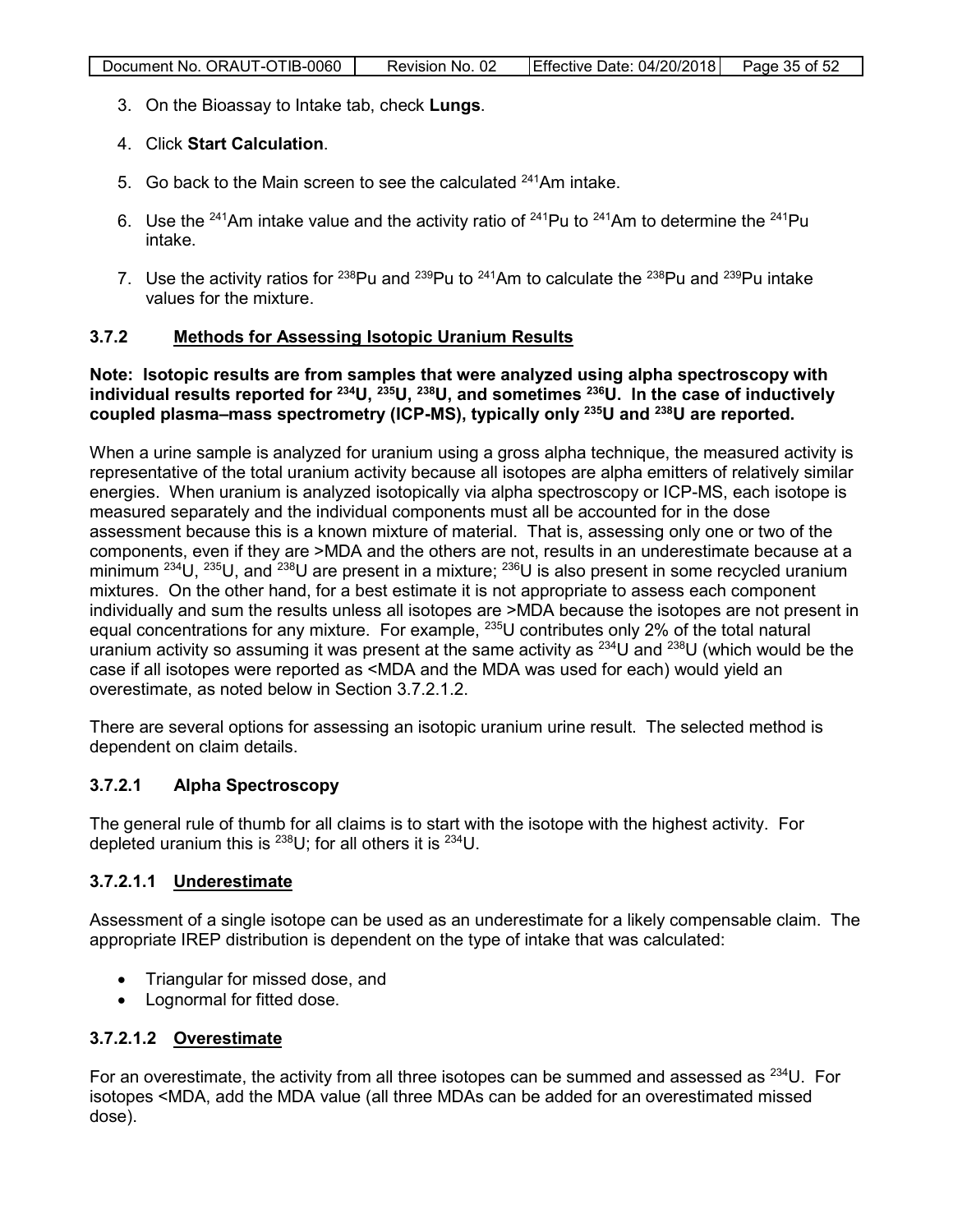3. On the Bioassay to Intake tab, check **Lungs**.

4. Click **Start Calculation**.

5. Go back to the Main screen to see the calculated $^{241}$Am intake.

6. Use the $^{241}$Am intake value and the activity ratio of $^{241}$Pu to $^{241}$Am to determine the $^{241}$Pu intake.

7. Use the activity ratios for $^{238}$Pu and $^{239}$Pu to $^{241}$Am to calculate the $^{238}$Pu and $^{239}$Pu intake values for the mixture.

### 3.7.2 Methods for Assessing Isotopic Uranium Results

**Note: Isotopic results are from samples that were analyzed using alpha spectroscopy with individual results reported for $^{234}$U, $^{235}$U, $^{238}$U, and sometimes $^{236}$U. In the case of inductively coupled plasma–mass spectrometry (ICP-MS), typically only $^{235}$U and $^{238}$U are reported.**

When a urine sample is analyzed for uranium using a gross alpha technique, the measured activity is representative of the total uranium activity because all isotopes are alpha emitters of relatively similar energies. When uranium is analyzed isotopically via alpha spectroscopy or ICP-MS, each isotope is measured separately and the individual components must all be accounted for in the dose assessment because this is a known mixture of material. That is, assessing only one or two of the components, even if they are >MDA and the others are not, results in an underestimate because at a minimum $^{234}$U, $^{235}$U, and $^{238}$U are present in a mixture; $^{236}$U is also present in some recycled uranium mixtures. On the other hand, for a best estimate it is not appropriate to assess each component individually and sum the results unless all isotopes are >MDA because the isotopes are not present in equal concentrations for any mixture. For example, $^{235}$U contributes only 2% of the total natural uranium activity so assuming it was present at the same activity as $^{234}$U and $^{238}$U (which would be the case if all isotopes were reported as <MDA and the MDA was used for each) would yield an overestimate, as noted below in Section 3.7.2.1.2.

There are several options for assessing an isotopic uranium urine result. The selected method is dependent on claim details.

#### 3.7.2.1 Alpha Spectroscopy

The general rule of thumb for all claims is to start with the isotope with the highest activity. For depleted uranium this is $^{238}$U; for all others it is $^{234}$U.

##### 3.7.2.1.1 Underestimate

Assessment of a single isotope can be used as an underestimate for a likely compensable claim. The appropriate IREP distribution is dependent on the type of intake that was calculated:

- Triangular for missed dose, and
- Lognormal for fitted dose.

##### 3.7.2.1.2 Overestimate

For an overestimate, the activity from all three isotopes can be summed and assessed as $^{234}$U. For isotopes <MDA, add the MDA value (all three MDAs can be added for an overestimated missed dose).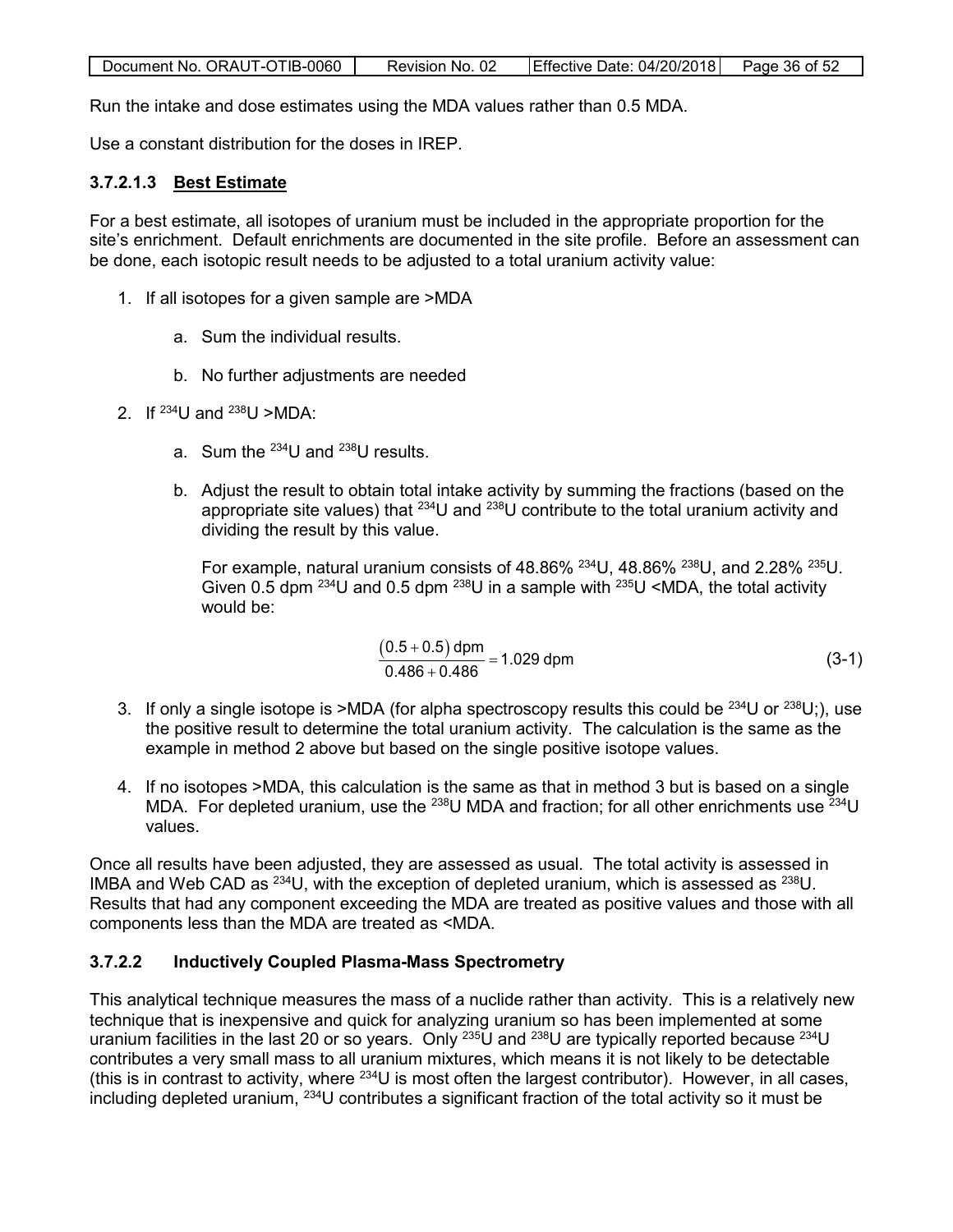Run the intake and dose estimates using the MDA values rather than 0.5 MDA.

Use a constant distribution for the doses in IREP.

#### 3.7.2.1.3 Best Estimate

For a best estimate, all isotopes of uranium must be included in the appropriate proportion for the site's enrichment. Default enrichments are documented in the site profile. Before an assessment can be done, each isotopic result needs to be adjusted to a total uranium activity value:

1. If all isotopes for a given sample are >MDA

    a. Sum the individual results.

    b. No further adjustments are needed

2. If $^{234}$U and $^{238}$U >MDA:

    a. Sum the $^{234}$U and $^{238}$U results.

    b. Adjust the result to obtain total intake activity by summing the fractions (based on the appropriate site values) that $^{234}$U and $^{238}$U contribute to the total uranium activity and dividing the result by this value.

    For example, natural uranium consists of 48.86% $^{234}$U, 48.86% $^{238}$U, and 2.28% $^{235}$U. Given 0.5 dpm $^{234}$U and 0.5 dpm $^{238}$U in a sample with $^{235}$U <MDA, the total activity would be:

    $$\frac{(0.5+0.5)\text{ dpm}}{0.486+0.486} = 1.029\text{ dpm} \tag{3-1}$$

3. If only a single isotope is >MDA (for alpha spectroscopy results this could be $^{234}$U or $^{238}$U;), use the positive result to determine the total uranium activity. The calculation is the same as the example in method 2 above but based on the single positive isotope values.

4. If no isotopes >MDA, this calculation is the same as that in method 3 but is based on a single MDA. For depleted uranium, use the $^{238}$U MDA and fraction; for all other enrichments use $^{234}$U values.

Once all results have been adjusted, they are assessed as usual. The total activity is assessed in IMBA and Web CAD as $^{234}$U, with the exception of depleted uranium, which is assessed as $^{238}$U. Results that had any component exceeding the MDA are treated as positive values and those with all components less than the MDA are treated as <MDA.

### 3.7.2.2 Inductively Coupled Plasma-Mass Spectrometry

This analytical technique measures the mass of a nuclide rather than activity. This is a relatively new technique that is inexpensive and quick for analyzing uranium so has been implemented at some uranium facilities in the last 20 or so years. Only $^{235}$U and $^{238}$U are typically reported because $^{234}$U contributes a very small mass to all uranium mixtures, which means it is not likely to be detectable (this is in contrast to activity, where $^{234}$U is most often the largest contributor). However, in all cases, including depleted uranium, $^{234}$U contributes a significant fraction of the total activity so it must be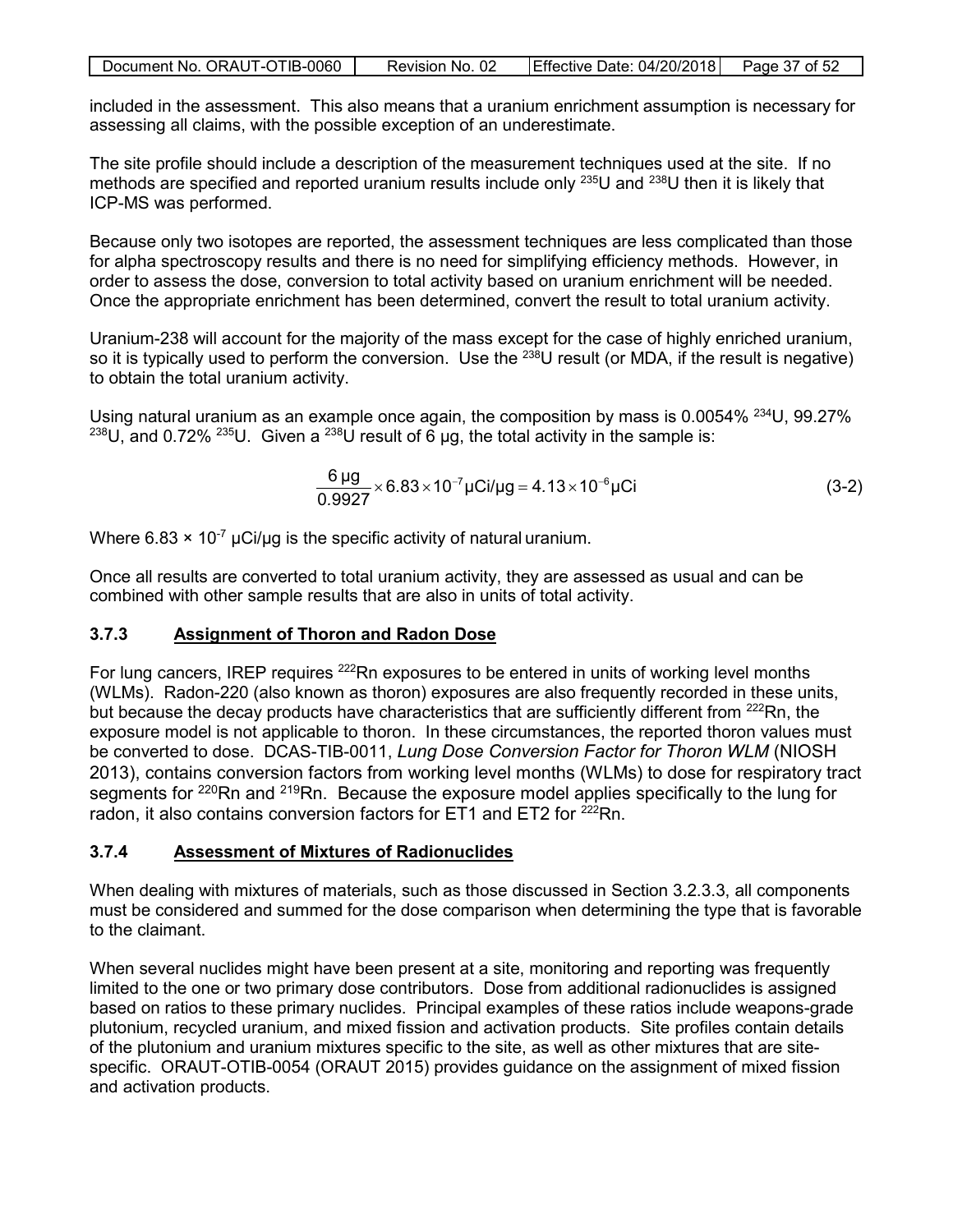included in the assessment. This also means that a uranium enrichment assumption is necessary for assessing all claims, with the possible exception of an underestimate.

The site profile should include a description of the measurement techniques used at the site. If no methods are specified and reported uranium results include only $^{235}U$ and $^{238}U$ then it is likely that ICP-MS was performed.

Because only two isotopes are reported, the assessment techniques are less complicated than those for alpha spectroscopy results and there is no need for simplifying efficiency methods. However, in order to assess the dose, conversion to total activity based on uranium enrichment will be needed. Once the appropriate enrichment has been determined, convert the result to total uranium activity.

Uranium-238 will account for the majority of the mass except for the case of highly enriched uranium, so it is typically used to perform the conversion. Use the $^{238}U$ result (or MDA, if the result is negative) to obtain the total uranium activity.

Using natural uranium as an example once again, the composition by mass is 0.0054% $^{234}U$, 99.27% $^{238}U$, and 0.72% $^{235}U$. Given a $^{238}U$ result of 6 µg, the total activity in the sample is:

$$\frac{6\ \mu g}{0.9927} \times 6.83 \times 10^{-7}\ \mu Ci/\mu g = 4.13 \times 10^{-6}\ \mu Ci \tag{3-2}$$

Where $6.83 \times 10^{-7}$ µCi/µg is the specific activity of natural uranium.

Once all results are converted to total uranium activity, they are assessed as usual and can be combined with other sample results that are also in units of total activity.

### 3.7.3 Assignment of Thoron and Radon Dose

For lung cancers, IREP requires $^{222}Rn$ exposures to be entered in units of working level months (WLMs). Radon-220 (also known as thoron) exposures are also frequently recorded in these units, but because the decay products have characteristics that are sufficiently different from $^{222}Rn$, the exposure model is not applicable to thoron. In these circumstances, the reported thoron values must be converted to dose. DCAS-TIB-0011, *Lung Dose Conversion Factor for Thoron WLM* (NIOSH 2013), contains conversion factors from working level months (WLMs) to dose for respiratory tract segments for $^{220}Rn$ and $^{219}Rn$. Because the exposure model applies specifically to the lung for radon, it also contains conversion factors for ET1 and ET2 for $^{222}Rn$.

### 3.7.4 Assessment of Mixtures of Radionuclides

When dealing with mixtures of materials, such as those discussed in Section 3.2.3.3, all components must be considered and summed for the dose comparison when determining the type that is favorable to the claimant.

When several nuclides might have been present at a site, monitoring and reporting was frequently limited to the one or two primary dose contributors. Dose from additional radionuclides is assigned based on ratios to these primary nuclides. Principal examples of these ratios include weapons-grade plutonium, recycled uranium, and mixed fission and activation products. Site profiles contain details of the plutonium and uranium mixtures specific to the site, as well as other mixtures that are site-specific. ORAUT-OTIB-0054 (ORAUT 2015) provides guidance on the assignment of mixed fission and activation products.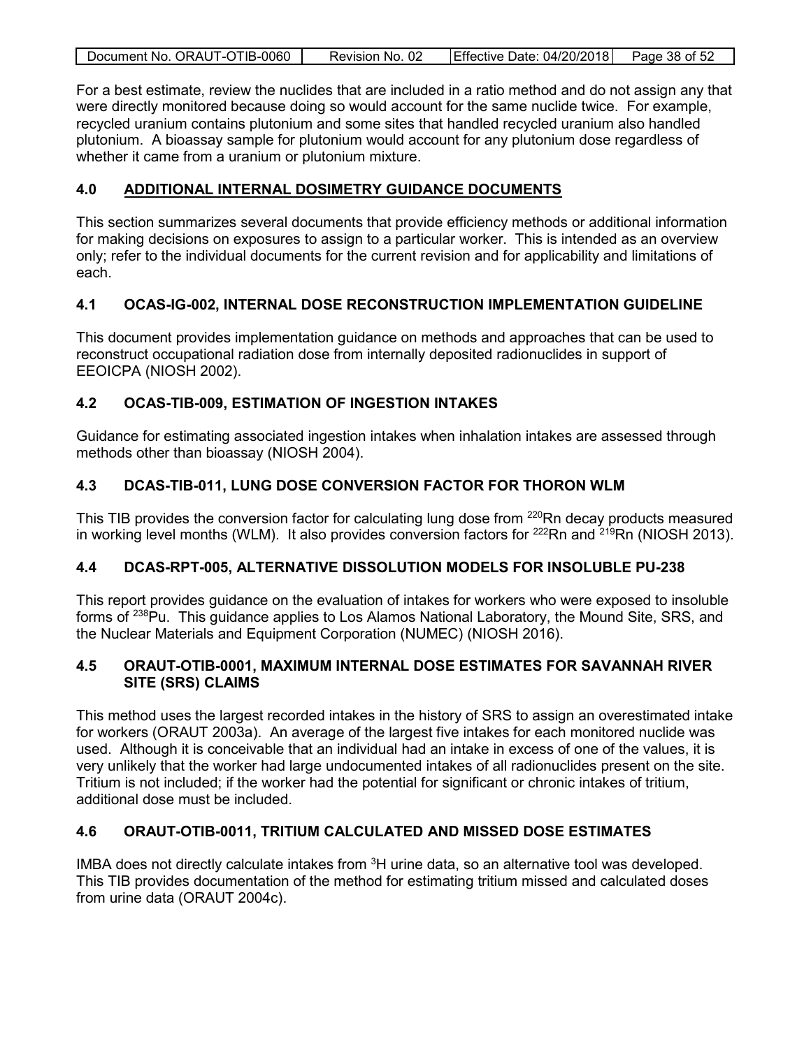For a best estimate, review the nuclides that are included in a ratio method and do not assign any that were directly monitored because doing so would account for the same nuclide twice. For example, recycled uranium contains plutonium and some sites that handled recycled uranium also handled plutonium. A bioassay sample for plutonium would account for any plutonium dose regardless of whether it came from a uranium or plutonium mixture.

## 4.0 ADDITIONAL INTERNAL DOSIMETRY GUIDANCE DOCUMENTS

This section summarizes several documents that provide efficiency methods or additional information for making decisions on exposures to assign to a particular worker. This is intended as an overview only; refer to the individual documents for the current revision and for applicability and limitations of each.

### 4.1 OCAS-IG-002, INTERNAL DOSE RECONSTRUCTION IMPLEMENTATION GUIDELINE

This document provides implementation guidance on methods and approaches that can be used to reconstruct occupational radiation dose from internally deposited radionuclides in support of EEOICPA (NIOSH 2002).

### 4.2 OCAS-TIB-009, ESTIMATION OF INGESTION INTAKES

Guidance for estimating associated ingestion intakes when inhalation intakes are assessed through methods other than bioassay (NIOSH 2004).

### 4.3 DCAS-TIB-011, LUNG DOSE CONVERSION FACTOR FOR THORON WLM

This TIB provides the conversion factor for calculating lung dose from $^{220}$Rn decay products measured in working level months (WLM). It also provides conversion factors for $^{222}$Rn and $^{219}$Rn (NIOSH 2013).

### 4.4 DCAS-RPT-005, ALTERNATIVE DISSOLUTION MODELS FOR INSOLUBLE PU-238

This report provides guidance on the evaluation of intakes for workers who were exposed to insoluble forms of $^{238}$Pu. This guidance applies to Los Alamos National Laboratory, the Mound Site, SRS, and the Nuclear Materials and Equipment Corporation (NUMEC) (NIOSH 2016).

### 4.5 ORAUT-OTIB-0001, MAXIMUM INTERNAL DOSE ESTIMATES FOR SAVANNAH RIVER SITE (SRS) CLAIMS

This method uses the largest recorded intakes in the history of SRS to assign an overestimated intake for workers (ORAUT 2003a). An average of the largest five intakes for each monitored nuclide was used. Although it is conceivable that an individual had an intake in excess of one of the values, it is very unlikely that the worker had large undocumented intakes of all radionuclides present on the site. Tritium is not included; if the worker had the potential for significant or chronic intakes of tritium, additional dose must be included.

### 4.6 ORAUT-OTIB-0011, TRITIUM CALCULATED AND MISSED DOSE ESTIMATES

IMBA does not directly calculate intakes from $^{3}$H urine data, so an alternative tool was developed. This TIB provides documentation of the method for estimating tritium missed and calculated doses from urine data (ORAUT 2004c).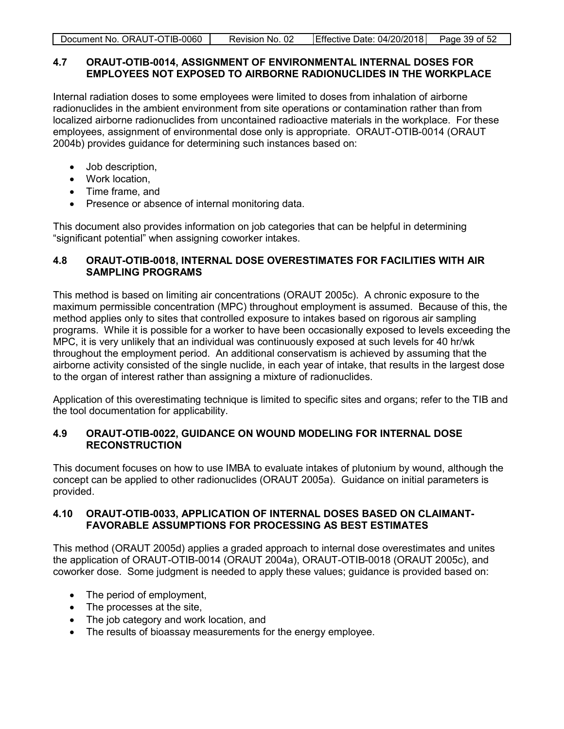### 4.7 ORAUT-OTIB-0014, ASSIGNMENT OF ENVIRONMENTAL INTERNAL DOSES FOR EMPLOYEES NOT EXPOSED TO AIRBORNE RADIONUCLIDES IN THE WORKPLACE

Internal radiation doses to some employees were limited to doses from inhalation of airborne radionuclides in the ambient environment from site operations or contamination rather than from localized airborne radionuclides from uncontained radioactive materials in the workplace. For these employees, assignment of environmental dose only is appropriate. ORAUT-OTIB-0014 (ORAUT 2004b) provides guidance for determining such instances based on:

- Job description,
- Work location,
- Time frame, and
- Presence or absence of internal monitoring data.

This document also provides information on job categories that can be helpful in determining "significant potential" when assigning coworker intakes.

### 4.8 ORAUT-OTIB-0018, INTERNAL DOSE OVERESTIMATES FOR FACILITIES WITH AIR SAMPLING PROGRAMS

This method is based on limiting air concentrations (ORAUT 2005c). A chronic exposure to the maximum permissible concentration (MPC) throughout employment is assumed. Because of this, the method applies only to sites that controlled exposure to intakes based on rigorous air sampling programs. While it is possible for a worker to have been occasionally exposed to levels exceeding the MPC, it is very unlikely that an individual was continuously exposed at such levels for 40 hr/wk throughout the employment period. An additional conservatism is achieved by assuming that the airborne activity consisted of the single nuclide, in each year of intake, that results in the largest dose to the organ of interest rather than assigning a mixture of radionuclides.

Application of this overestimating technique is limited to specific sites and organs; refer to the TIB and the tool documentation for applicability.

### 4.9 ORAUT-OTIB-0022, GUIDANCE ON WOUND MODELING FOR INTERNAL DOSE RECONSTRUCTION

This document focuses on how to use IMBA to evaluate intakes of plutonium by wound, although the concept can be applied to other radionuclides (ORAUT 2005a). Guidance on initial parameters is provided.

### 4.10 ORAUT-OTIB-0033, APPLICATION OF INTERNAL DOSES BASED ON CLAIMANT-FAVORABLE ASSUMPTIONS FOR PROCESSING AS BEST ESTIMATES

This method (ORAUT 2005d) applies a graded approach to internal dose overestimates and unites the application of ORAUT-OTIB-0014 (ORAUT 2004a), ORAUT-OTIB-0018 (ORAUT 2005c), and coworker dose. Some judgment is needed to apply these values; guidance is provided based on:

- The period of employment,
- The processes at the site,
- The job category and work location, and
- The results of bioassay measurements for the energy employee.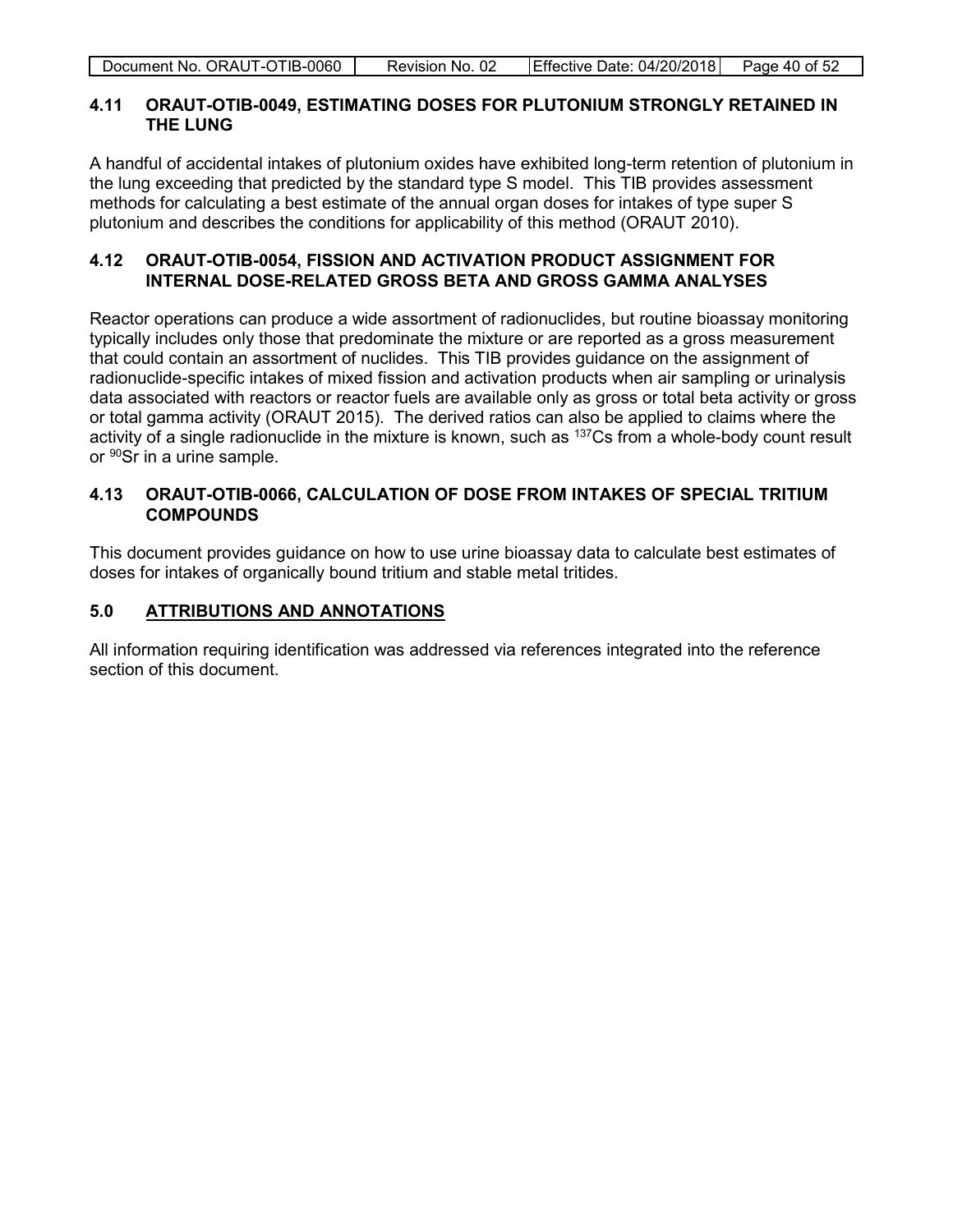### 4.11 ORAUT-OTIB-0049, ESTIMATING DOSES FOR PLUTONIUM STRONGLY RETAINED IN THE LUNG

A handful of accidental intakes of plutonium oxides have exhibited long-term retention of plutonium in the lung exceeding that predicted by the standard type S model. This TIB provides assessment methods for calculating a best estimate of the annual organ doses for intakes of type super S plutonium and describes the conditions for applicability of this method (ORAUT 2010).

### 4.12 ORAUT-OTIB-0054, FISSION AND ACTIVATION PRODUCT ASSIGNMENT FOR INTERNAL DOSE-RELATED GROSS BETA AND GROSS GAMMA ANALYSES

Reactor operations can produce a wide assortment of radionuclides, but routine bioassay monitoring typically includes only those that predominate the mixture or are reported as a gross measurement that could contain an assortment of nuclides. This TIB provides guidance on the assignment of radionuclide-specific intakes of mixed fission and activation products when air sampling or urinalysis data associated with reactors or reactor fuels are available only as gross or total beta activity or gross or total gamma activity (ORAUT 2015). The derived ratios can also be applied to claims where the activity of a single radionuclide in the mixture is known, such as $^{137}Cs$ from a whole-body count result or $^{90}Sr$ in a urine sample.

### 4.13 ORAUT-OTIB-0066, CALCULATION OF DOSE FROM INTAKES OF SPECIAL TRITIUM COMPOUNDS

This document provides guidance on how to use urine bioassay data to calculate best estimates of doses for intakes of organically bound tritium and stable metal tritides.

## 5.0 ATTRIBUTIONS AND ANNOTATIONS

All information requiring identification was addressed via references integrated into the reference section of this document.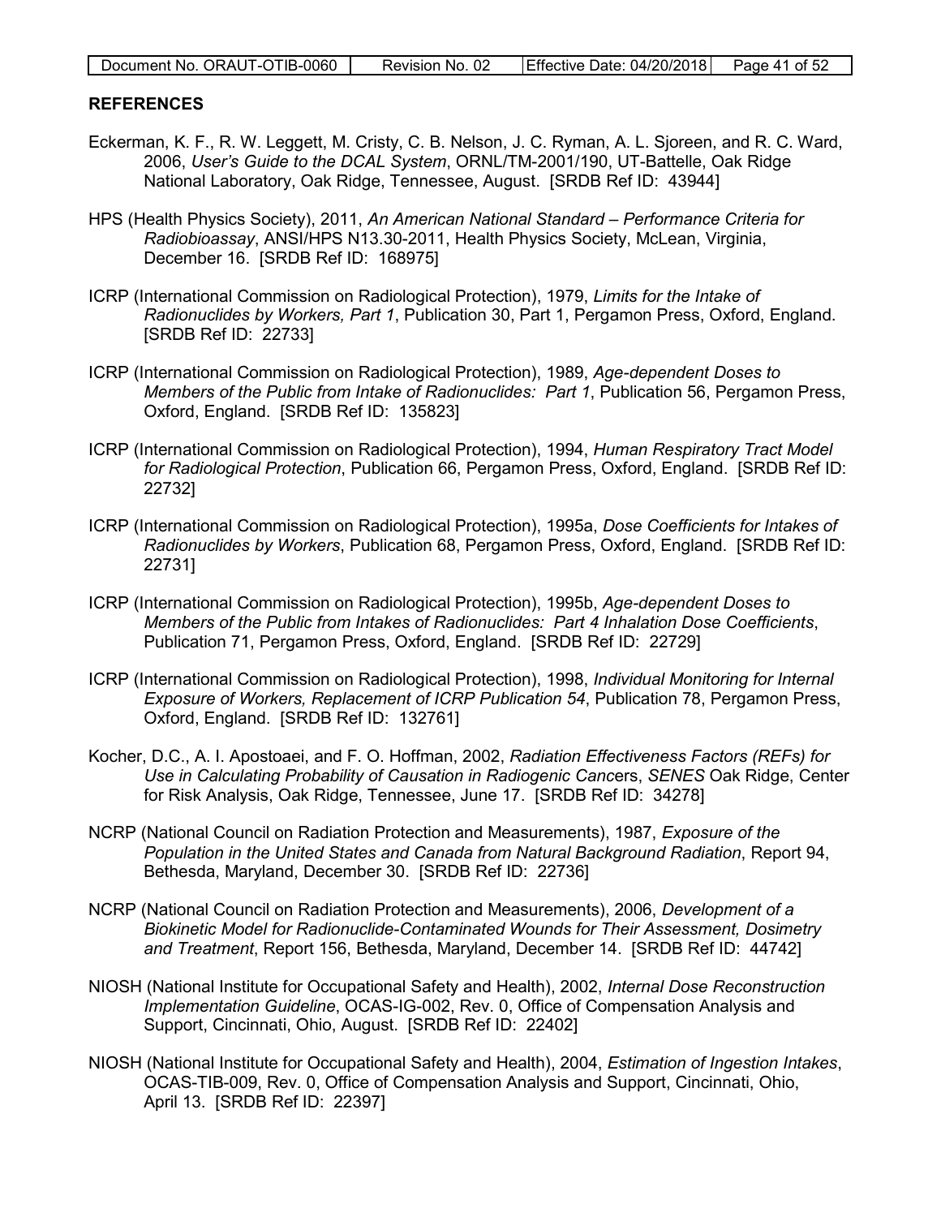## REFERENCES

Eckerman, K. F., R. W. Leggett, M. Cristy, C. B. Nelson, J. C. Ryman, A. L. Sjoreen, and R. C. Ward, 2006, *User's Guide to the DCAL System*, ORNL/TM-2001/190, UT-Battelle, Oak Ridge National Laboratory, Oak Ridge, Tennessee, August. [SRDB Ref ID: 43944]

HPS (Health Physics Society), 2011, *An American National Standard – Performance Criteria for Radiobioassay*, ANSI/HPS N13.30-2011, Health Physics Society, McLean, Virginia, December 16. [SRDB Ref ID: 168975]

ICRP (International Commission on Radiological Protection), 1979, *Limits for the Intake of Radionuclides by Workers, Part 1*, Publication 30, Part 1, Pergamon Press, Oxford, England. [SRDB Ref ID: 22733]

ICRP (International Commission on Radiological Protection), 1989, *Age-dependent Doses to Members of the Public from Intake of Radionuclides: Part 1*, Publication 56, Pergamon Press, Oxford, England. [SRDB Ref ID: 135823]

ICRP (International Commission on Radiological Protection), 1994, *Human Respiratory Tract Model for Radiological Protection*, Publication 66, Pergamon Press, Oxford, England. [SRDB Ref ID: 22732]

ICRP (International Commission on Radiological Protection), 1995a, *Dose Coefficients for Intakes of Radionuclides by Workers*, Publication 68, Pergamon Press, Oxford, England. [SRDB Ref ID: 22731]

ICRP (International Commission on Radiological Protection), 1995b, *Age-dependent Doses to Members of the Public from Intakes of Radionuclides: Part 4 Inhalation Dose Coefficients*, Publication 71, Pergamon Press, Oxford, England. [SRDB Ref ID: 22729]

ICRP (International Commission on Radiological Protection), 1998, *Individual Monitoring for Internal Exposure of Workers, Replacement of ICRP Publication 54*, Publication 78, Pergamon Press, Oxford, England. [SRDB Ref ID: 132761]

Kocher, D.C., A. I. Apostoaei, and F. O. Hoffman, 2002, *Radiation Effectiveness Factors (REFs) for Use in Calculating Probability of Causation in Radiogenic Canc*ers, *SENES* Oak Ridge, Center for Risk Analysis, Oak Ridge, Tennessee, June 17. [SRDB Ref ID: 34278]

NCRP (National Council on Radiation Protection and Measurements), 1987, *Exposure of the Population in the United States and Canada from Natural Background Radiation*, Report 94, Bethesda, Maryland, December 30. [SRDB Ref ID: 22736]

NCRP (National Council on Radiation Protection and Measurements), 2006, *Development of a Biokinetic Model for Radionuclide-Contaminated Wounds for Their Assessment, Dosimetry and Treatment*, Report 156, Bethesda, Maryland, December 14. [SRDB Ref ID: 44742]

NIOSH (National Institute for Occupational Safety and Health), 2002, *Internal Dose Reconstruction Implementation Guideline*, OCAS-IG-002, Rev. 0, Office of Compensation Analysis and Support, Cincinnati, Ohio, August. [SRDB Ref ID: 22402]

NIOSH (National Institute for Occupational Safety and Health), 2004, *Estimation of Ingestion Intakes*, OCAS-TIB-009, Rev. 0, Office of Compensation Analysis and Support, Cincinnati, Ohio, April 13. [SRDB Ref ID: 22397]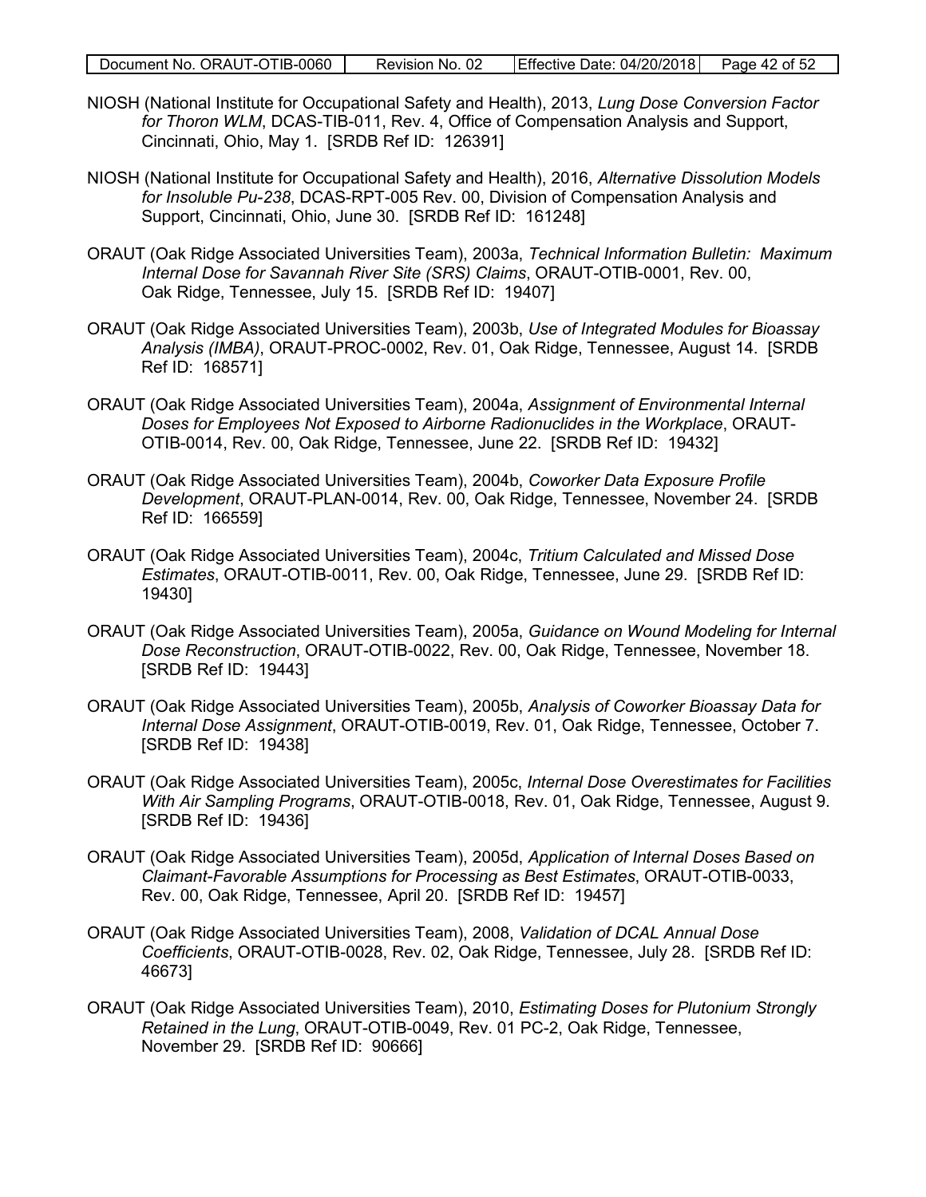NIOSH (National Institute for Occupational Safety and Health), 2013, *Lung Dose Conversion Factor for Thoron WLM*, DCAS-TIB-011, Rev. 4, Office of Compensation Analysis and Support, Cincinnati, Ohio, May 1. [SRDB Ref ID: 126391]

NIOSH (National Institute for Occupational Safety and Health), 2016, *Alternative Dissolution Models for Insoluble Pu-238*, DCAS-RPT-005 Rev. 00, Division of Compensation Analysis and Support, Cincinnati, Ohio, June 30. [SRDB Ref ID: 161248]

ORAUT (Oak Ridge Associated Universities Team), 2003a, *Technical Information Bulletin: Maximum Internal Dose for Savannah River Site (SRS) Claims*, ORAUT-OTIB-0001, Rev. 00, Oak Ridge, Tennessee, July 15. [SRDB Ref ID: 19407]

ORAUT (Oak Ridge Associated Universities Team), 2003b, *Use of Integrated Modules for Bioassay Analysis (IMBA)*, ORAUT-PROC-0002, Rev. 01, Oak Ridge, Tennessee, August 14. [SRDB Ref ID: 168571]

ORAUT (Oak Ridge Associated Universities Team), 2004a, *Assignment of Environmental Internal Doses for Employees Not Exposed to Airborne Radionuclides in the Workplace*, ORAUT-OTIB-0014, Rev. 00, Oak Ridge, Tennessee, June 22. [SRDB Ref ID: 19432]

ORAUT (Oak Ridge Associated Universities Team), 2004b, *Coworker Data Exposure Profile Development*, ORAUT-PLAN-0014, Rev. 00, Oak Ridge, Tennessee, November 24. [SRDB Ref ID: 166559]

ORAUT (Oak Ridge Associated Universities Team), 2004c, *Tritium Calculated and Missed Dose Estimates*, ORAUT-OTIB-0011, Rev. 00, Oak Ridge, Tennessee, June 29. [SRDB Ref ID: 19430]

ORAUT (Oak Ridge Associated Universities Team), 2005a, *Guidance on Wound Modeling for Internal Dose Reconstruction*, ORAUT-OTIB-0022, Rev. 00, Oak Ridge, Tennessee, November 18. [SRDB Ref ID: 19443]

ORAUT (Oak Ridge Associated Universities Team), 2005b, *Analysis of Coworker Bioassay Data for Internal Dose Assignment*, ORAUT-OTIB-0019, Rev. 01, Oak Ridge, Tennessee, October 7. [SRDB Ref ID: 19438]

ORAUT (Oak Ridge Associated Universities Team), 2005c, *Internal Dose Overestimates for Facilities With Air Sampling Programs*, ORAUT-OTIB-0018, Rev. 01, Oak Ridge, Tennessee, August 9. [SRDB Ref ID: 19436]

ORAUT (Oak Ridge Associated Universities Team), 2005d, *Application of Internal Doses Based on Claimant-Favorable Assumptions for Processing as Best Estimates*, ORAUT-OTIB-0033, Rev. 00, Oak Ridge, Tennessee, April 20. [SRDB Ref ID: 19457]

ORAUT (Oak Ridge Associated Universities Team), 2008, *Validation of DCAL Annual Dose Coefficients*, ORAUT-OTIB-0028, Rev. 02, Oak Ridge, Tennessee, July 28. [SRDB Ref ID: 46673]

ORAUT (Oak Ridge Associated Universities Team), 2010, *Estimating Doses for Plutonium Strongly Retained in the Lung*, ORAUT-OTIB-0049, Rev. 01 PC-2, Oak Ridge, Tennessee, November 29. [SRDB Ref ID: 90666]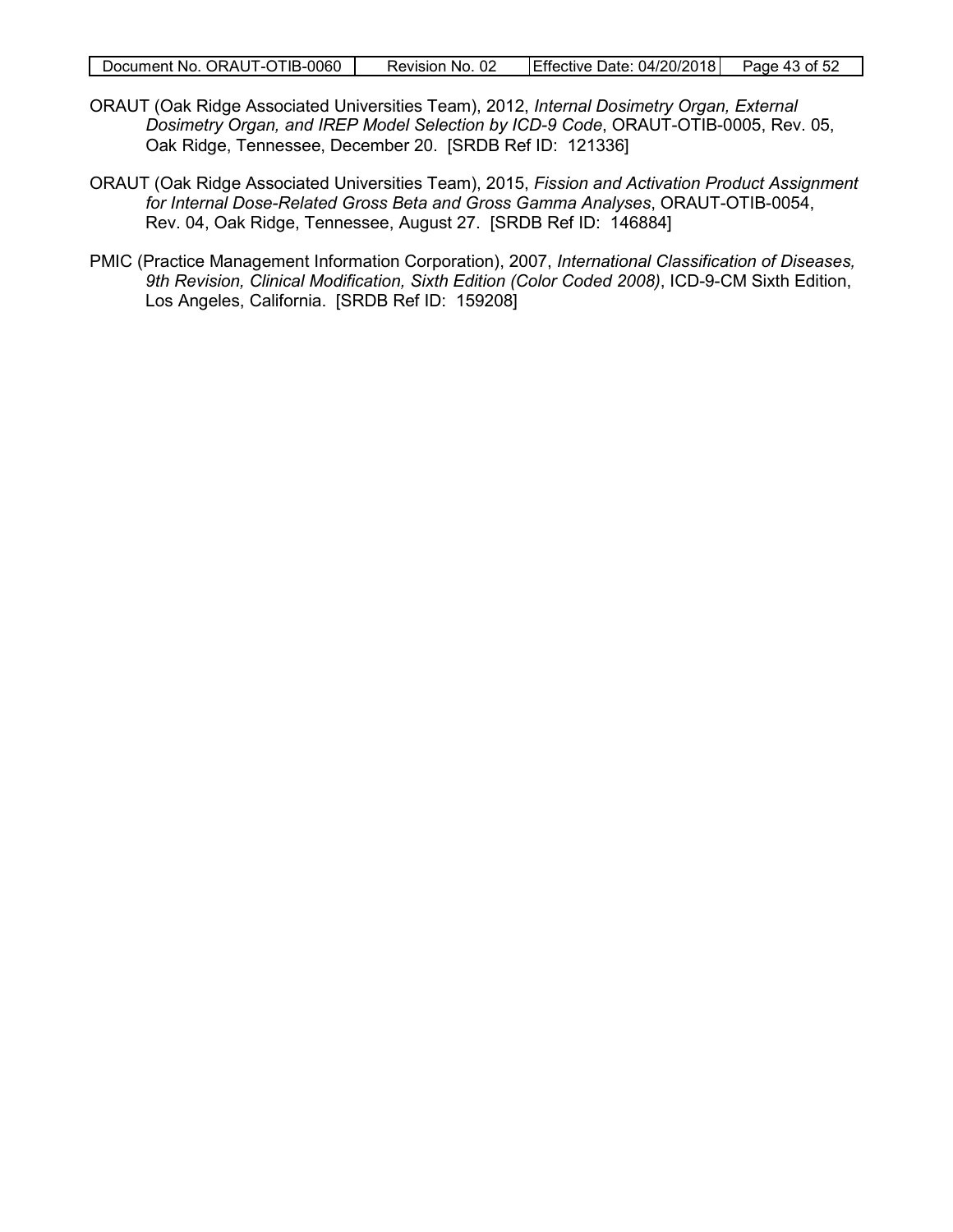ORAUT (Oak Ridge Associated Universities Team), 2012, *Internal Dosimetry Organ, External Dosimetry Organ, and IREP Model Selection by ICD-9 Code*, ORAUT-OTIB-0005, Rev. 05, Oak Ridge, Tennessee, December 20. [SRDB Ref ID: 121336]

ORAUT (Oak Ridge Associated Universities Team), 2015, *Fission and Activation Product Assignment for Internal Dose-Related Gross Beta and Gross Gamma Analyses*, ORAUT-OTIB-0054, Rev. 04, Oak Ridge, Tennessee, August 27. [SRDB Ref ID: 146884]

PMIC (Practice Management Information Corporation), 2007, *International Classification of Diseases, 9th Revision, Clinical Modification, Sixth Edition (Color Coded 2008)*, ICD-9-CM Sixth Edition, Los Angeles, California. [SRDB Ref ID: 159208]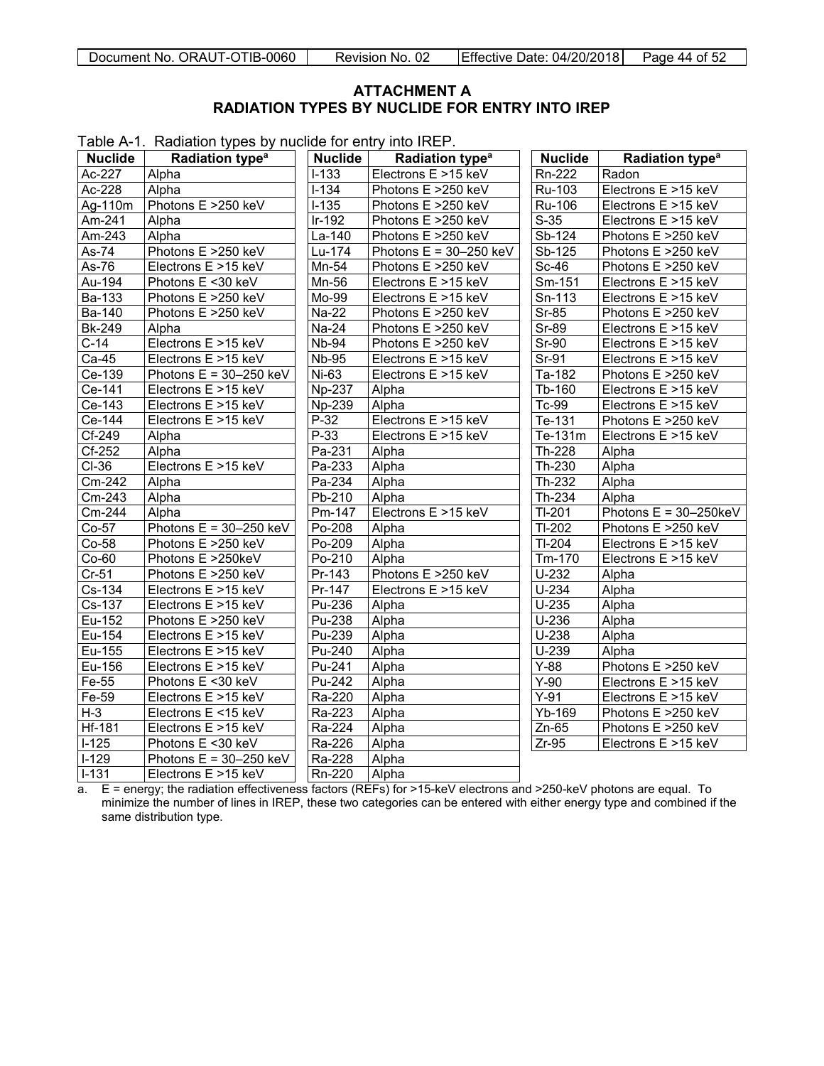# ATTACHMENT A
# RADIATION TYPES BY NUCLIDE FOR ENTRY INTO IREP

Table A-1. Radiation types by nuclide for entry into IREP.

| Nuclide | Radiation type[a] | Nuclide | Radiation type[a] | Nuclide | Radiation type[a] |
|---|---|---|---|---|---|
| Ac-227 | Alpha | I-133 | Electrons E >15 keV | Rn-222 | Radon |
| Ac-228 | Alpha | I-134 | Photons E >250 keV | Ru-103 | Electrons E >15 keV |
| Ag-110m | Photons E >250 keV | I-135 | Photons E >250 keV | Ru-106 | Electrons E >15 keV |
| Am-241 | Alpha | Ir-192 | Photons E >250 keV | S-35 | Electrons E >15 keV |
| Am-243 | Alpha | La-140 | Photons E >250 keV | Sb-124 | Photons E >250 keV |
| As-74 | Photons E >250 keV | Lu-174 | Photons E = 30–250 keV | Sb-125 | Photons E >250 keV |
| As-76 | Electrons E >15 keV | Mn-54 | Photons E >250 keV | Sc-46 | Photons E >250 keV |
| Au-194 | Photons E <30 keV | Mn-56 | Electrons E >15 keV | Sm-151 | Electrons E >15 keV |
| Ba-133 | Photons E >250 keV | Mo-99 | Electrons E >15 keV | Sn-113 | Electrons E >15 keV |
| Ba-140 | Photons E >250 keV | Na-22 | Photons E >250 keV | Sr-85 | Photons E >250 keV |
| Bk-249 | Alpha | Na-24 | Photons E >250 keV | Sr-89 | Electrons E >15 keV |
| C-14 | Electrons E >15 keV | Nb-94 | Photons E >250 keV | Sr-90 | Electrons E >15 keV |
| Ca-45 | Electrons E >15 keV | Nb-95 | Electrons E >15 keV | Sr-91 | Electrons E >15 keV |
| Ce-139 | Photons E = 30–250 keV | Ni-63 | Electrons E >15 keV | Ta-182 | Photons E >250 keV |
| Ce-141 | Electrons E >15 keV | Np-237 | Alpha | Tb-160 | Electrons E >15 keV |
| Ce-143 | Electrons E >15 keV | Np-239 | Alpha | Tc-99 | Electrons E >15 keV |
| Ce-144 | Electrons E >15 keV | P-32 | Electrons E >15 keV | Te-131 | Photons E >250 keV |
| Cf-249 | Alpha | P-33 | Electrons E >15 keV | Te-131m | Electrons E >15 keV |
| Cf-252 | Alpha | Pa-231 | Alpha | Th-228 | Alpha |
| Cl-36 | Electrons E >15 keV | Pa-233 | Alpha | Th-230 | Alpha |
| Cm-242 | Alpha | Pa-234 | Alpha | Th-232 | Alpha |
| Cm-243 | Alpha | Pb-210 | Alpha | Th-234 | Alpha |
| Cm-244 | Alpha | Pm-147 | Electrons E >15 keV | Tl-201 | Photons E = 30–250keV |
| Co-57 | Photons E = 30–250 keV | Po-208 | Alpha | Tl-202 | Photons E >250 keV |
| Co-58 | Photons E >250 keV | Po-209 | Alpha | Tl-204 | Electrons E >15 keV |
| Co-60 | Photons E >250keV | Po-210 | Alpha | Tm-170 | Electrons E >15 keV |
| Cr-51 | Photons E >250 keV | Pr-143 | Photons E >250 keV | U-232 | Alpha |
| Cs-134 | Electrons E >15 keV | Pr-147 | Electrons E >15 keV | U-234 | Alpha |
| Cs-137 | Electrons E >15 keV | Pu-236 | Alpha | U-235 | Alpha |
| Eu-152 | Photons E >250 keV | Pu-238 | Alpha | U-236 | Alpha |
| Eu-154 | Electrons E >15 keV | Pu-239 | Alpha | U-238 | Alpha |
| Eu-155 | Electrons E >15 keV | Pu-240 | Alpha | U-239 | Alpha |
| Eu-156 | Electrons E >15 keV | Pu-241 | Alpha | Y-88 | Photons E >250 keV |
| Fe-55 | Photons E <30 keV | Pu-242 | Alpha | Y-90 | Electrons E >15 keV |
| Fe-59 | Electrons E >15 keV | Ra-220 | Alpha | Y-91 | Electrons E >15 keV |
| H-3 | Electrons E <15 keV | Ra-223 | Alpha | Yb-169 | Photons E >250 keV |
| Hf-181 | Electrons E >15 keV | Ra-224 | Alpha | Zn-65 | Photons E >250 keV |
| I-125 | Photons E <30 keV | Ra-226 | Alpha | Zr-95 | Electrons E >15 keV |
| I-129 | Photons E = 30–250 keV | Ra-228 | Alpha | | |
| I-131 | Electrons E >15 keV | Rn-220 | Alpha | | |

a. E = energy; the radiation effectiveness factors (REFs) for >15-keV electrons and >250-keV photons are equal. To minimize the number of lines in IREP, these two categories can be entered with either energy type and combined if the same distribution type.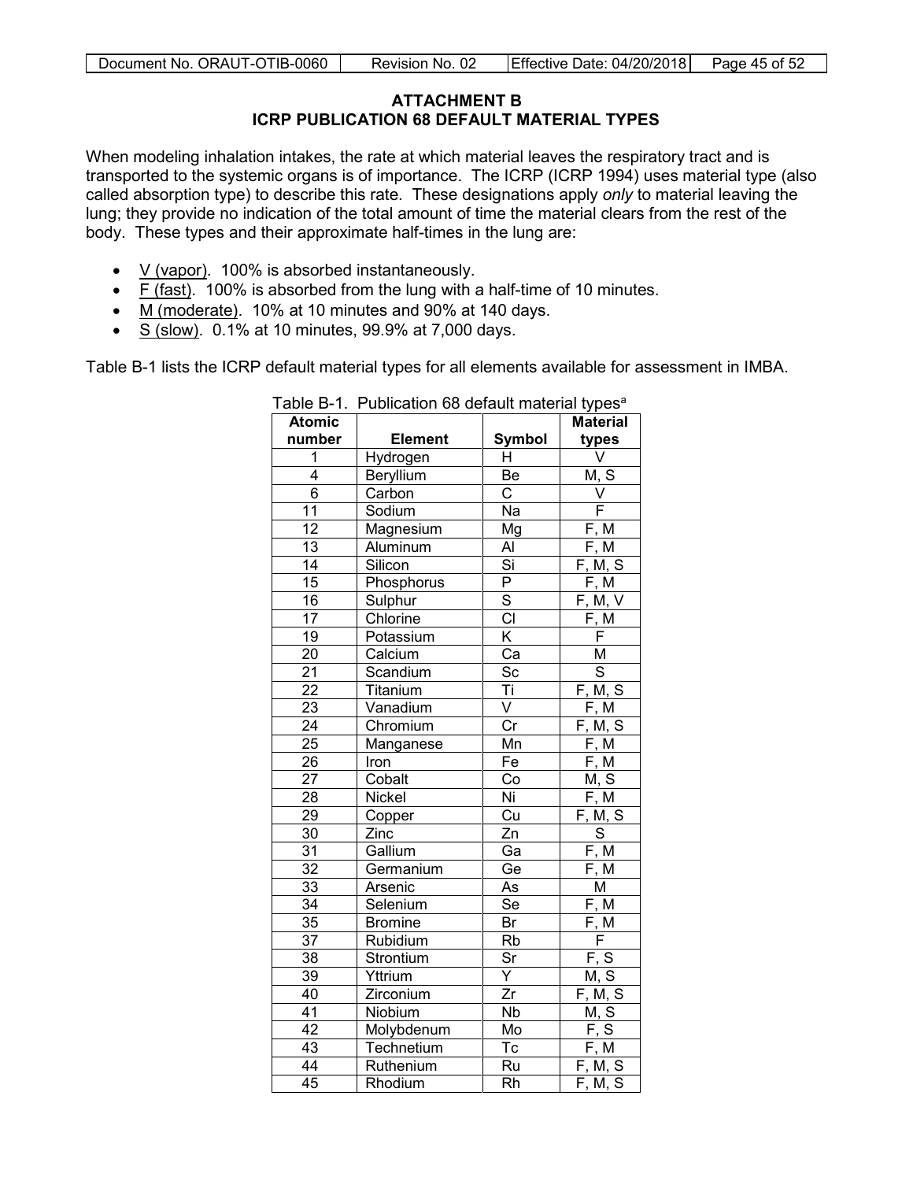## ATTACHMENT B
## ICRP PUBLICATION 68 DEFAULT MATERIAL TYPES

When modeling inhalation intakes, the rate at which material leaves the respiratory tract and is transported to the systemic organs is of importance. The ICRP (ICRP 1994) uses material type (also called absorption type) to describe this rate. These designations apply *only* to material leaving the lung; they provide no indication of the total amount of time the material clears from the rest of the body. These types and their approximate half-times in the lung are:

- V (vapor). 100% is absorbed instantaneously.
- F (fast). 100% is absorbed from the lung with a half-time of 10 minutes.
- M (moderate). 10% at 10 minutes and 90% at 140 days.
- S (slow). 0.1% at 10 minutes, 99.9% at 7,000 days.

Table B-1 lists the ICRP default material types for all elements available for assessment in IMBA.

Table B-1. Publication 68 default material types[a]

| Atomic number | Element | Symbol | Material types |
|---|---|---|---|
| 1 | Hydrogen | H | V |
| 4 | Beryllium | Be | M, S |
| 6 | Carbon | C | V |
| 11 | Sodium | Na | F |
| 12 | Magnesium | Mg | F, M |
| 13 | Aluminum | Al | F, M |
| 14 | Silicon | Si | F, M, S |
| 15 | Phosphorus | P | F, M |
| 16 | Sulphur | S | F, M, V |
| 17 | Chlorine | Cl | F, M |
| 19 | Potassium | K | F |
| 20 | Calcium | Ca | M |
| 21 | Scandium | Sc | S |
| 22 | Titanium | Ti | F, M, S |
| 23 | Vanadium | V | F, M |
| 24 | Chromium | Cr | F, M, S |
| 25 | Manganese | Mn | F, M |
| 26 | Iron | Fe | F, M |
| 27 | Cobalt | Co | M, S |
| 28 | Nickel | Ni | F, M |
| 29 | Copper | Cu | F, M, S |
| 30 | Zinc | Zn | S |
| 31 | Gallium | Ga | F, M |
| 32 | Germanium | Ge | F, M |
| 33 | Arsenic | As | M |
| 34 | Selenium | Se | F, M |
| 35 | Bromine | Br | F, M |
| 37 | Rubidium | Rb | F |
| 38 | Strontium | Sr | F, S |
| 39 | Yttrium | Y | M, S |
| 40 | Zirconium | Zr | F, M, S |
| 41 | Niobium | Nb | M, S |
| 42 | Molybdenum | Mo | F, S |
| 43 | Technetium | Tc | F, M |
| 44 | Ruthenium | Ru | F, M, S |
| 45 | Rhodium | Rh | F, M, S |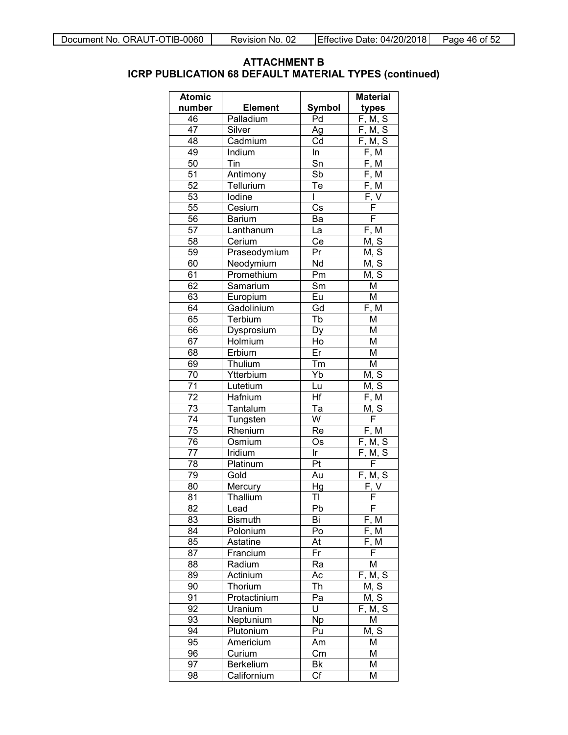## ATTACHMENT B
## ICRP PUBLICATION 68 DEFAULT MATERIAL TYPES (continued)

| Atomic number | Element | Symbol | Material types |
|---|---|---|---|
| 46 | Palladium | Pd | F, M, S |
| 47 | Silver | Ag | F, M, S |
| 48 | Cadmium | Cd | F, M, S |
| 49 | Indium | In | F, M |
| 50 | Tin | Sn | F, M |
| 51 | Antimony | Sb | F, M |
| 52 | Tellurium | Te | F, M |
| 53 | Iodine | I | F, V |
| 55 | Cesium | Cs | F |
| 56 | Barium | Ba | F |
| 57 | Lanthanum | La | F, M |
| 58 | Cerium | Ce | M, S |
| 59 | Praseodymium | Pr | M, S |
| 60 | Neodymium | Nd | M, S |
| 61 | Promethium | Pm | M, S |
| 62 | Samarium | Sm | M |
| 63 | Europium | Eu | M |
| 64 | Gadolinium | Gd | F, M |
| 65 | Terbium | Tb | M |
| 66 | Dysprosium | Dy | M |
| 67 | Holmium | Ho | M |
| 68 | Erbium | Er | M |
| 69 | Thulium | Tm | M |
| 70 | Ytterbium | Yb | M, S |
| 71 | Lutetium | Lu | M, S |
| 72 | Hafnium | Hf | F, M |
| 73 | Tantalum | Ta | M, S |
| 74 | Tungsten | W | F |
| 75 | Rhenium | Re | F, M |
| 76 | Osmium | Os | F, M, S |
| 77 | Iridium | Ir | F, M, S |
| 78 | Platinum | Pt | F |
| 79 | Gold | Au | F, M, S |
| 80 | Mercury | Hg | F, V |
| 81 | Thallium | Tl | F |
| 82 | Lead | Pb | F |
| 83 | Bismuth | Bi | F, M |
| 84 | Polonium | Po | F, M |
| 85 | Astatine | At | F, M |
| 87 | Francium | Fr | F |
| 88 | Radium | Ra | M |
| 89 | Actinium | Ac | F, M, S |
| 90 | Thorium | Th | M, S |
| 91 | Protactinium | Pa | M, S |
| 92 | Uranium | U | F, M, S |
| 93 | Neptunium | Np | M |
| 94 | Plutonium | Pu | M, S |
| 95 | Americium | Am | M |
| 96 | Curium | Cm | M |
| 97 | Berkelium | Bk | M |
| 98 | Californium | Cf | M |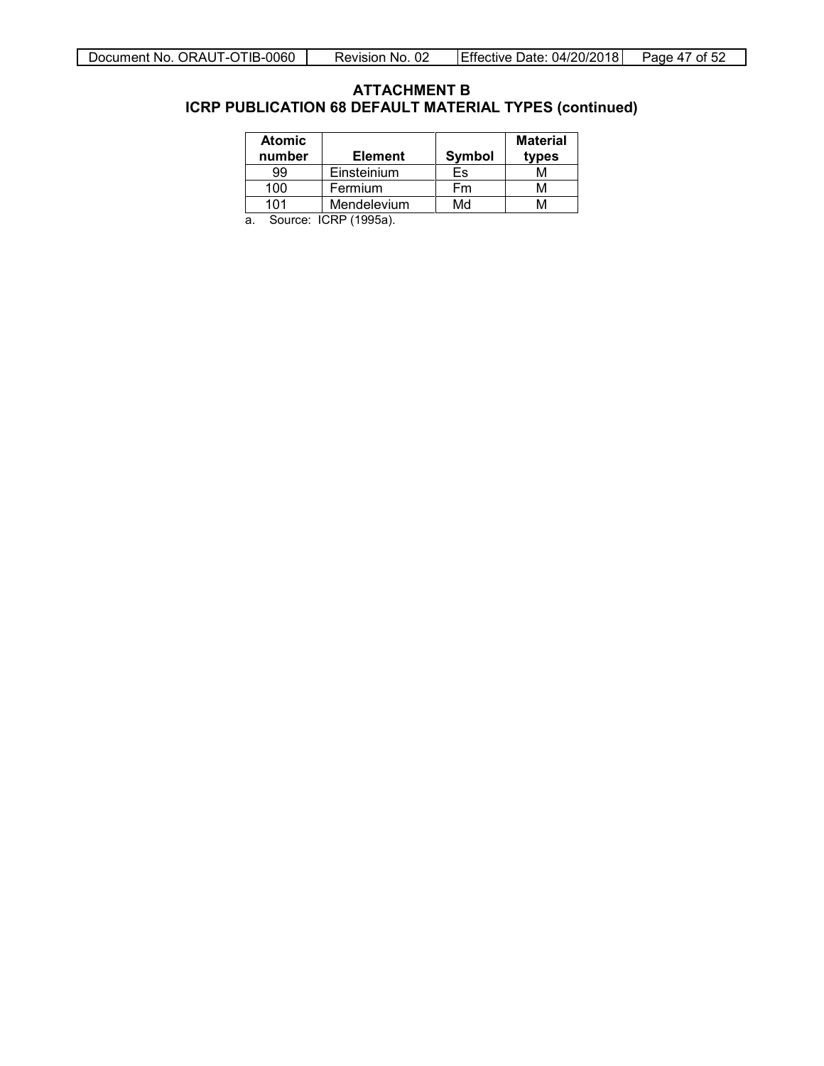## ATTACHMENT B
## ICRP PUBLICATION 68 DEFAULT MATERIAL TYPES (continued)

| Atomic number | Element | Symbol | Material types |
|---|---|---|---|
| 99 | Einsteinium | Es | M |
| 100 | Fermium | Fm | M |
| 101 | Mendelevium | Md | M |

a. Source: ICRP (1995a).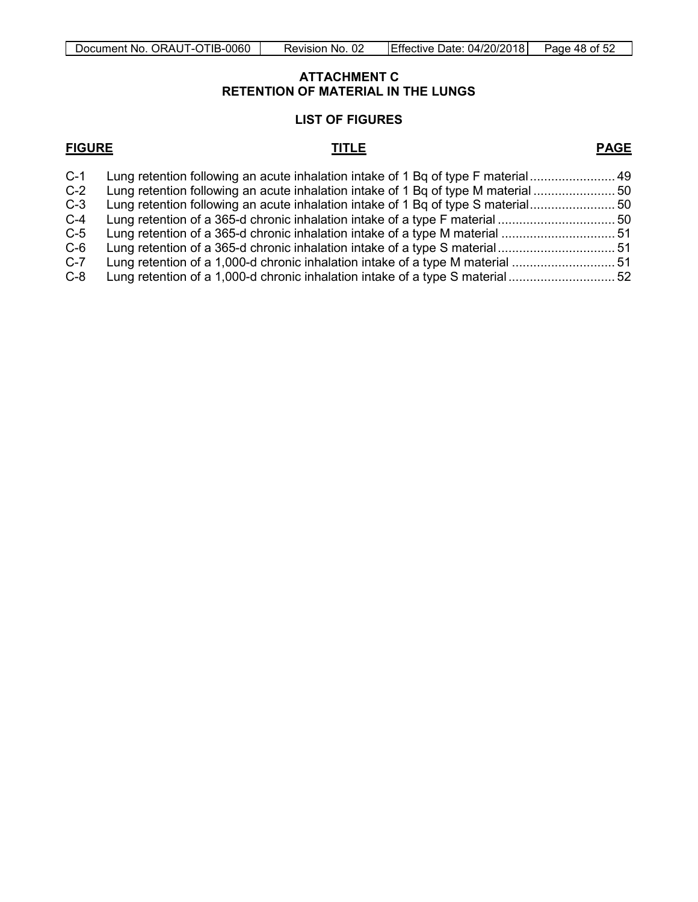# ATTACHMENT C
# RETENTION OF MATERIAL IN THE LUNGS

## LIST OF FIGURES

| FIGURE | TITLE | PAGE |
|---|---|---|
| C-1 | Lung retention following an acute inhalation intake of 1 Bq of type F material | 49 |
| C-2 | Lung retention following an acute inhalation intake of 1 Bq of type M material | 50 |
| C-3 | Lung retention following an acute inhalation intake of 1 Bq of type S material | 50 |
| C-4 | Lung retention of a 365-d chronic inhalation intake of a type F material | 50 |
| C-5 | Lung retention of a 365-d chronic inhalation intake of a type M material | 51 |
| C-6 | Lung retention of a 365-d chronic inhalation intake of a type S material | 51 |
| C-7 | Lung retention of a 1,000-d chronic inhalation intake of a type M material | 51 |
| C-8 | Lung retention of a 1,000-d chronic inhalation intake of a type S material | 52 |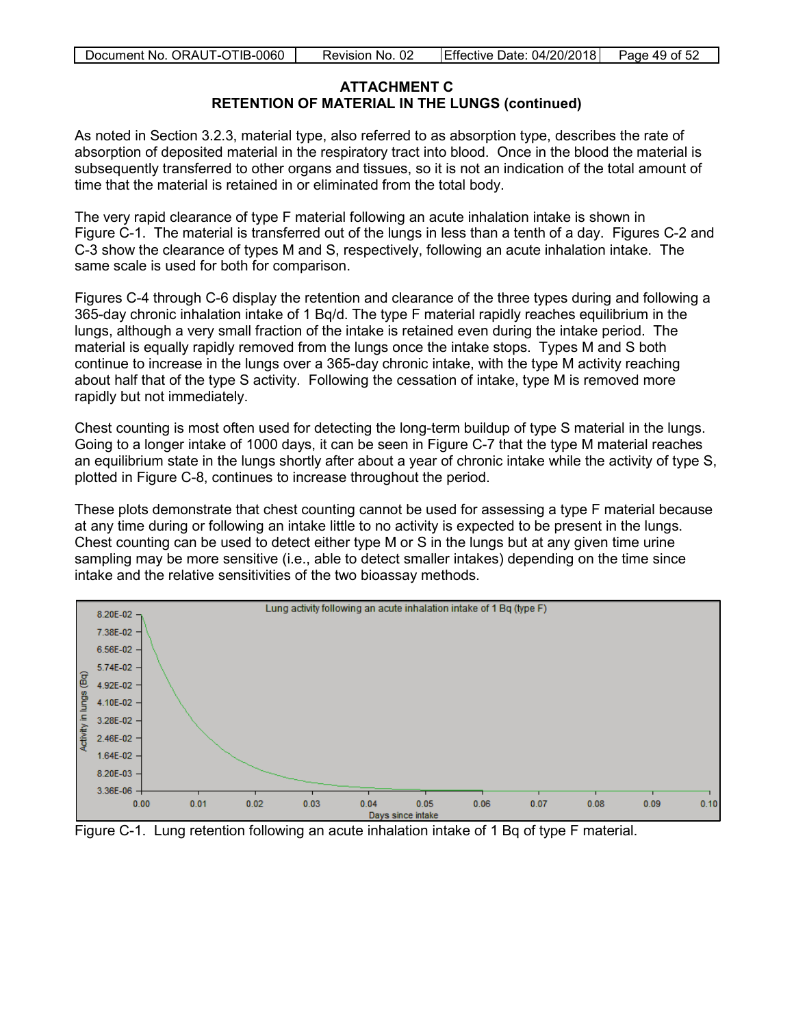## ATTACHMENT C
## RETENTION OF MATERIAL IN THE LUNGS (continued)

As noted in Section 3.2.3, material type, also referred to as absorption type, describes the rate of absorption of deposited material in the respiratory tract into blood. Once in the blood the material is subsequently transferred to other organs and tissues, so it is not an indication of the total amount of time that the material is retained in or eliminated from the total body.

The very rapid clearance of type F material following an acute inhalation intake is shown in Figure C-1. The material is transferred out of the lungs in less than a tenth of a day. Figures C-2 and C-3 show the clearance of types M and S, respectively, following an acute inhalation intake. The same scale is used for both for comparison.

Figures C-4 through C-6 display the retention and clearance of the three types during and following a 365-day chronic inhalation intake of 1 Bq/d. The type F material rapidly reaches equilibrium in the lungs, although a very small fraction of the intake is retained even during the intake period. The material is equally rapidly removed from the lungs once the intake stops. Types M and S both continue to increase in the lungs over a 365-day chronic intake, with the type M activity reaching about half that of the type S activity. Following the cessation of intake, type M is removed more rapidly but not immediately.

Chest counting is most often used for detecting the long-term buildup of type S material in the lungs. Going to a longer intake of 1000 days, it can be seen in Figure C-7 that the type M material reaches an equilibrium state in the lungs shortly after about a year of chronic intake while the activity of type S, plotted in Figure C-8, continues to increase throughout the period.

These plots demonstrate that chest counting cannot be used for assessing a type F material because at any time during or following an intake little to no activity is expected to be present in the lungs. Chest counting can be used to detect either type M or S in the lungs but at any given time urine sampling may be more sensitive (i.e., able to detect smaller intakes) depending on the time since intake and the relative sensitivities of the two bioassay methods.

Figure C-1. Lung retention following an acute inhalation intake of 1 Bq of type F material.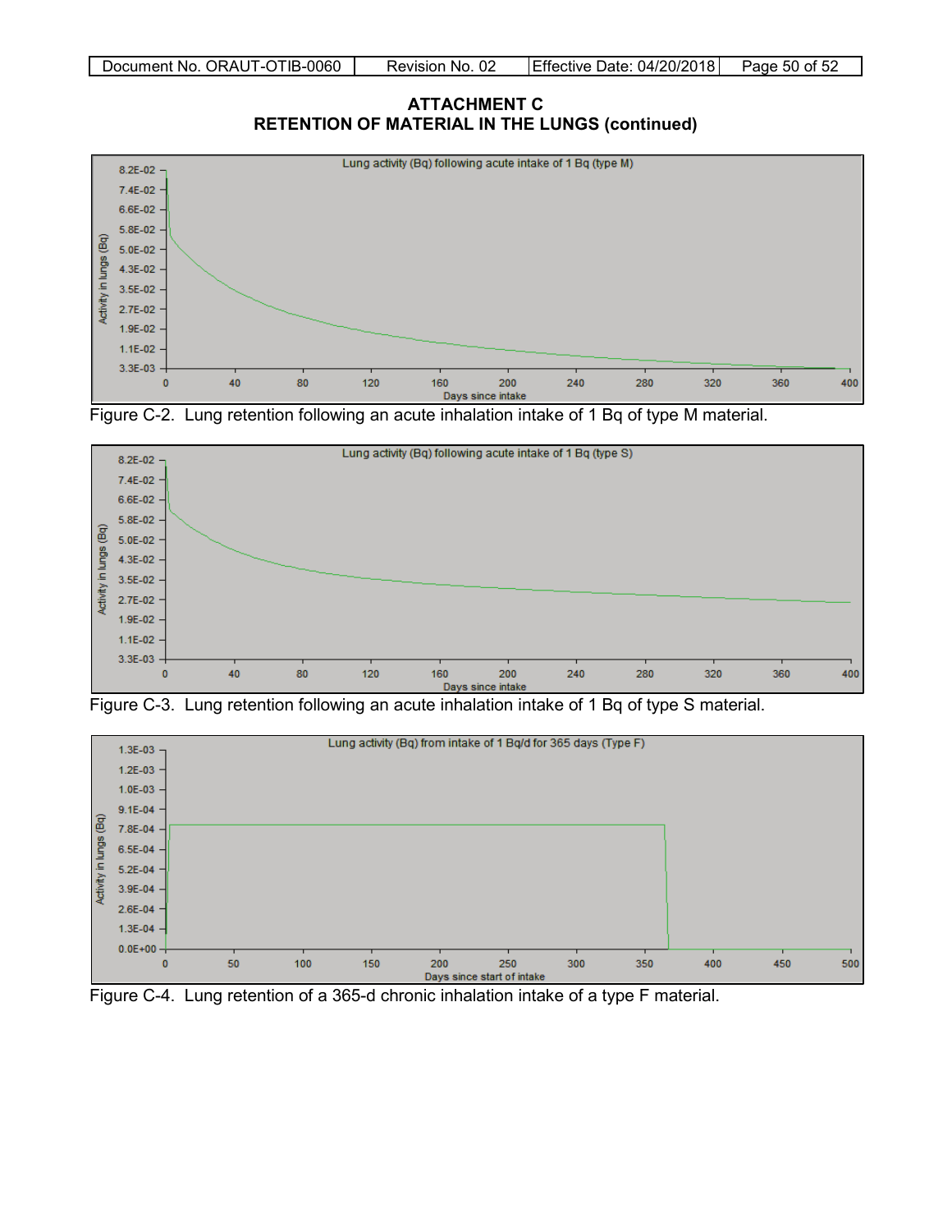## ATTACHMENT C
## RETENTION OF MATERIAL IN THE LUNGS (continued)

Figure C-2. Lung retention following an acute inhalation intake of 1 Bq of type M material.

Figure C-3. Lung retention following an acute inhalation intake of 1 Bq of type S material.

Figure C-4. Lung retention of a 365-d chronic inhalation intake of a type F material.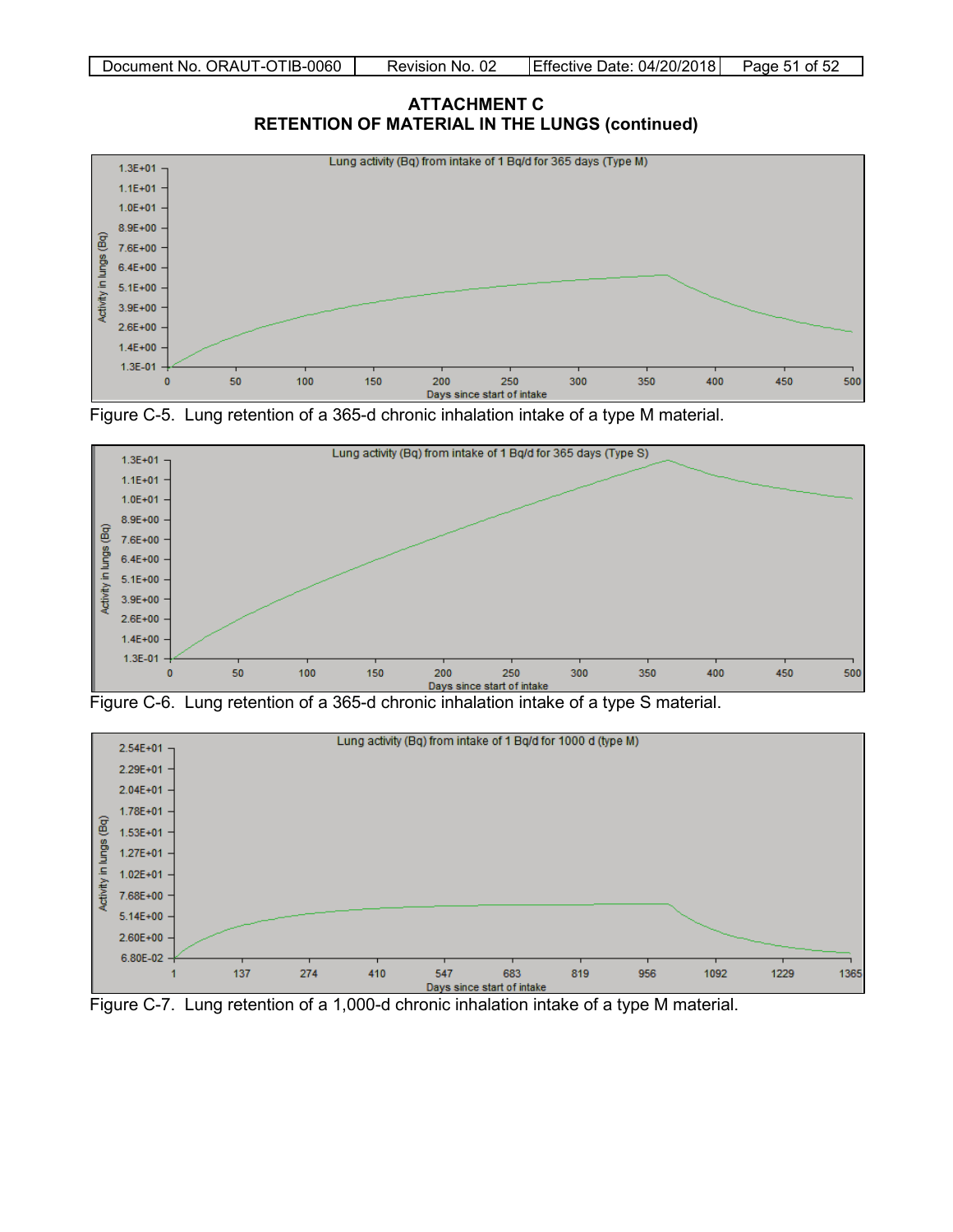## ATTACHMENT C
## RETENTION OF MATERIAL IN THE LUNGS (continued)

Figure C-5. Lung retention of a 365-d chronic inhalation intake of a type M material.

Figure C-6. Lung retention of a 365-d chronic inhalation intake of a type S material.

Figure C-7. Lung retention of a 1,000-d chronic inhalation intake of a type M material.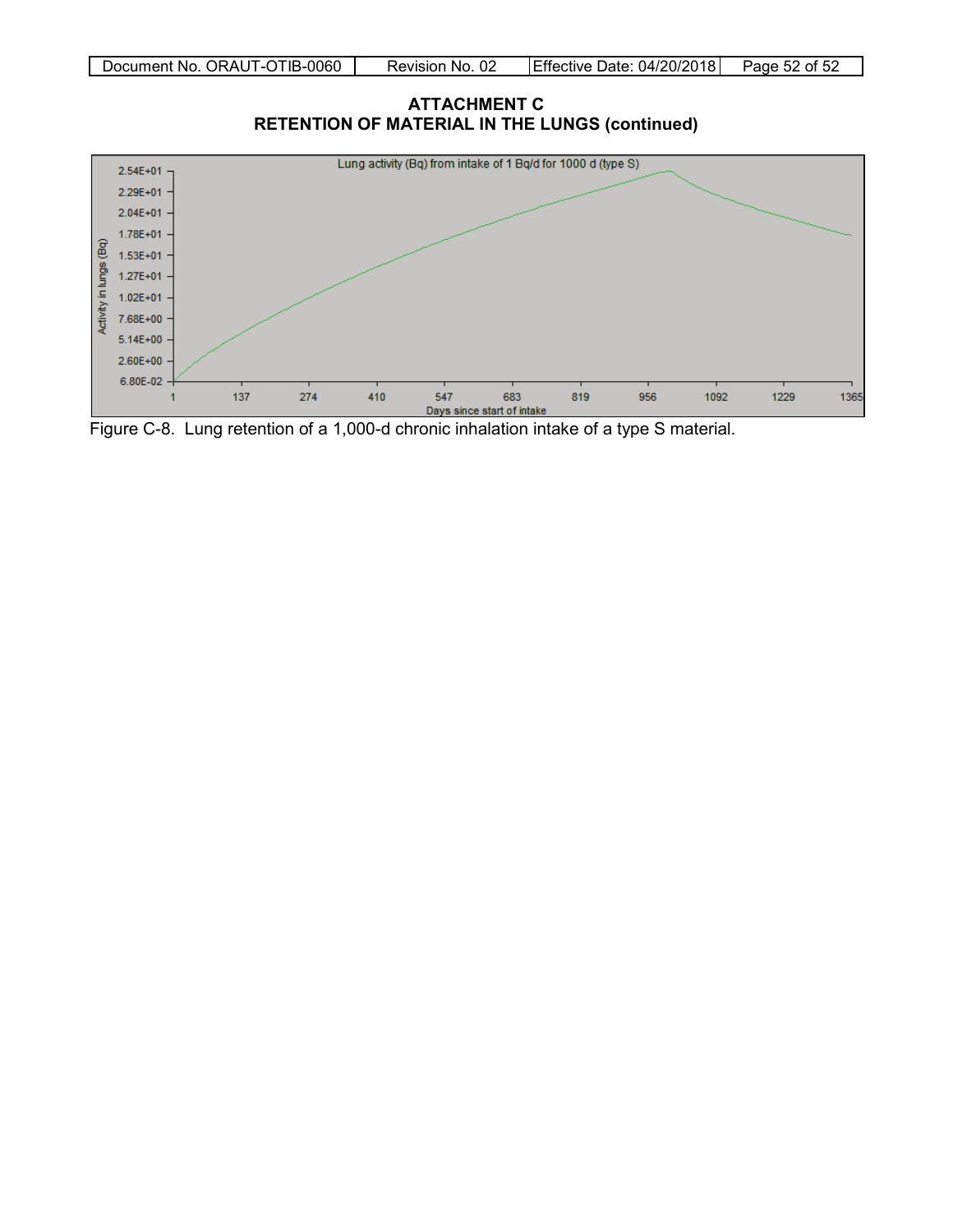# ATTACHMENT C
## RETENTION OF MATERIAL IN THE LUNGS (continued)

Lung activity (Bq) from intake of 1 Bq/d for 1000 d (type S)

Activity in lungs (Bq)

2.54E+01
2.29E+01
2.04E+01
1.78E+01
1.53E+01
1.27E+01
1.02E+01
7.68E+00
5.14E+00
2.60E+00
6.80E-02

1
137
274
410
547
683
819
956
1092
1229
1365

Days since start of intake

Figure C-8. Lung retention of a 1,000-d chronic inhalation intake of a type S material.